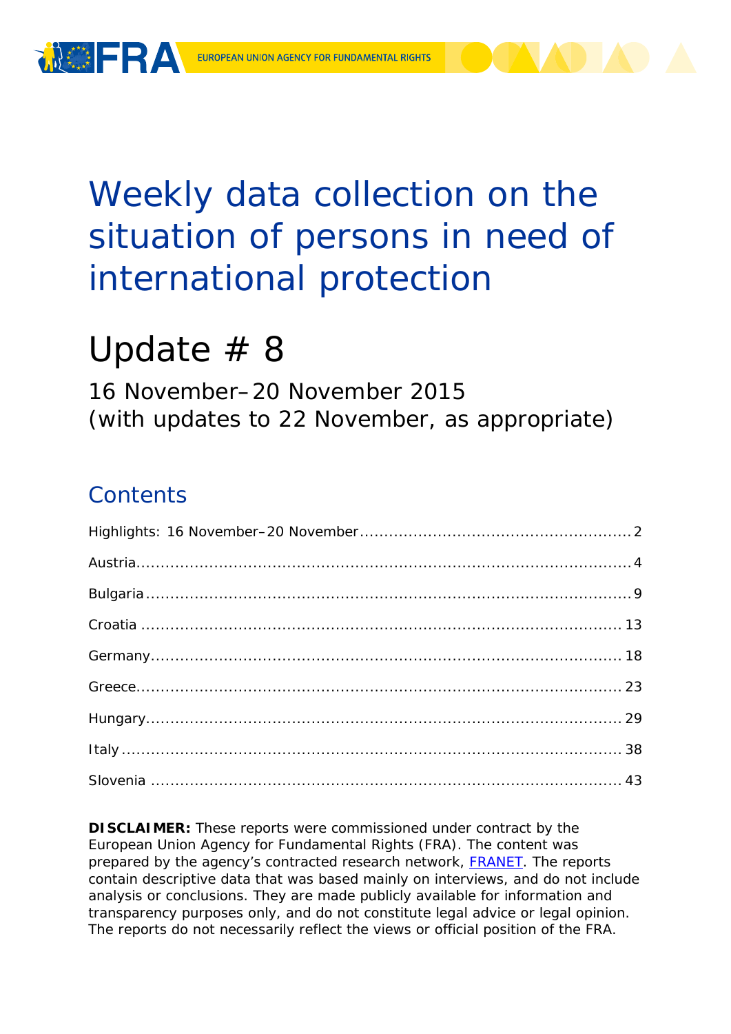FRA EUROPEAN UNION AGENCY FOR FUNDAMENTAL RIGHTS

# Weekly data collection on the situation of persons in need of international protection

# Update # 8

16 November–20 November 2015
(with updates to 22 November, as appropriate)

## Contents

Highlights: 16 November–20 November ........ 2

Austria ........ 4

Bulgaria ........ 9

Croatia ........ 13

Germany ........ 18

Greece ........ 23

Hungary ........ 29

Italy ........ 38

Slovenia ........ 43

**DISCLAIMER:** These reports were commissioned under contract by the European Union Agency for Fundamental Rights (FRA). The content was prepared by the agency's contracted research network, FRANET. The reports contain descriptive data that was based mainly on interviews, and do not include analysis or conclusions. They are made publicly available for information and transparency purposes only, and do not constitute legal advice or legal opinion. The reports do not necessarily reflect the views or official position of the FRA.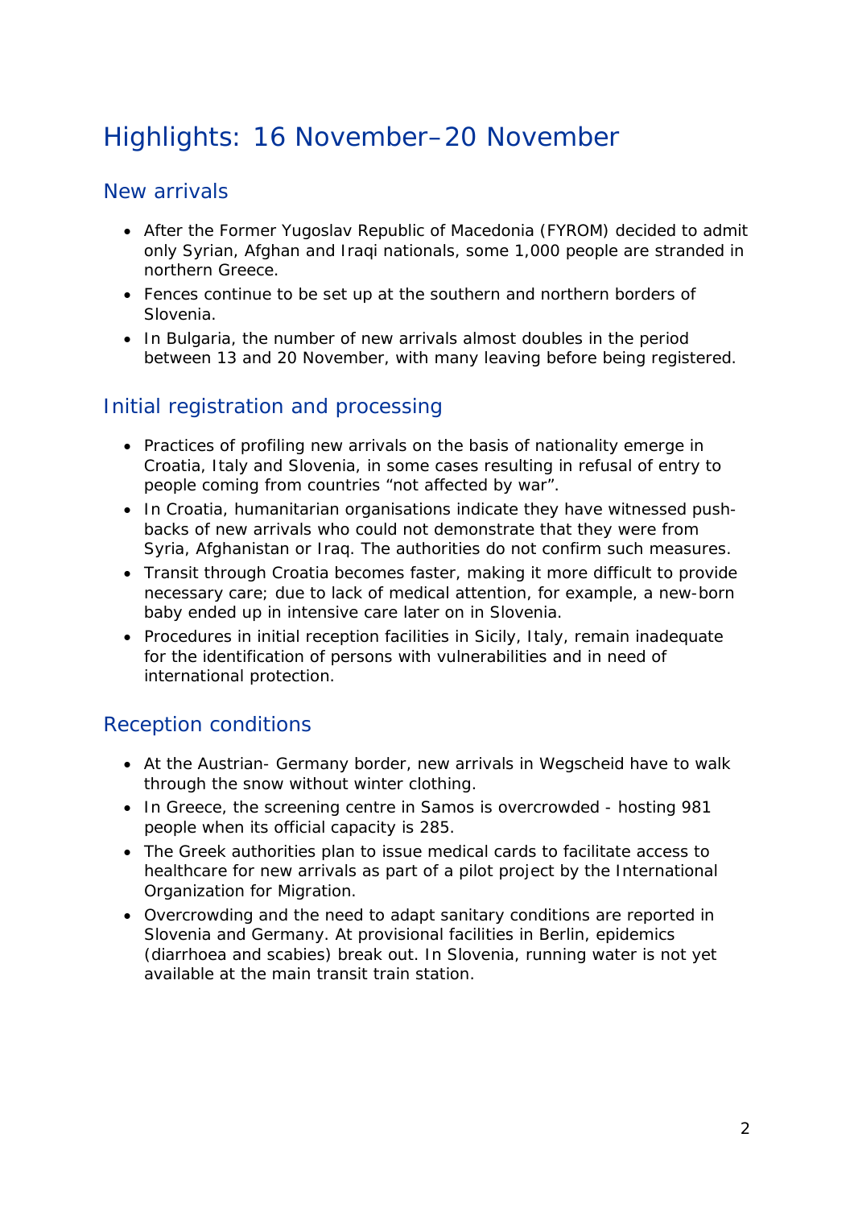# Highlights: 16 November–20 November

## New arrivals

- After the Former Yugoslav Republic of Macedonia (FYROM) decided to admit only Syrian, Afghan and Iraqi nationals, some 1,000 people are stranded in northern Greece.
- Fences continue to be set up at the southern and northern borders of Slovenia.
- In Bulgaria, the number of new arrivals almost doubles in the period between 13 and 20 November, with many leaving before being registered.

## Initial registration and processing

- Practices of profiling new arrivals on the basis of nationality emerge in Croatia, Italy and Slovenia, in some cases resulting in refusal of entry to people coming from countries "not affected by war".
- In Croatia, humanitarian organisations indicate they have witnessed push-backs of new arrivals who could not demonstrate that they were from Syria, Afghanistan or Iraq. The authorities do not confirm such measures.
- Transit through Croatia becomes faster, making it more difficult to provide necessary care; due to lack of medical attention, for example, a new-born baby ended up in intensive care later on in Slovenia.
- Procedures in initial reception facilities in Sicily, Italy, remain inadequate for the identification of persons with vulnerabilities and in need of international protection.

## Reception conditions

- At the Austrian- Germany border, new arrivals in Wegscheid have to walk through the snow without winter clothing.
- In Greece, the screening centre in Samos is overcrowded - hosting 981 people when its official capacity is 285.
- The Greek authorities plan to issue medical cards to facilitate access to healthcare for new arrivals as part of a pilot project by the International Organization for Migration.
- Overcrowding and the need to adapt sanitary conditions are reported in Slovenia and Germany. At provisional facilities in Berlin, epidemics (diarrhoea and scabies) break out. In Slovenia, running water is not yet available at the main transit train station.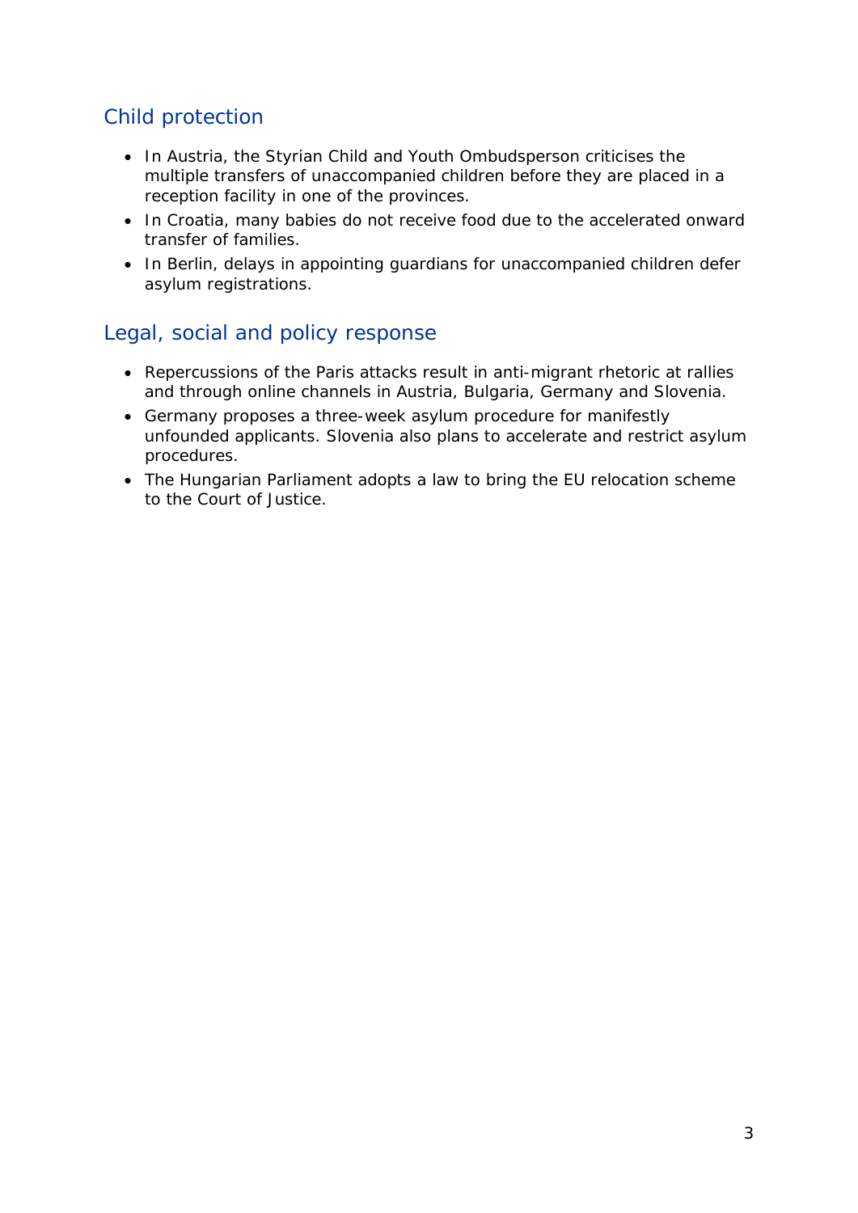## Child protection

- In Austria, the Styrian Child and Youth Ombudsperson criticises the multiple transfers of unaccompanied children before they are placed in a reception facility in one of the provinces.
- In Croatia, many babies do not receive food due to the accelerated onward transfer of families.
- In Berlin, delays in appointing guardians for unaccompanied children defer asylum registrations.

## Legal, social and policy response

- Repercussions of the Paris attacks result in anti-migrant rhetoric at rallies and through online channels in Austria, Bulgaria, Germany and Slovenia.
- Germany proposes a three-week asylum procedure for manifestly unfounded applicants. Slovenia also plans to accelerate and restrict asylum procedures.
- The Hungarian Parliament adopts a law to bring the EU relocation scheme to the Court of Justice.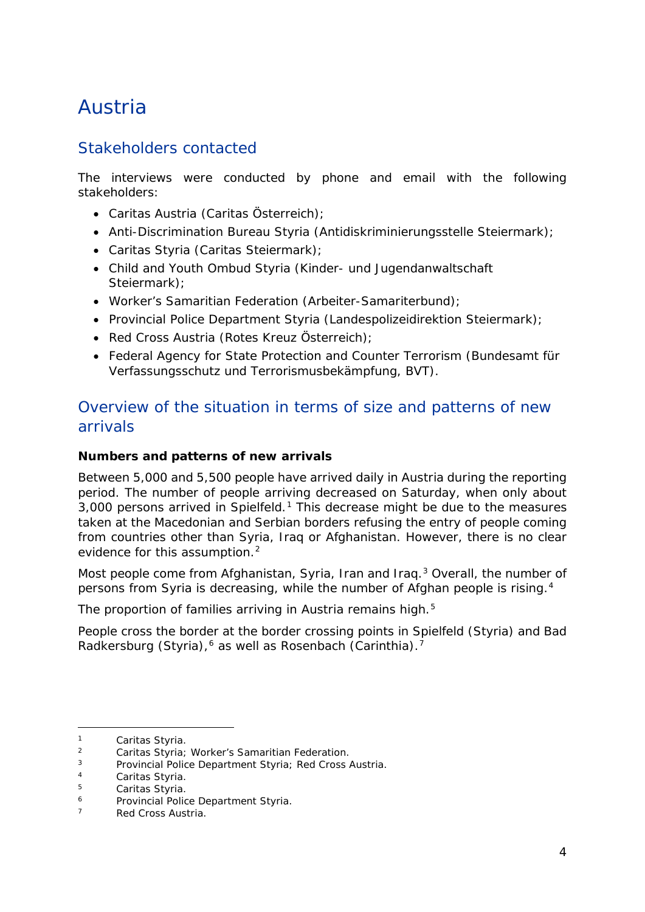# Austria

## Stakeholders contacted

The interviews were conducted by phone and email with the following stakeholders:

- Caritas Austria (Caritas Österreich);
- Anti-Discrimination Bureau Styria (Antidiskriminierungsstelle Steiermark);
- Caritas Styria (Caritas Steiermark);
- Child and Youth Ombud Styria (Kinder- und Jugendanwaltschaft Steiermark);
- Worker's Samaritian Federation (Arbeiter-Samariterbund);
- Provincial Police Department Styria (Landespolizeidirektion Steiermark);
- Red Cross Austria (Rotes Kreuz Österreich);
- Federal Agency for State Protection and Counter Terrorism (Bundesamt für Verfassungsschutz und Terrorismusbekämpfung, BVT).

## Overview of the situation in terms of size and patterns of new arrivals

**Numbers and patterns of new arrivals**

Between 5,000 and 5,500 people have arrived daily in Austria during the reporting period. The number of people arriving decreased on Saturday, when only about 3,000 persons arrived in Spielfeld.[1] This decrease might be due to the measures taken at the Macedonian and Serbian borders refusing the entry of people coming from countries other than Syria, Iraq or Afghanistan. However, there is no clear evidence for this assumption.[2]

Most people come from Afghanistan, Syria, Iran and Iraq.[3] Overall, the number of persons from Syria is decreasing, while the number of Afghan people is rising.[4]

The proportion of families arriving in Austria remains high.[5]

People cross the border at the border crossing points in Spielfeld (Styria) and Bad Radkersburg (Styria),[6] as well as Rosenbach (Carinthia).[7]

---

1 Caritas Styria.
2 Caritas Styria; Worker's Samaritian Federation.
3 Provincial Police Department Styria; Red Cross Austria.
4 Caritas Styria.
5 Caritas Styria.
6 Provincial Police Department Styria.
7 Red Cross Austria.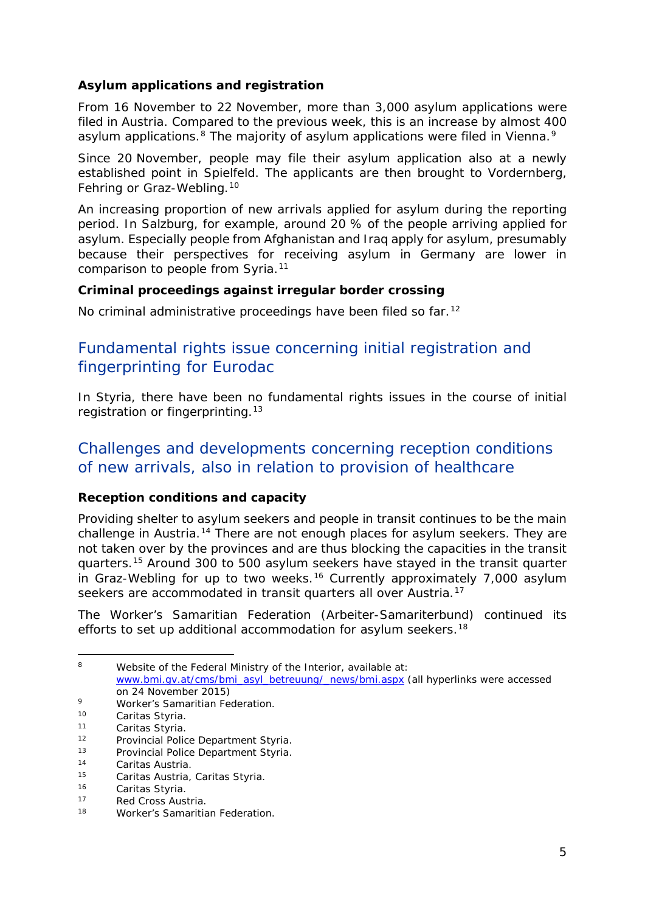**Asylum applications and registration**

From 16 November to 22 November, more than 3,000 asylum applications were filed in Austria. Compared to the previous week, this is an increase by almost 400 asylum applications.[8] The majority of asylum applications were filed in Vienna.[9]

Since 20 November, people may file their asylum application also at a newly established point in Spielfeld. The applicants are then brought to Vordernberg, Fehring or Graz-Webling.[10]

An increasing proportion of new arrivals applied for asylum during the reporting period. In Salzburg, for example, around 20 % of the people arriving applied for asylum. Especially people from Afghanistan and Iraq apply for asylum, presumably because their perspectives for receiving asylum in Germany are lower in comparison to people from Syria.[11]

**Criminal proceedings against irregular border crossing**

No criminal administrative proceedings have been filed so far.[12]

## Fundamental rights issue concerning initial registration and fingerprinting for Eurodac

In Styria, there have been no fundamental rights issues in the course of initial registration or fingerprinting.[13]

## Challenges and developments concerning reception conditions of new arrivals, also in relation to provision of healthcare

**Reception conditions and capacity**

Providing shelter to asylum seekers and people in transit continues to be the main challenge in Austria.[14] There are not enough places for asylum seekers. They are not taken over by the provinces and are thus blocking the capacities in the transit quarters.[15] Around 300 to 500 asylum seekers have stayed in the transit quarter in Graz-Webling for up to two weeks.[16] Currently approximately 7,000 asylum seekers are accommodated in transit quarters all over Austria.[17]

The Worker's Samaritian Federation (Arbeiter-Samariterbund) continued its efforts to set up additional accommodation for asylum seekers.[18]

---

[8] Website of the Federal Ministry of the Interior, available at: www.bmi.gv.at/cms/bmi_asyl_betreuung/_news/bmi.aspx (all hyperlinks were accessed on 24 November 2015)

[9] Worker's Samaritian Federation.

[10] Caritas Styria.

[11] Caritas Styria.

[12] Provincial Police Department Styria.

[13] Provincial Police Department Styria.

[14] Caritas Austria.

[15] Caritas Austria, Caritas Styria.

[16] Caritas Styria.

[17] Red Cross Austria.

[18] Worker's Samaritian Federation.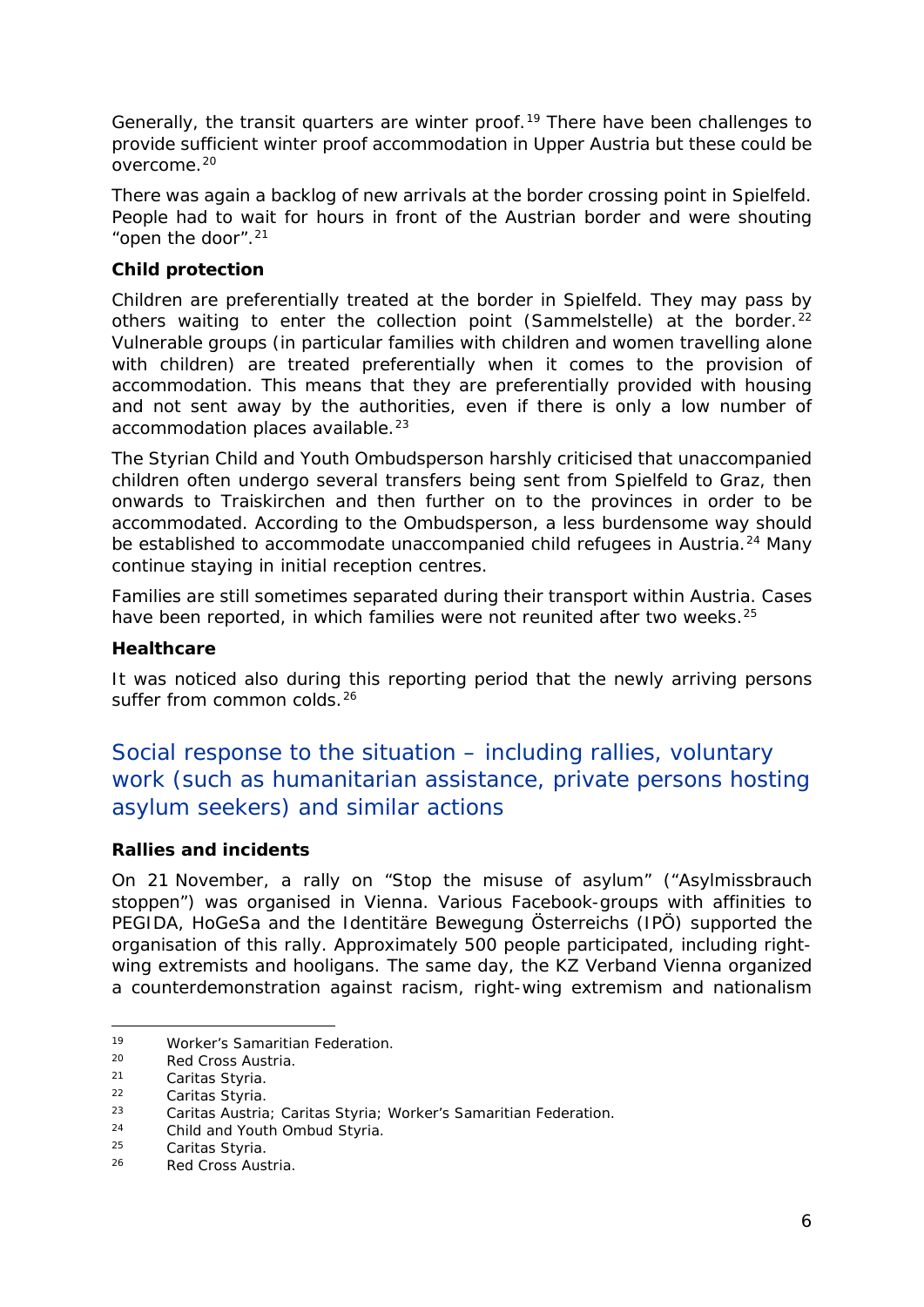Generally, the transit quarters are winter proof.[19] There have been challenges to provide sufficient winter proof accommodation in Upper Austria but these could be overcome.[20]

There was again a backlog of new arrivals at the border crossing point in Spielfeld. People had to wait for hours in front of the Austrian border and were shouting "open the door".[21]

**Child protection**

Children are preferentially treated at the border in Spielfeld. They may pass by others waiting to enter the collection point (*Sammelstelle*) at the border.[22] Vulnerable groups (in particular families with children and women travelling alone with children) are treated preferentially when it comes to the provision of accommodation. This means that they are preferentially provided with housing and not sent away by the authorities, even if there is only a low number of accommodation places available.[23]

The Styrian Child and Youth Ombudsperson harshly criticised that unaccompanied children often undergo several transfers being sent from Spielfeld to Graz, then onwards to Traiskirchen and then further on to the provinces in order to be accommodated. According to the Ombudsperson, a less burdensome way should be established to accommodate unaccompanied child refugees in Austria.[24] Many continue staying in initial reception centres.

Families are still sometimes separated during their transport within Austria. Cases have been reported, in which families were not reunited after two weeks.[25]

**Healthcare**

It was noticed also during this reporting period that the newly arriving persons suffer from common colds.[26]

## Social response to the situation – including rallies, voluntary work (such as humanitarian assistance, private persons hosting asylum seekers) and similar actions

**Rallies and incidents**

On 21 November, a rally on "Stop the misuse of asylum" ("*Asylmissbrauch stoppen*") was organised in Vienna. Various Facebook-groups with affinities to PEGIDA, HoGeSa and the *Identitäre Bewegung Österreichs* (IPÖ) supported the organisation of this rally. Approximately 500 people participated, including right-wing extremists and hooligans. The same day, the KZ Verband Vienna organized a counterdemonstration against racism, right-wing extremism and nationalism

---

[19] Worker's Samaritian Federation.
[20] Red Cross Austria.
[21] Caritas Styria.
[22] Caritas Styria.
[23] Caritas Austria; Caritas Styria; Worker's Samaritian Federation.
[24] Child and Youth Ombud Styria.
[25] Caritas Styria.
[26] Red Cross Austria.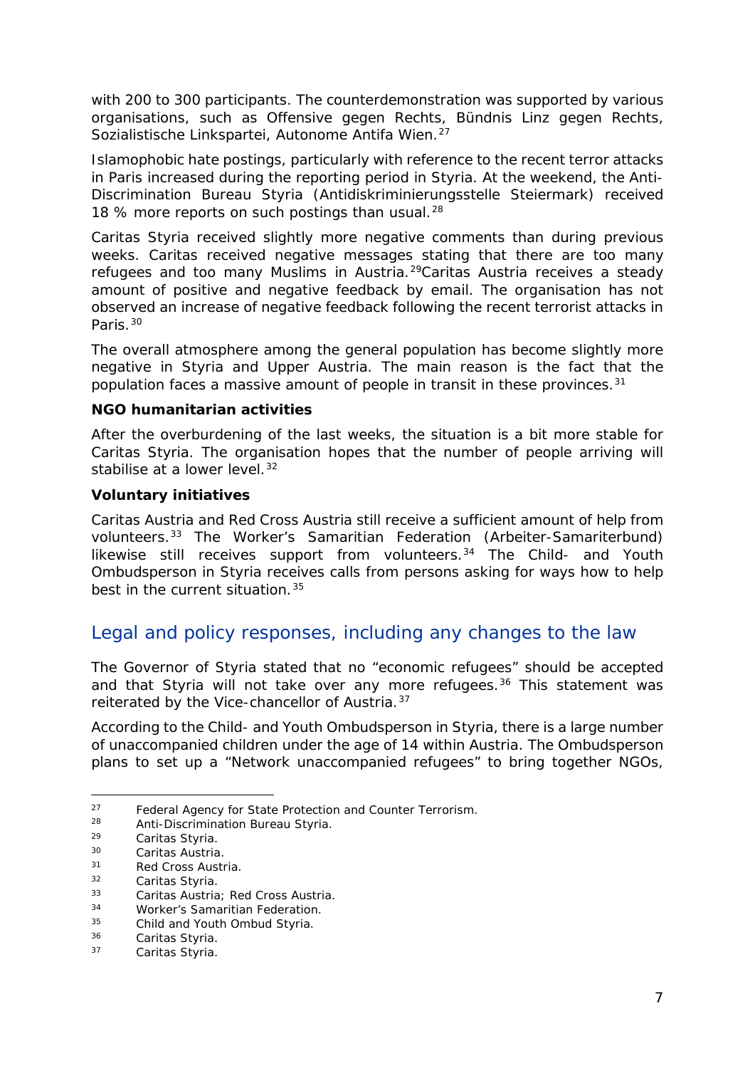with 200 to 300 participants. The counterdemonstration was supported by various organisations, such as Offensive gegen Rechts, Bündnis Linz gegen Rechts, Sozialistische Linkspartei, Autonome Antifa Wien.[27]

Islamophobic hate postings, particularly with reference to the recent terror attacks in Paris increased during the reporting period in Styria. At the weekend, the Anti-Discrimination Bureau Styria (Antidiskriminierungsstelle Steiermark) received 18 % more reports on such postings than usual.[28]

Caritas Styria received slightly more negative comments than during previous weeks. Caritas received negative messages stating that there are too many refugees and too many Muslims in Austria.[29] Caritas Austria receives a steady amount of positive and negative feedback by email. The organisation has not observed an increase of negative feedback following the recent terrorist attacks in Paris.[30]

The overall atmosphere among the general population has become slightly more negative in Styria and Upper Austria. The main reason is the fact that the population faces a massive amount of people in transit in these provinces.[31]

**NGO humanitarian activities**

After the overburdening of the last weeks, the situation is a bit more stable for Caritas Styria. The organisation hopes that the number of people arriving will stabilise at a lower level.[32]

**Voluntary initiatives**

Caritas Austria and Red Cross Austria still receive a sufficient amount of help from volunteers.[33] The Worker's Samaritian Federation (Arbeiter-Samariterbund) likewise still receives support from volunteers.[34] The Child- and Youth Ombudsperson in Styria receives calls from persons asking for ways how to help best in the current situation.[35]

## Legal and policy responses, including any changes to the law

The Governor of Styria stated that no "economic refugees" should be accepted and that Styria will not take over any more refugees.[36] This statement was reiterated by the Vice-chancellor of Austria.[37]

According to the Child- and Youth Ombudsperson in Styria, there is a large number of unaccompanied children under the age of 14 within Austria. The Ombudsperson plans to set up a "Network unaccompanied refugees" to bring together NGOs,

---

[27] Federal Agency for State Protection and Counter Terrorism.
[28] Anti-Discrimination Bureau Styria.
[29] Caritas Styria.
[30] Caritas Austria.
[31] Red Cross Austria.
[32] Caritas Styria.
[33] Caritas Austria; Red Cross Austria.
[34] Worker's Samaritian Federation.
[35] Child and Youth Ombud Styria.
[36] Caritas Styria.
[37] Caritas Styria.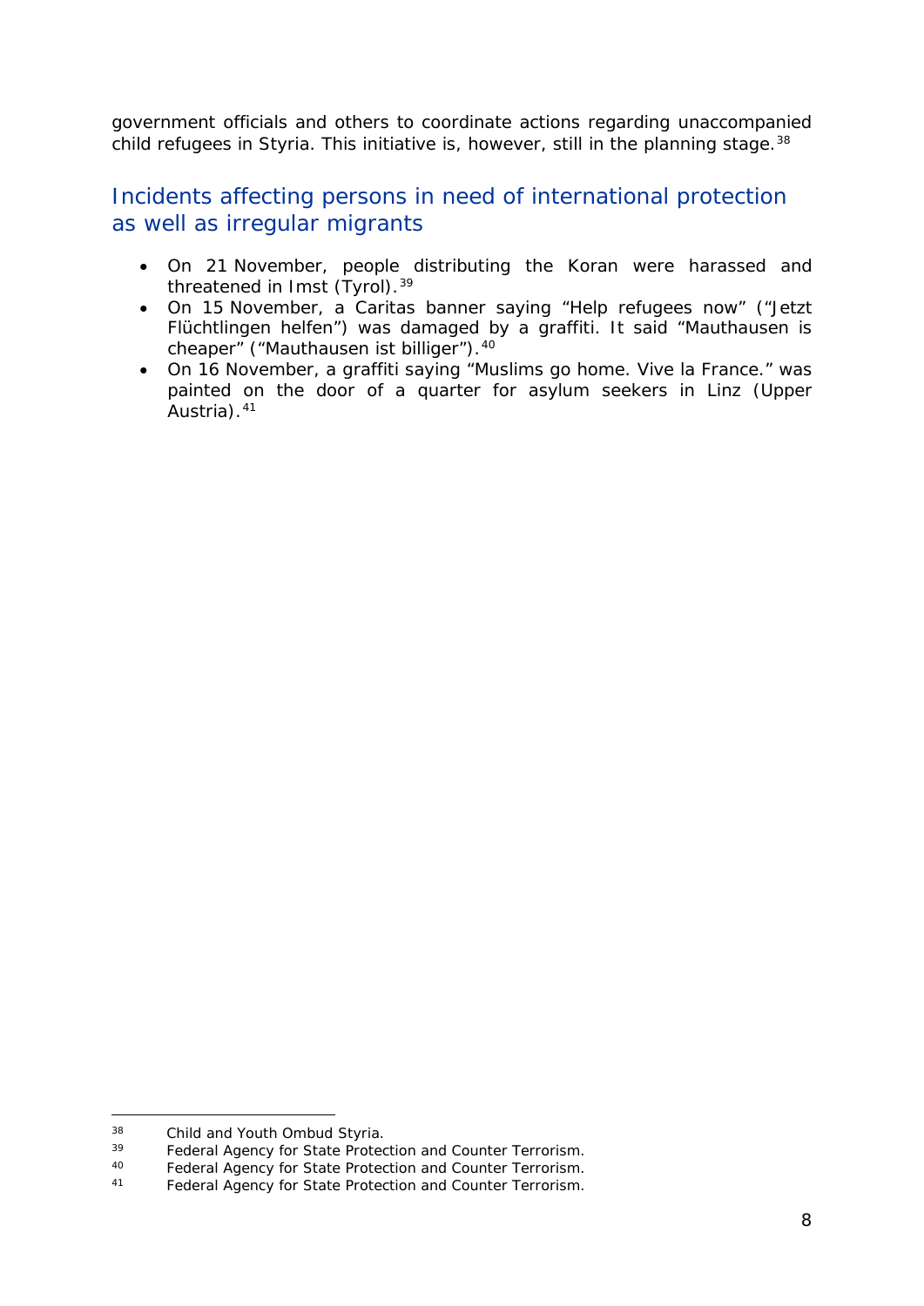government officials and others to coordinate actions regarding unaccompanied child refugees in Styria. This initiative is, however, still in the planning stage.[38]

## Incidents affecting persons in need of international protection as well as irregular migrants

- On 21 November, people distributing the Koran were harassed and threatened in Imst (Tyrol).[39]
- On 15 November, a Caritas banner saying "Help refugees now" ("Jetzt Flüchtlingen helfen") was damaged by a graffiti. It said "Mauthausen is cheaper" ("Mauthausen ist billiger").[40]
- On 16 November, a graffiti saying "Muslims go home. Vive la France." was painted on the door of a quarter for asylum seekers in Linz (Upper Austria).[41]

---

[38] Child and Youth Ombud Styria.

[39] Federal Agency for State Protection and Counter Terrorism.

[40] Federal Agency for State Protection and Counter Terrorism.

[41] Federal Agency for State Protection and Counter Terrorism.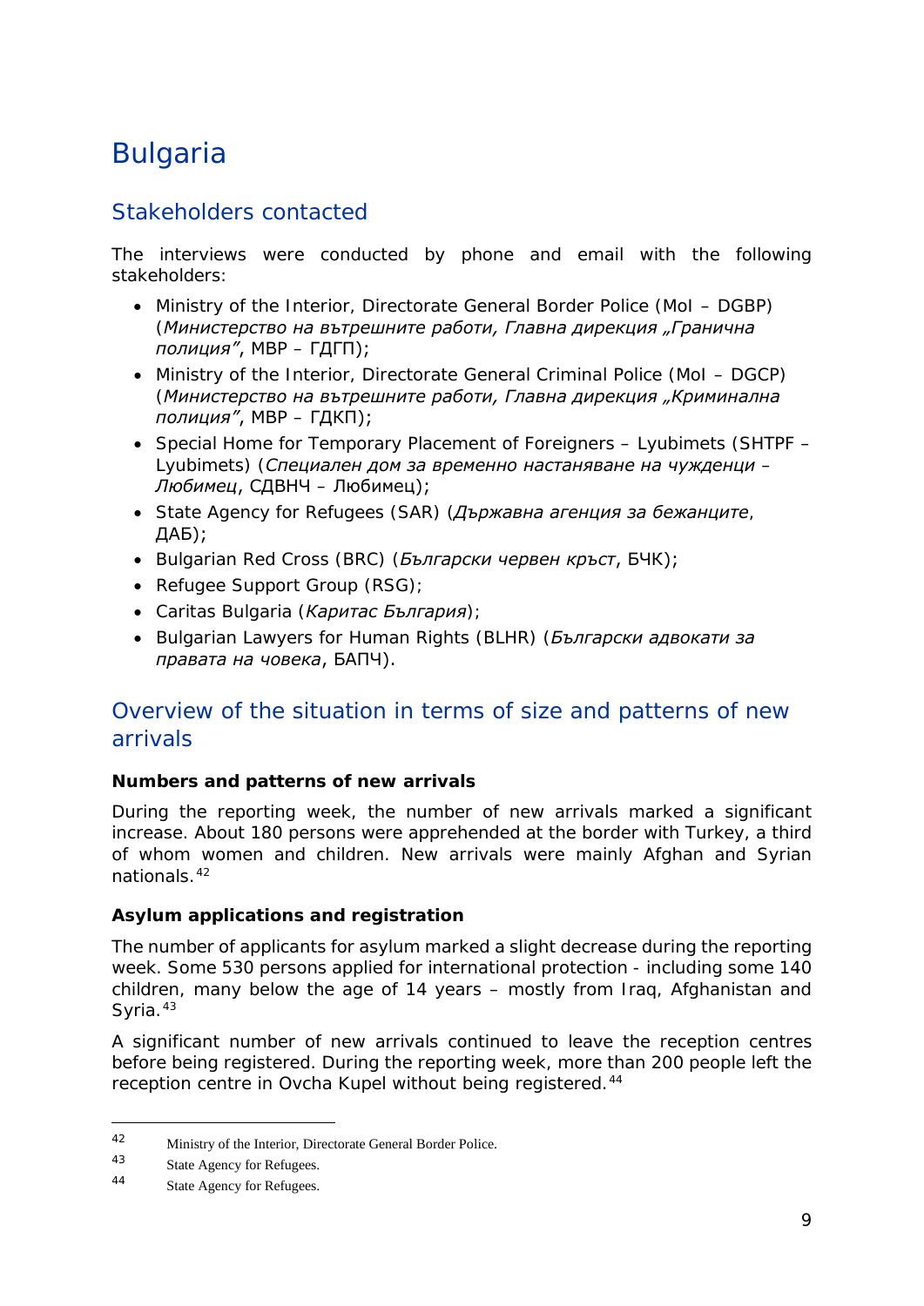# Bulgaria

## Stakeholders contacted

The interviews were conducted by phone and email with the following stakeholders:

- Ministry of the Interior, Directorate General Border Police (MoI – DGBP) (*Министерство на вътрешните работи, Главна дирекция „Гранична полиция"*, МВР – ГДГП);
- Ministry of the Interior, Directorate General Criminal Police (MoI – DGCP) (*Министерство на вътрешните работи, Главна дирекция „Криминална полиция"*, МВР – ГДКП);
- Special Home for Temporary Placement of Foreigners – Lyubimets (SHTPF – Lyubimets) (*Специален дом за временно настаняване на чужденци – Любимец*, СДВНЧ – Любимец);
- State Agency for Refugees (SAR) (*Държавна агенция за бежанците*, ДАБ);
- Bulgarian Red Cross (BRC) (*Български червен кръст*, БЧК);
- Refugee Support Group (RSG);
- Caritas Bulgaria (*Каритас България*);
- Bulgarian Lawyers for Human Rights (BLHR) (*Български адвокати за правата на човека*, БАПЧ).

## Overview of the situation in terms of size and patterns of new arrivals

### Numbers and patterns of new arrivals

During the reporting week, the number of new arrivals marked a significant increase. About 180 persons were apprehended at the border with Turkey, a third of whom women and children. New arrivals were mainly Afghan and Syrian nationals.[42]

### Asylum applications and registration

The number of applicants for asylum marked a slight decrease during the reporting week. Some 530 persons applied for international protection - including some 140 children, many below the age of 14 years – mostly from Iraq, Afghanistan and Syria.[43]

A significant number of new arrivals continued to leave the reception centres before being registered. During the reporting week, more than 200 people left the reception centre in Ovcha Kupel without being registered.[44]

---

[42] Ministry of the Interior, Directorate General Border Police.

[43] State Agency for Refugees.

[44] State Agency for Refugees.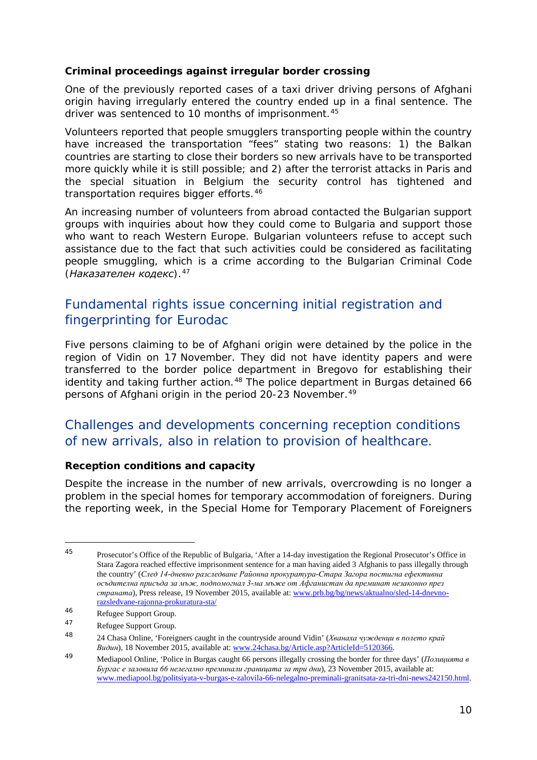### Criminal proceedings against irregular border crossing

One of the previously reported cases of a taxi driver driving persons of Afghani origin having irregularly entered the country ended up in a final sentence. The driver was sentenced to 10 months of imprisonment.[45]

Volunteers reported that people smugglers transporting people within the country have increased the transportation "fees" stating two reasons: 1) the Balkan countries are starting to close their borders so new arrivals have to be transported more quickly while it is still possible; and 2) after the terrorist attacks in Paris and the special situation in Belgium the security control has tightened and transportation requires bigger efforts.[46]

An increasing number of volunteers from abroad contacted the Bulgarian support groups with inquiries about how they could come to Bulgaria and support those who want to reach Western Europe. Bulgarian volunteers refuse to accept such assistance due to the fact that such activities could be considered as facilitating people smuggling, which is a crime according to the Bulgarian Criminal Code (*Наказателен кодекс*).[47]

## Fundamental rights issue concerning initial registration and fingerprinting for Eurodac

Five persons claiming to be of Afghani origin were detained by the police in the region of Vidin on 17 November. They did not have identity papers and were transferred to the border police department in Bregovo for establishing their identity and taking further action.[48] The police department in Burgas detained 66 persons of Afghani origin in the period 20-23 November.[49]

## Challenges and developments concerning reception conditions of new arrivals, also in relation to provision of healthcare.

### Reception conditions and capacity

Despite the increase in the number of new arrivals, overcrowding is no longer a problem in the special homes for temporary accommodation of foreigners. During the reporting week, in the Special Home for Temporary Placement of Foreigners

---

[45] Prosecutor's Office of the Republic of Bulgaria, 'After a 14-day investigation the Regional Prosecutor's Office in Stara Zagora reached effective imprisonment sentence for a man having aided 3 Afghanis to pass illegally through the country' (*След 14-дневно разследване Районна прокуратура-Стара Загора постигна ефективна осъдителна присъда за мъж, подпомогнал 3-ма мъже от Афганистан да преминат незаконно през страната*), Press release, 19 November 2015, available at: www.prb.bg/bg/news/aktualno/sled-14-dnevno-razsledvane-rajonna-prokuratura-sta/

[46] Refugee Support Group.

[47] Refugee Support Group.

[48] 24 Chasa Online, 'Foreigners caught in the countryside around Vidin' (*Хванаха чужденци в полето край Видин*), 18 November 2015, available at: www.24chasa.bg/Article.asp?ArticleId=5120366.

[49] Mediapool Online, 'Police in Burgas caught 66 persons illegally crossing the border for three days' (*Полицията в Бургас е заловила 66 нелегално преминали границата за три дни*), 23 November 2015, available at: www.mediapool.bg/politsiyata-v-burgas-e-zalovila-66-nelegalno-preminali-granitsata-za-tri-dni-news242150.html.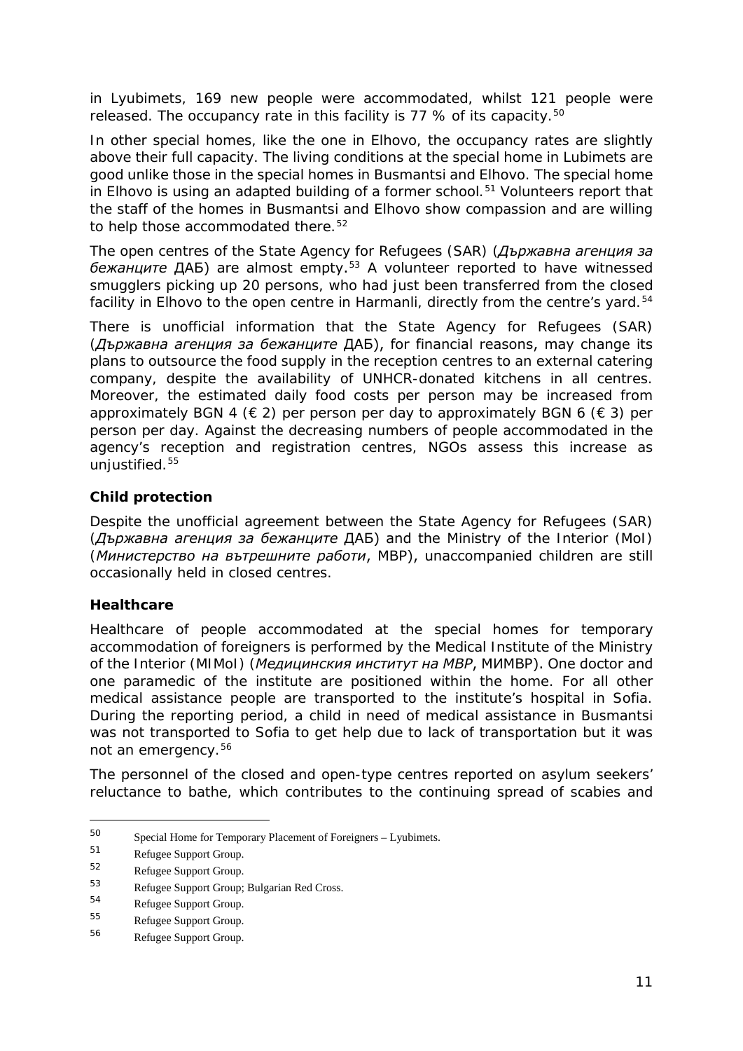in Lyubimets, 169 new people were accommodated, whilst 121 people were released. The occupancy rate in this facility is 77 % of its capacity.[50]

In other special homes, like the one in Elhovo, the occupancy rates are slightly above their full capacity. The living conditions at the special home in Lubimets are good unlike those in the special homes in Busmantsi and Elhovo. The special home in Elhovo is using an adapted building of a former school.[51] Volunteers report that the staff of the homes in Busmantsi and Elhovo show compassion and are willing to help those accommodated there.[52]

The open centres of the State Agency for Refugees (SAR) (*Държавна агенция за бежанците* ДАБ) are almost empty.[53] A volunteer reported to have witnessed smugglers picking up 20 persons, who had just been transferred from the closed facility in Elhovo to the open centre in Harmanli, directly from the centre's yard.[54]

There is unofficial information that the State Agency for Refugees (SAR) (*Държавна агенция за бежанците* ДАБ), for financial reasons, may change its plans to outsource the food supply in the reception centres to an external catering company, despite the availability of UNHCR-donated kitchens in all centres. Moreover, the estimated daily food costs per person may be increased from approximately BGN 4 (€ 2) per person per day to approximately BGN 6 (€ 3) per person per day. Against the decreasing numbers of people accommodated in the agency's reception and registration centres, NGOs assess this increase as unjustified.[55]

**Child protection**

Despite the unofficial agreement between the State Agency for Refugees (SAR) (*Държавна агенция за бежанците* ДАБ) and the Ministry of the Interior (MoI) (*Министерство на вътрешните работи*, МВР), unaccompanied children are still occasionally held in closed centres.

**Healthcare**

Healthcare of people accommodated at the special homes for temporary accommodation of foreigners is performed by the Medical Institute of the Ministry of the Interior (MIMoI) (*Медицинския институт на МВР*, МИМВР). One doctor and one paramedic of the institute are positioned within the home. For all other medical assistance people are transported to the institute's hospital in Sofia. During the reporting period, a child in need of medical assistance in Busmantsi was not transported to Sofia to get help due to lack of transportation but it was not an emergency.[56]

The personnel of the closed and open-type centres reported on asylum seekers' reluctance to bathe, which contributes to the continuing spread of scabies and

---

[50] Special Home for Temporary Placement of Foreigners – Lyubimets.

[51] Refugee Support Group.

[52] Refugee Support Group.

[53] Refugee Support Group; Bulgarian Red Cross.

[54] Refugee Support Group.

[55] Refugee Support Group.

[56] Refugee Support Group.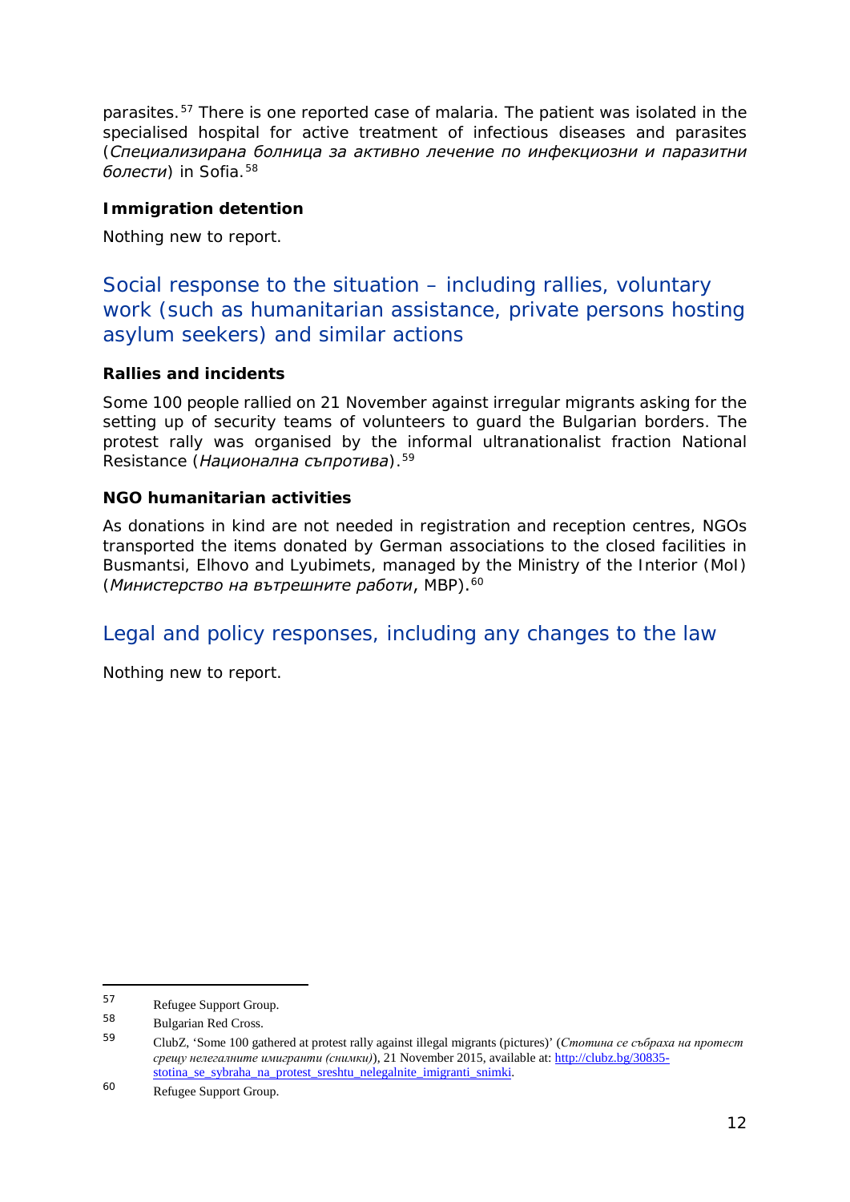parasites.[57] There is one reported case of malaria. The patient was isolated in the specialised hospital for active treatment of infectious diseases and parasites (*Специализирана болница за активно лечение по инфекциозни и паразитни болести*) in Sofia.[58]

**Immigration detention**

Nothing new to report.

## Social response to the situation – including rallies, voluntary work (such as humanitarian assistance, private persons hosting asylum seekers) and similar actions

**Rallies and incidents**

Some 100 people rallied on 21 November against irregular migrants asking for the setting up of security teams of volunteers to guard the Bulgarian borders. The protest rally was organised by the informal ultranationalist fraction National Resistance (*Национална съпротива*).[59]

**NGO humanitarian activities**

As donations in kind are not needed in registration and reception centres, NGOs transported the items donated by German associations to the closed facilities in Busmantsi, Elhovo and Lyubimets, managed by the Ministry of the Interior (MoI) (*Министерство на вътрешните работи*, МВР).[60]

## Legal and policy responses, including any changes to the law

Nothing new to report.

---

[57] Refugee Support Group.

[58] Bulgarian Red Cross.

[59] ClubZ, 'Some 100 gathered at protest rally against illegal migrants (pictures)' (*Стотина се събраха на протест срещу нелегалните имигранти (снимки)*), 21 November 2015, available at: http://clubz.bg/30835-stotina_se_sybraha_na_protest_sreshtu_nelegalnite_imigranti_snimki.

[60] Refugee Support Group.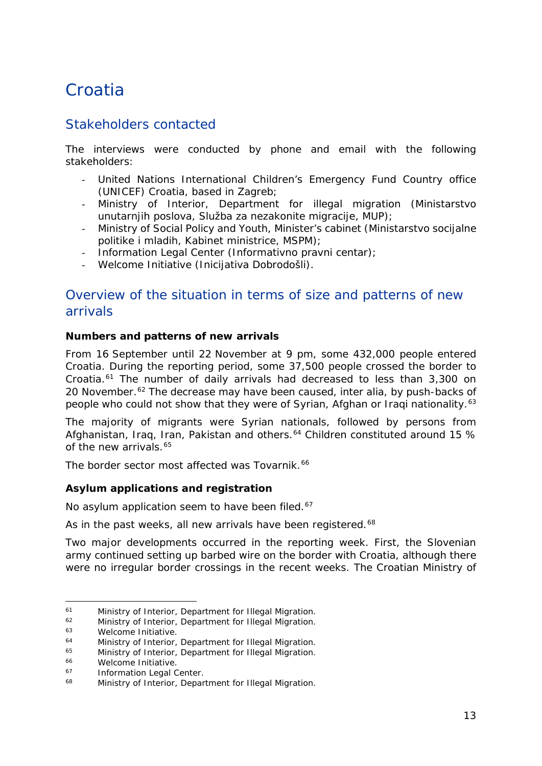# Croatia

## Stakeholders contacted

The interviews were conducted by phone and email with the following stakeholders:

- United Nations International Children's Emergency Fund Country office (UNICEF) Croatia, based in Zagreb;
- Ministry of Interior, Department for illegal migration (Ministarstvo unutarnjih poslova, Služba za nezakonite migracije, MUP);
- Ministry of Social Policy and Youth, Minister's cabinet (Ministarstvo socijalne politike i mladih, Kabinet ministrice, MSPM);
- Information Legal Center (Informativno pravni centar);
- Welcome Initiative (Inicijativa Dobrodošli).

## Overview of the situation in terms of size and patterns of new arrivals

**Numbers and patterns of new arrivals**

From 16 September until 22 November at 9 pm, some 432,000 people entered Croatia. During the reporting period, some 37,500 people crossed the border to Croatia.[61] The number of daily arrivals had decreased to less than 3,300 on 20 November.[62] The decrease may have been caused, inter alia, by push-backs of people who could not show that they were of Syrian, Afghan or Iraqi nationality.[63]

The majority of migrants were Syrian nationals, followed by persons from Afghanistan, Iraq, Iran, Pakistan and others.[64] Children constituted around 15 % of the new arrivals.[65]

The border sector most affected was Tovarnik.[66]

**Asylum applications and registration**

No asylum application seem to have been filed.[67]

As in the past weeks, all new arrivals have been registered.[68]

Two major developments occurred in the reporting week. First, the Slovenian army continued setting up barbed wire on the border with Croatia, although there were no irregular border crossings in the recent weeks. The Croatian Ministry of

---

[61] Ministry of Interior, Department for Illegal Migration.

[62] Ministry of Interior, Department for Illegal Migration.

[63] Welcome Initiative.

[64] Ministry of Interior, Department for Illegal Migration.

[65] Ministry of Interior, Department for Illegal Migration.

[66] Welcome Initiative.

[67] Information Legal Center.

[68] Ministry of Interior, Department for Illegal Migration.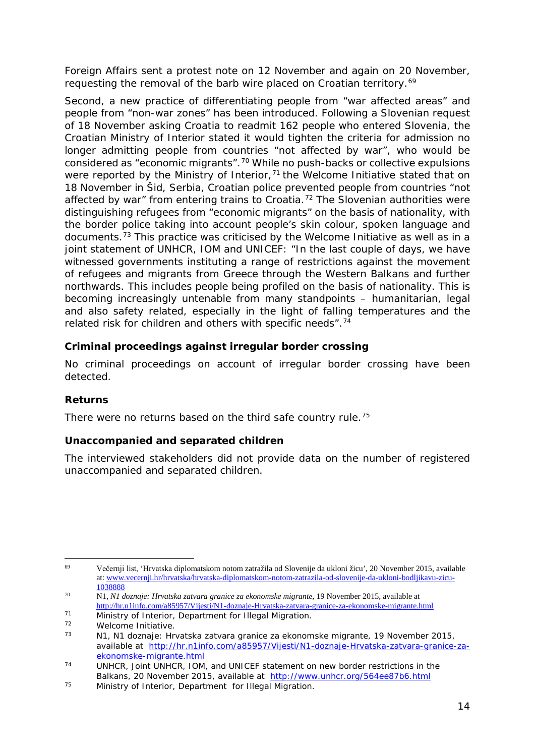Foreign Affairs sent a protest note on 12 November and again on 20 November, requesting the removal of the barb wire placed on Croatian territory.[69]

Second, a new practice of differentiating people from "war affected areas" and people from "non-war zones" has been introduced. Following a Slovenian request of 18 November asking Croatia to readmit 162 people who entered Slovenia, the Croatian Ministry of Interior stated it would tighten the criteria for admission no longer admitting people from countries "not affected by war", who would be considered as "economic migrants".[70] While no push-backs or collective expulsions were reported by the Ministry of Interior,[71] the Welcome Initiative stated that on 18 November in Šid, Serbia, Croatian police prevented people from countries "not affected by war" from entering trains to Croatia.[72] The Slovenian authorities were distinguishing refugees from "economic migrants" on the basis of nationality, with the border police taking into account people's skin colour, spoken language and documents.[73] This practice was criticised by the Welcome Initiative as well as in a joint statement of UNHCR, IOM and UNICEF: "In the last couple of days, we have witnessed governments instituting a range of restrictions against the movement of refugees and migrants from Greece through the Western Balkans and further northwards. This includes people being profiled on the basis of nationality. This is becoming increasingly untenable from many standpoints – humanitarian, legal and also safety related, especially in the light of falling temperatures and the related risk for children and others with specific needs".[74]

#### Criminal proceedings against irregular border crossing

No criminal proceedings on account of irregular border crossing have been detected.

#### Returns

There were no returns based on the third safe country rule.[75]

#### Unaccompanied and separated children

The interviewed stakeholders did not provide data on the number of registered unaccompanied and separated children.

---

[69] Večernji list, 'Hrvatska diplomatskom notom zatražila od Slovenije da ukloni žicu', 20 November 2015, available at: www.vecernji.hr/hrvatska/hrvatska-diplomatskom-notom-zatrazila-od-slovenije-da-ukloni-bodljikavu-zicu-1038888

[70] N1, *N1 doznaje: Hrvatska zatvara granice za ekonomske migrante*, 19 November 2015, available at http://hr.n1info.com/a85957/Vijesti/N1-doznaje-Hrvatska-zatvara-granice-za-ekonomske-migrante.html

[71] Ministry of Interior, Department for Illegal Migration.

[72] Welcome Initiative.

[73] N1, N1 doznaje: Hrvatska zatvara granice za ekonomske migrante, 19 November 2015, available at http://hr.n1info.com/a85957/Vijesti/N1-doznaje-Hrvatska-zatvara-granice-za-ekonomske-migrante.html

[74] UNHCR, Joint UNHCR, IOM, and UNICEF statement on new border restrictions in the Balkans, 20 November 2015, available at http://www.unhcr.org/564ee87b6.html

[75] Ministry of Interior, Department for Illegal Migration.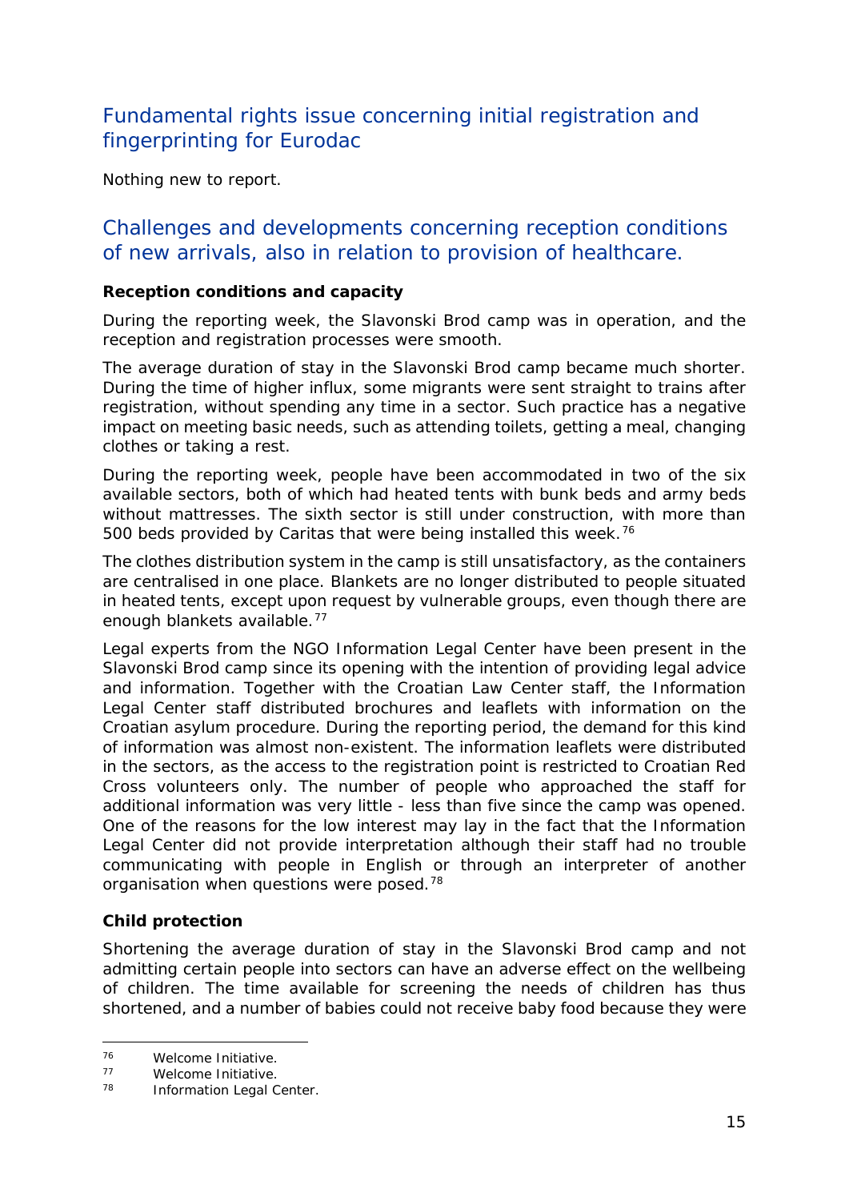## Fundamental rights issue concerning initial registration and fingerprinting for Eurodac

Nothing new to report.

## Challenges and developments concerning reception conditions of new arrivals, also in relation to provision of healthcare.

**Reception conditions and capacity**

During the reporting week, the Slavonski Brod camp was in operation, and the reception and registration processes were smooth.

The average duration of stay in the Slavonski Brod camp became much shorter. During the time of higher influx, some migrants were sent straight to trains after registration, without spending any time in a sector. Such practice has a negative impact on meeting basic needs, such as attending toilets, getting a meal, changing clothes or taking a rest.

During the reporting week, people have been accommodated in two of the six available sectors, both of which had heated tents with bunk beds and army beds without mattresses. The sixth sector is still under construction, with more than 500 beds provided by Caritas that were being installed this week.[76]

The clothes distribution system in the camp is still unsatisfactory, as the containers are centralised in one place. Blankets are no longer distributed to people situated in heated tents, except upon request by vulnerable groups, even though there are enough blankets available.[77]

Legal experts from the NGO Information Legal Center have been present in the Slavonski Brod camp since its opening with the intention of providing legal advice and information. Together with the Croatian Law Center staff, the Information Legal Center staff distributed brochures and leaflets with information on the Croatian asylum procedure. During the reporting period, the demand for this kind of information was almost non-existent. The information leaflets were distributed in the sectors, as the access to the registration point is restricted to Croatian Red Cross volunteers only. The number of people who approached the staff for additional information was very little - less than five since the camp was opened. One of the reasons for the low interest may lay in the fact that the Information Legal Center did not provide interpretation although their staff had no trouble communicating with people in English or through an interpreter of another organisation when questions were posed.[78]

**Child protection**

Shortening the average duration of stay in the Slavonski Brod camp and not admitting certain people into sectors can have an adverse effect on the wellbeing of children. The time available for screening the needs of children has thus shortened, and a number of babies could not receive baby food because they were

---

[76] Welcome Initiative.

[77] Welcome Initiative.

[78] Information Legal Center.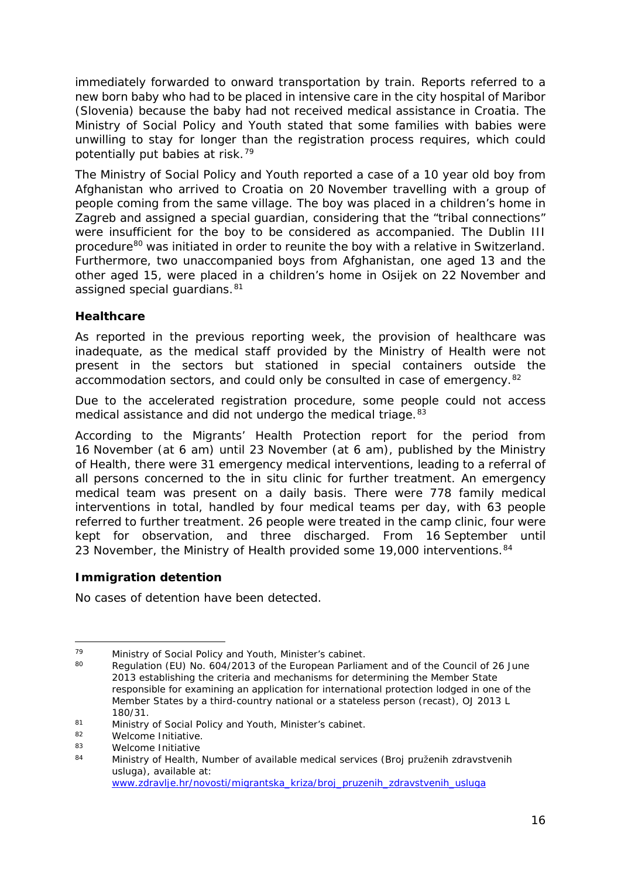immediately forwarded to onward transportation by train. Reports referred to a new born baby who had to be placed in intensive care in the city hospital of Maribor (Slovenia) because the baby had not received medical assistance in Croatia. The Ministry of Social Policy and Youth stated that some families with babies were unwilling to stay for longer than the registration process requires, which could potentially put babies at risk.[79]

The Ministry of Social Policy and Youth reported a case of a 10 year old boy from Afghanistan who arrived to Croatia on 20 November travelling with a group of people coming from the same village. The boy was placed in a children's home in Zagreb and assigned a special guardian, considering that the "tribal connections" were insufficient for the boy to be considered as accompanied. The Dublin III procedure[80] was initiated in order to reunite the boy with a relative in Switzerland. Furthermore, two unaccompanied boys from Afghanistan, one aged 13 and the other aged 15, were placed in a children's home in Osijek on 22 November and assigned special guardians.[81]

### Healthcare

As reported in the previous reporting week, the provision of healthcare was inadequate, as the medical staff provided by the Ministry of Health were not present in the sectors but stationed in special containers outside the accommodation sectors, and could only be consulted in case of emergency.[82]

Due to the accelerated registration procedure, some people could not access medical assistance and did not undergo the medical triage.[83]

According to the Migrants' Health Protection report for the period from 16 November (at 6 am) until 23 November (at 6 am), published by the Ministry of Health, there were 31 emergency medical interventions, leading to a referral of all persons concerned to the in situ clinic for further treatment. An emergency medical team was present on a daily basis. There were 778 family medical interventions in total, handled by four medical teams per day, with 63 people referred to further treatment. 26 people were treated in the camp clinic, four were kept for observation, and three discharged. From 16 September until 23 November, the Ministry of Health provided some 19,000 interventions.[84]

### Immigration detention

No cases of detention have been detected.

---

[79] Ministry of Social Policy and Youth, Minister's cabinet.

[80] Regulation (EU) No. 604/2013 of the European Parliament and of the Council of 26 June 2013 establishing the criteria and mechanisms for determining the Member State responsible for examining an application for international protection lodged in one of the Member States by a third-country national or a stateless person (recast), OJ 2013 L 180/31.

[81] Ministry of Social Policy and Youth, Minister's cabinet.

[82] Welcome Initiative.

[83] Welcome Initiative

[84] Ministry of Health, Number of available medical services (Broj pruženih zdravstvenih usluga), available at: www.zdravlje.hr/novosti/migrantska_kriza/broj_pruzenih_zdravstvenih_usluga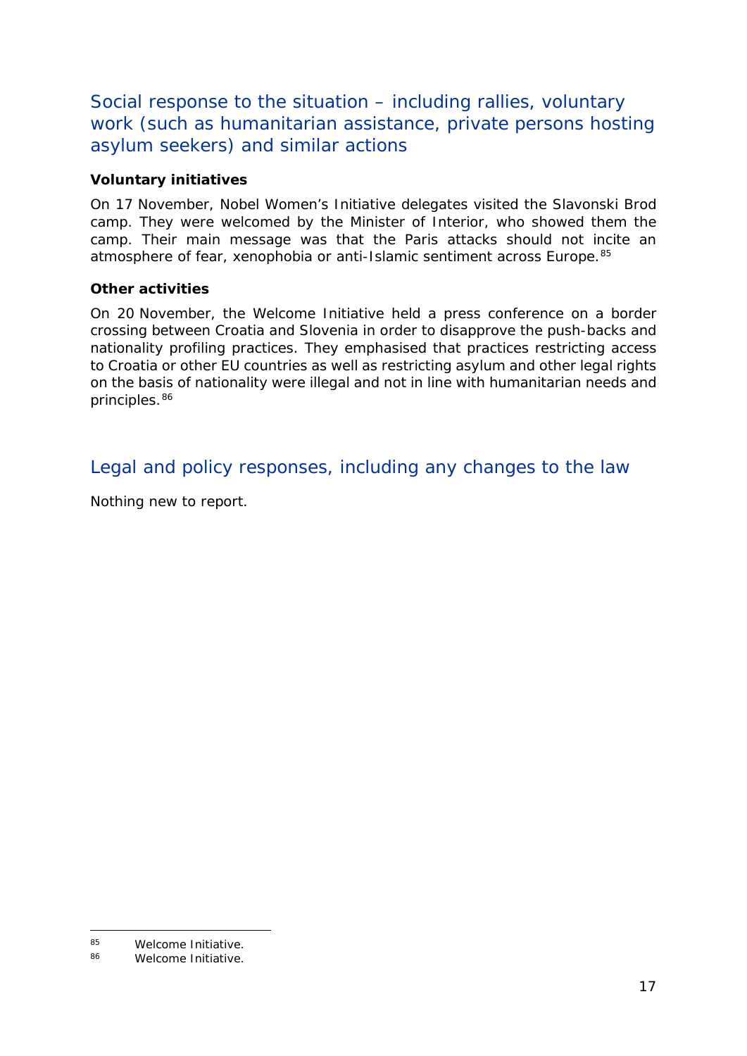## Social response to the situation – including rallies, voluntary work (such as humanitarian assistance, private persons hosting asylum seekers) and similar actions

**Voluntary initiatives**

On 17 November, Nobel Women's Initiative delegates visited the Slavonski Brod camp. They were welcomed by the Minister of Interior, who showed them the camp. Their main message was that the Paris attacks should not incite an atmosphere of fear, xenophobia or anti-Islamic sentiment across Europe.[85]

**Other activities**

On 20 November, the Welcome Initiative held a press conference on a border crossing between Croatia and Slovenia in order to disapprove the push-backs and nationality profiling practices. They emphasised that practices restricting access to Croatia or other EU countries as well as restricting asylum and other legal rights on the basis of nationality were illegal and not in line with humanitarian needs and principles.[86]

## Legal and policy responses, including any changes to the law

Nothing new to report.

---

[85] Welcome Initiative.

[86] Welcome Initiative.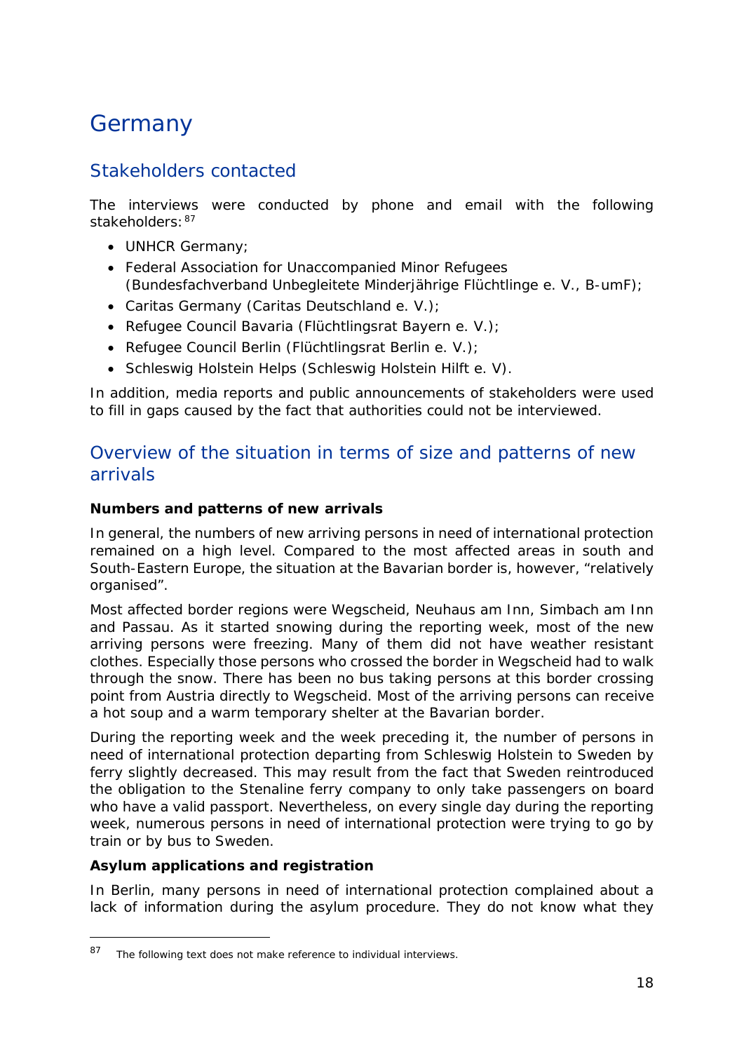# Germany

## Stakeholders contacted

The interviews were conducted by phone and email with the following stakeholders:[87]

- UNHCR Germany;
- Federal Association for Unaccompanied Minor Refugees (Bundesfachverband Unbegleitete Minderjährige Flüchtlinge e. V., B-umF);
- Caritas Germany (Caritas Deutschland e. V.);
- Refugee Council Bavaria (Flüchtlingsrat Bayern e. V.);
- Refugee Council Berlin (Flüchtlingsrat Berlin e. V.);
- Schleswig Holstein Helps (Schleswig Holstein Hilft e. V).

In addition, media reports and public announcements of stakeholders were used to fill in gaps caused by the fact that authorities could not be interviewed.

## Overview of the situation in terms of size and patterns of new arrivals

**Numbers and patterns of new arrivals**

In general, the numbers of new arriving persons in need of international protection remained on a high level. Compared to the most affected areas in south and South-Eastern Europe, the situation at the Bavarian border is, however, "relatively organised".

Most affected border regions were Wegscheid, Neuhaus am Inn, Simbach am Inn and Passau. As it started snowing during the reporting week, most of the new arriving persons were freezing. Many of them did not have weather resistant clothes. Especially those persons who crossed the border in Wegscheid had to walk through the snow. There has been no bus taking persons at this border crossing point from Austria directly to Wegscheid. Most of the arriving persons can receive a hot soup and a warm temporary shelter at the Bavarian border.

During the reporting week and the week preceding it, the number of persons in need of international protection departing from Schleswig Holstein to Sweden by ferry slightly decreased. This may result from the fact that Sweden reintroduced the obligation to the Stenaline ferry company to only take passengers on board who have a valid passport. Nevertheless, on every single day during the reporting week, numerous persons in need of international protection were trying to go by train or by bus to Sweden.

**Asylum applications and registration**

In Berlin, many persons in need of international protection complained about a lack of information during the asylum procedure. They do not know what they

[87] The following text does not make reference to individual interviews.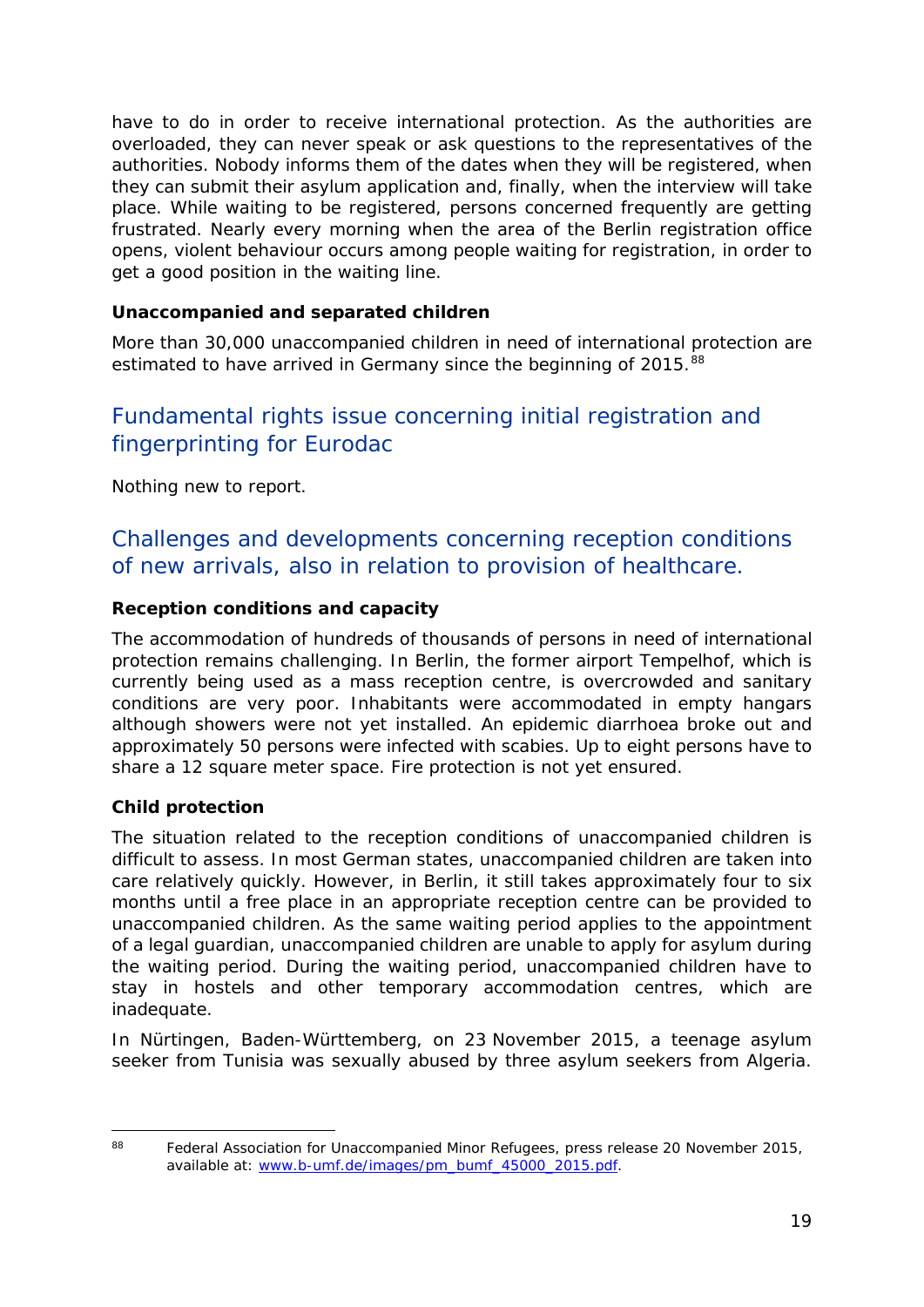have to do in order to receive international protection. As the authorities are overloaded, they can never speak or ask questions to the representatives of the authorities. Nobody informs them of the dates when they will be registered, when they can submit their asylum application and, finally, when the interview will take place. While waiting to be registered, persons concerned frequently are getting frustrated. Nearly every morning when the area of the Berlin registration office opens, violent behaviour occurs among people waiting for registration, in order to get a good position in the waiting line.

### Unaccompanied and separated children

More than 30,000 unaccompanied children in need of international protection are estimated to have arrived in Germany since the beginning of 2015.[88]

## Fundamental rights issue concerning initial registration and fingerprinting for Eurodac

Nothing new to report.

## Challenges and developments concerning reception conditions of new arrivals, also in relation to provision of healthcare.

### Reception conditions and capacity

The accommodation of hundreds of thousands of persons in need of international protection remains challenging. In Berlin, the former airport Tempelhof, which is currently being used as a mass reception centre, is overcrowded and sanitary conditions are very poor. Inhabitants were accommodated in empty hangars although showers were not yet installed. An epidemic diarrhoea broke out and approximately 50 persons were infected with scabies. Up to eight persons have to share a 12 square meter space. Fire protection is not yet ensured.

### Child protection

The situation related to the reception conditions of unaccompanied children is difficult to assess. In most German states, unaccompanied children are taken into care relatively quickly. However, in Berlin, it still takes approximately four to six months until a free place in an appropriate reception centre can be provided to unaccompanied children. As the same waiting period applies to the appointment of a legal guardian, unaccompanied children are unable to apply for asylum during the waiting period. During the waiting period, unaccompanied children have to stay in hostels and other temporary accommodation centres, which are inadequate.

In Nürtingen, Baden-Württemberg, on 23 November 2015, a teenage asylum seeker from Tunisia was sexually abused by three asylum seekers from Algeria.

---

[88] Federal Association for Unaccompanied Minor Refugees, press release 20 November 2015, available at: www.b-umf.de/images/pm_bumf_45000_2015.pdf.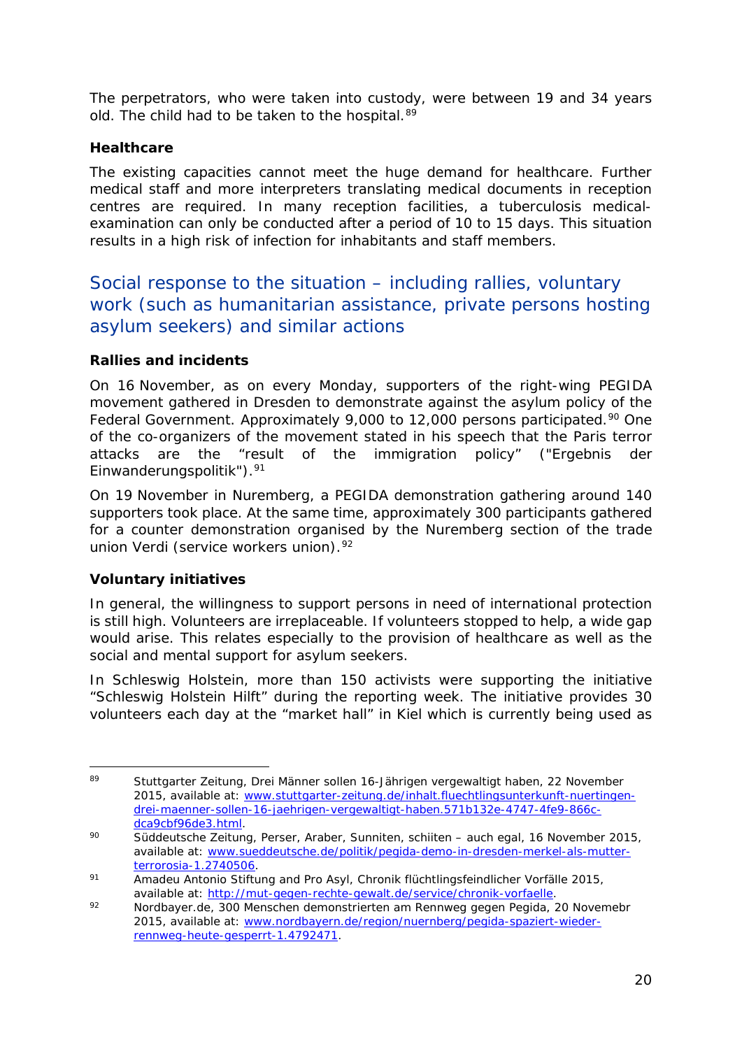The perpetrators, who were taken into custody, were between 19 and 34 years old. The child had to be taken to the hospital.[89]

**Healthcare**

The existing capacities cannot meet the huge demand for healthcare. Further medical staff and more interpreters translating medical documents in reception centres are required. In many reception facilities, a tuberculosis medical-examination can only be conducted after a period of 10 to 15 days. This situation results in a high risk of infection for inhabitants and staff members.

## Social response to the situation – including rallies, voluntary work (such as humanitarian assistance, private persons hosting asylum seekers) and similar actions

**Rallies and incidents**

On 16 November, as on every Monday, supporters of the right-wing PEGIDA movement gathered in Dresden to demonstrate against the asylum policy of the Federal Government. Approximately 9,000 to 12,000 persons participated.[90] One of the co-organizers of the movement stated in his speech that the Paris terror attacks are the "result of the immigration policy" ("Ergebnis der Einwanderungspolitik").[91]

On 19 November in Nuremberg, a PEGIDA demonstration gathering around 140 supporters took place. At the same time, approximately 300 participants gathered for a counter demonstration organised by the Nuremberg section of the trade union Verdi (service workers union).[92]

**Voluntary initiatives**

In general, the willingness to support persons in need of international protection is still high. Volunteers are irreplaceable. If volunteers stopped to help, a wide gap would arise. This relates especially to the provision of healthcare as well as the social and mental support for asylum seekers.

In Schleswig Holstein, more than 150 activists were supporting the initiative "Schleswig Holstein Hilft" during the reporting week. The initiative provides 30 volunteers each day at the "market hall" in Kiel which is currently being used as

---

[89] Stuttgarter Zeitung, Drei Männer sollen 16-Jährigen vergewaltigt haben, 22 November 2015, available at: www.stuttgarter-zeitung.de/inhalt.fluechtlingsunterkunft-nuertingen-drei-maenner-sollen-16-jaehrigen-vergewaltigt-haben.571b132e-4747-4fe9-866c-dca9cbf96de3.html.

[90] Süddeutsche Zeitung, Perser, Araber, Sunniten, schiiten – auch egal, 16 November 2015, available at: www.sueddeutsche.de/politik/pegida-demo-in-dresden-merkel-als-mutter-terrorosia-1.2740506.

[91] Amadeu Antonio Stiftung and Pro Asyl, Chronik flüchtlingsfeindlicher Vorfälle 2015, available at: http://mut-gegen-rechte-gewalt.de/service/chronik-vorfaelle.

[92] Nordbayer.de, 300 Menschen demonstrierten am Rennweg gegen Pegida, 20 Novemebr 2015, available at: www.nordbayern.de/region/nuernberg/pegida-spaziert-wieder-rennweg-heute-gesperrt-1.4792471.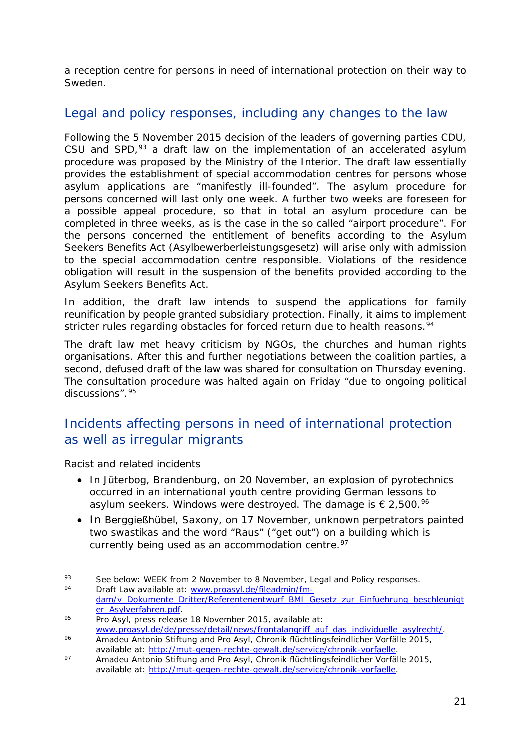a reception centre for persons in need of international protection on their way to Sweden.

## Legal and policy responses, including any changes to the law

Following the 5 November 2015 decision of the leaders of governing parties CDU, CSU and SPD,[93] a draft law on the implementation of an accelerated asylum procedure was proposed by the Ministry of the Interior. The draft law essentially provides the establishment of special accommodation centres for persons whose asylum applications are "manifestly ill-founded". The asylum procedure for persons concerned will last only one week. A further two weeks are foreseen for a possible appeal procedure, so that in total an asylum procedure can be completed in three weeks, as is the case in the so called "airport procedure". For the persons concerned the entitlement of benefits according to the Asylum Seekers Benefits Act (Asylbewerberleistungsgesetz) will arise only with admission to the special accommodation centre responsible. Violations of the residence obligation will result in the suspension of the benefits provided according to the Asylum Seekers Benefits Act.

In addition, the draft law intends to suspend the applications for family reunification by people granted subsidiary protection. Finally, it aims to implement stricter rules regarding obstacles for forced return due to health reasons.[94]

The draft law met heavy criticism by NGOs, the churches and human rights organisations. After this and further negotiations between the coalition parties, a second, defused draft of the law was shared for consultation on Thursday evening. The consultation procedure was halted again on Friday "due to ongoing political discussions".[95]

## Incidents affecting persons in need of international protection as well as irregular migrants

Racist and related incidents

- In Jüterbog, Brandenburg, on 20 November, an explosion of pyrotechnics occurred in an international youth centre providing German lessons to asylum seekers. Windows were destroyed. The damage is € 2,500.[96]
- In Berggießhübel, Saxony, on 17 November, unknown perpetrators painted two swastikas and the word "Raus" ("get out") on a building which is currently being used as an accommodation centre.[97]

---

[93] See below: WEEK from 2 November to 8 November, Legal and Policy responses.

[94] Draft Law available at: www.proasyl.de/fileadmin/fm-dam/v_Dokumente_Dritter/Referentenentwurf_BMI_Gesetz_zur_Einfuehrung_beschleunigter_Asylverfahren.pdf.

[95] Pro Asyl, press release 18 November 2015, available at: www.proasyl.de/de/presse/detail/news/frontalangriff_auf_das_individuelle_asylrecht/.

[96] Amadeu Antonio Stiftung and Pro Asyl, Chronik flüchtlingsfeindlicher Vorfälle 2015, available at: http://mut-gegen-rechte-gewalt.de/service/chronik-vorfaelle.

[97] Amadeu Antonio Stiftung and Pro Asyl, Chronik flüchtlingsfeindlicher Vorfälle 2015, available at: http://mut-gegen-rechte-gewalt.de/service/chronik-vorfaelle.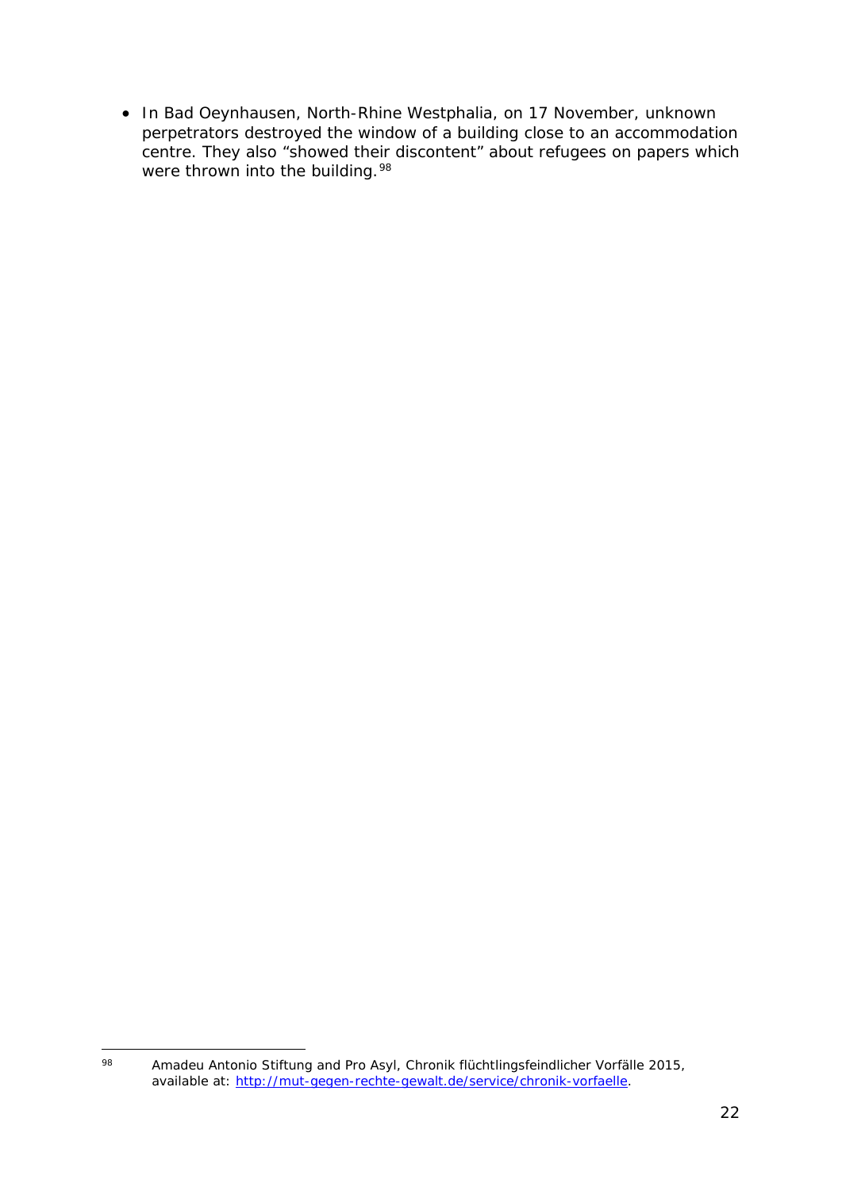- In Bad Oeynhausen, North-Rhine Westphalia, on 17 November, unknown perpetrators destroyed the window of a building close to an accommodation centre. They also "showed their discontent" about refugees on papers which were thrown into the building.[98]

[98] Amadeu Antonio Stiftung and Pro Asyl, Chronik flüchtlingsfeindlicher Vorfälle 2015, available at: http://mut-gegen-rechte-gewalt.de/service/chronik-vorfaelle.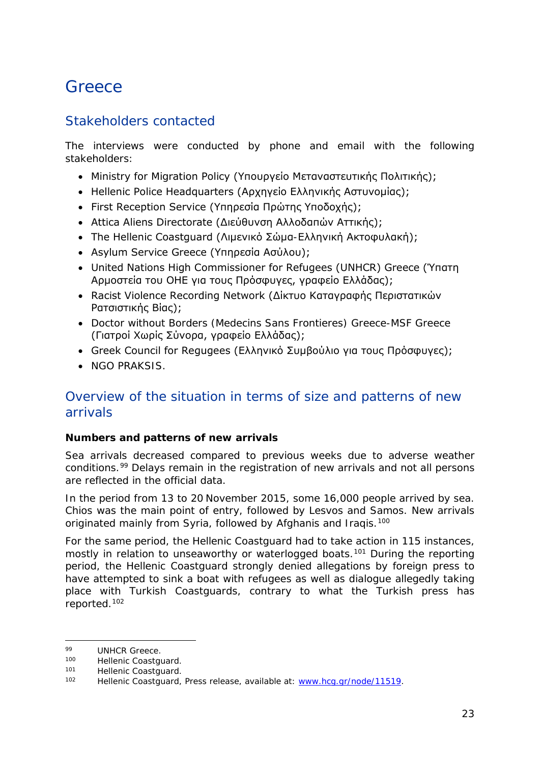# Greece

## Stakeholders contacted

The interviews were conducted by phone and email with the following stakeholders:

- Ministry for Migration Policy (Υπουργείο Μεταναστευτικής Πολιτικής);
- Hellenic Police Headquarters (Αρχηγείο Ελληνικής Αστυνομίας);
- First Reception Service (Υπηρεσία Πρώτης Υποδοχής);
- Attica Aliens Directorate (Διεύθυνση Αλλοδαπών Αττικής);
- The Hellenic Coastguard (Λιμενικό Σώμα-Ελληνική Ακτοφυλακή);
- Asylum Service Greece (Υπηρεσία Ασύλου);
- United Nations High Commissioner for Refugees (UNHCR) Greece (Ύπατη Αρμοστεία του ΟΗΕ για τους Πρόσφυγες, γραφείο Ελλάδας);
- Racist Violence Recording Network (Δίκτυο Καταγραφής Περιστατικών Ρατσιστικής Βίας);
- Doctor without Borders (Medecins Sans Frontieres) Greece-MSF Greece (Γιατροί Χωρίς Σύνορα, γραφείο Ελλάδας);
- Greek Council for Regugees (Ελληνικό Συμβούλιο για τους Πρόσφυγες);
- NGO PRAKSIS.

## Overview of the situation in terms of size and patterns of new arrivals

**Numbers and patterns of new arrivals**

Sea arrivals decreased compared to previous weeks due to adverse weather conditions.[99] Delays remain in the registration of new arrivals and not all persons are reflected in the official data.

In the period from 13 to 20 November 2015, some 16,000 people arrived by sea. Chios was the main point of entry, followed by Lesvos and Samos. New arrivals originated mainly from Syria, followed by Afghanis and Iraqis.[100]

For the same period, the Hellenic Coastguard had to take action in 115 instances, mostly in relation to unseaworthy or waterlogged boats.[101] During the reporting period, the Hellenic Coastguard strongly denied allegations by foreign press to have attempted to sink a boat with refugees as well as dialogue allegedly taking place with Turkish Coastguards, contrary to what the Turkish press has reported.[102]

---

[99] UNHCR Greece.

[100] Hellenic Coastguard.

[101] Hellenic Coastguard.

[102] Hellenic Coastguard, Press release, available at: www.hcg.gr/node/11519.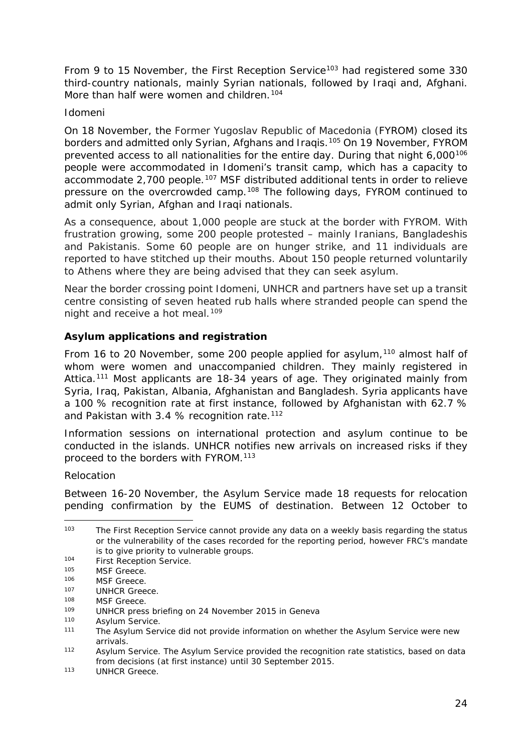From 9 to 15 November, the First Reception Service[103] had registered some 330 third-country nationals, mainly Syrian nationals, followed by Iraqi and, Afghani. More than half were women and children.[104]

Idomeni

On 18 November, the Former Yugoslav Republic of Macedonia (FYROM) closed its borders and admitted only Syrian, Afghans and Iraqis.[105] On 19 November, FYROM prevented access to all nationalities for the entire day. During that night 6,000[106] people were accommodated in Idomeni's transit camp, which has a capacity to accommodate 2,700 people.[107] MSF distributed additional tents in order to relieve pressure on the overcrowded camp.[108] The following days, FYROM continued to admit only Syrian, Afghan and Iraqi nationals.

As a consequence, about 1,000 people are stuck at the border with FYROM. With frustration growing, some 200 people protested – mainly Iranians, Bangladeshis and Pakistanis. Some 60 people are on hunger strike, and 11 individuals are reported to have stitched up their mouths. About 150 people returned voluntarily to Athens where they are being advised that they can seek asylum.

Near the border crossing point Idomeni, UNHCR and partners have set up a transit centre consisting of seven heated rub halls where stranded people can spend the night and receive a hot meal.[109]

**Asylum applications and registration**

From 16 to 20 November, some 200 people applied for asylum,[110] almost half of whom were women and unaccompanied children. They mainly registered in Attica.[111] Most applicants are 18-34 years of age. They originated mainly from Syria, Iraq, Pakistan, Albania, Afghanistan and Bangladesh. Syria applicants have a 100 % recognition rate at first instance, followed by Afghanistan with 62.7 % and Pakistan with 3.4 % recognition rate.[112]

Information sessions on international protection and asylum continue to be conducted in the islands. UNHCR notifies new arrivals on increased risks if they proceed to the borders with FYROM.[113]

Relocation

Between 16-20 November, the Asylum Service made 18 requests for relocation pending confirmation by the EUMS of destination. Between 12 October to

---

[103] The First Reception Service cannot provide any data on a weekly basis regarding the status or the vulnerability of the cases recorded for the reporting period, however FRC's mandate is to give priority to vulnerable groups.

[104] First Reception Service.

[105] MSF Greece.

[106] MSF Greece.

[107] UNHCR Greece.

[108] MSF Greece.

[109] UNHCR press briefing on 24 November 2015 in Geneva

[110] Asylum Service.

[111] The Asylum Service did not provide information on whether the Asylum Service were new arrivals.

[112] Asylum Service. The Asylum Service provided the recognition rate statistics, based on data from decisions (at first instance) until 30 September 2015.

[113] UNHCR Greece.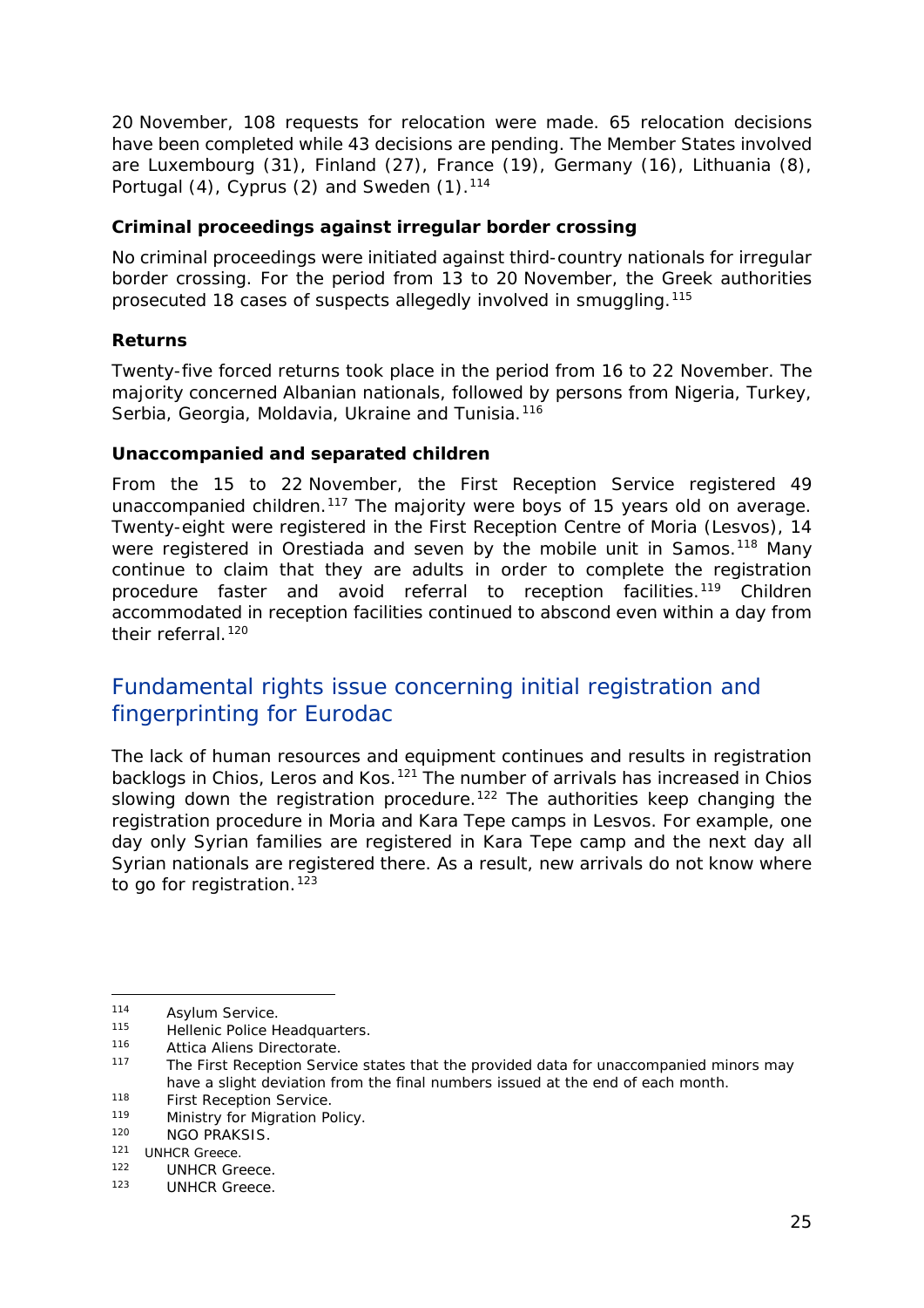20 November, 108 requests for relocation were made. 65 relocation decisions have been completed while 43 decisions are pending. The Member States involved are Luxembourg (31), Finland (27), France (19), Germany (16), Lithuania (8), Portugal (4), Cyprus (2) and Sweden (1).[114]

**Criminal proceedings against irregular border crossing**

No criminal proceedings were initiated against third-country nationals for irregular border crossing. For the period from 13 to 20 November, the Greek authorities prosecuted 18 cases of suspects allegedly involved in smuggling.[115]

**Returns**

Twenty-five forced returns took place in the period from 16 to 22 November. The majority concerned Albanian nationals, followed by persons from Nigeria, Turkey, Serbia, Georgia, Moldavia, Ukraine and Tunisia.[116]

**Unaccompanied and separated children**

From the 15 to 22 November, the First Reception Service registered 49 unaccompanied children.[117] The majority were boys of 15 years old on average. Twenty-eight were registered in the First Reception Centre of Moria (Lesvos), 14 were registered in Orestiada and seven by the mobile unit in Samos.[118] Many continue to claim that they are adults in order to complete the registration procedure faster and avoid referral to reception facilities.[119] Children accommodated in reception facilities continued to abscond even within a day from their referral.[120]

## Fundamental rights issue concerning initial registration and fingerprinting for Eurodac

The lack of human resources and equipment continues and results in registration backlogs in Chios, Leros and Kos.[121] The number of arrivals has increased in Chios slowing down the registration procedure.[122] The authorities keep changing the registration procedure in Moria and Kara Tepe camps in Lesvos. For example, one day only Syrian families are registered in Kara Tepe camp and the next day all Syrian nationals are registered there. As a result, new arrivals do not know where to go for registration.[123]

---

[114] Asylum Service.

[115] Hellenic Police Headquarters.

[116] Attica Aliens Directorate.

[117] The First Reception Service states that the provided data for unaccompanied minors may have a slight deviation from the final numbers issued at the end of each month.

[118] First Reception Service.

[119] Ministry for Migration Policy.

[120] NGO PRAKSIS.

[121] UNHCR Greece.

[122] UNHCR Greece.

[123] UNHCR Greece.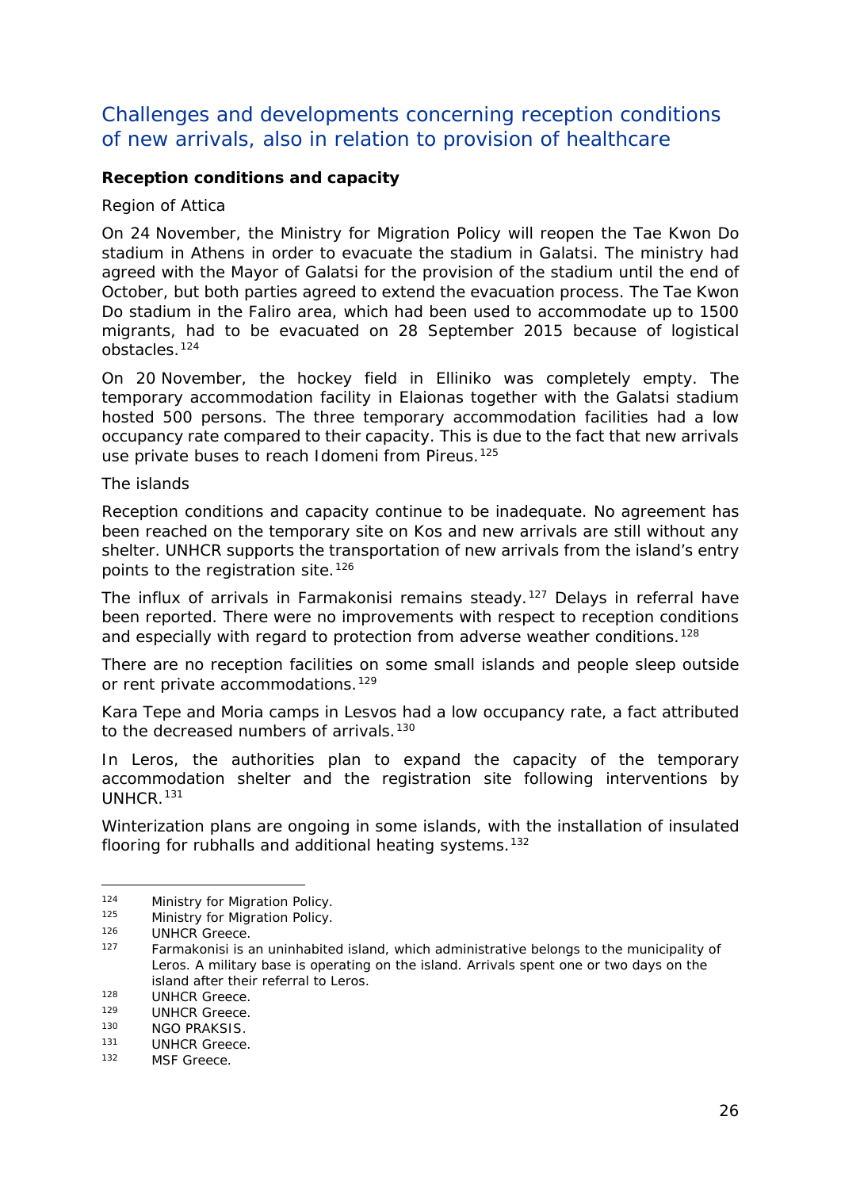## Challenges and developments concerning reception conditions of new arrivals, also in relation to provision of healthcare

**Reception conditions and capacity**

Region of Attica

On 24 November, the Ministry for Migration Policy will reopen the Tae Kwon Do stadium in Athens in order to evacuate the stadium in Galatsi. The ministry had agreed with the Mayor of Galatsi for the provision of the stadium until the end of October, but both parties agreed to extend the evacuation process. The Tae Kwon Do stadium in the Faliro area, which had been used to accommodate up to 1500 migrants, had to be evacuated on 28 September 2015 because of logistical obstacles.[124]

On 20 November, the hockey field in Elliniko was completely empty. The temporary accommodation facility in Elaionas together with the Galatsi stadium hosted 500 persons. The three temporary accommodation facilities had a low occupancy rate compared to their capacity. This is due to the fact that new arrivals use private buses to reach Idomeni from Pireus.[125]

The islands

Reception conditions and capacity continue to be inadequate. No agreement has been reached on the temporary site on Kos and new arrivals are still without any shelter. UNHCR supports the transportation of new arrivals from the island's entry points to the registration site.[126]

The influx of arrivals in Farmakonisi remains steady.[127] Delays in referral have been reported. There were no improvements with respect to reception conditions and especially with regard to protection from adverse weather conditions.[128]

There are no reception facilities on some small islands and people sleep outside or rent private accommodations.[129]

Kara Tepe and Moria camps in Lesvos had a low occupancy rate, a fact attributed to the decreased numbers of arrivals.[130]

In Leros, the authorities plan to expand the capacity of the temporary accommodation shelter and the registration site following interventions by UNHCR.[131]

Winterization plans are ongoing in some islands, with the installation of insulated flooring for rubhalls and additional heating systems.[132]

---

124 Ministry for Migration Policy.
125 Ministry for Migration Policy.
126 UNHCR Greece.
127 Farmakonisi is an uninhabited island, which administrative belongs to the municipality of Leros. A military base is operating on the island. Arrivals spent one or two days on the island after their referral to Leros.
128 UNHCR Greece.
129 UNHCR Greece.
130 NGO PRAKSIS.
131 UNHCR Greece.
132 MSF Greece.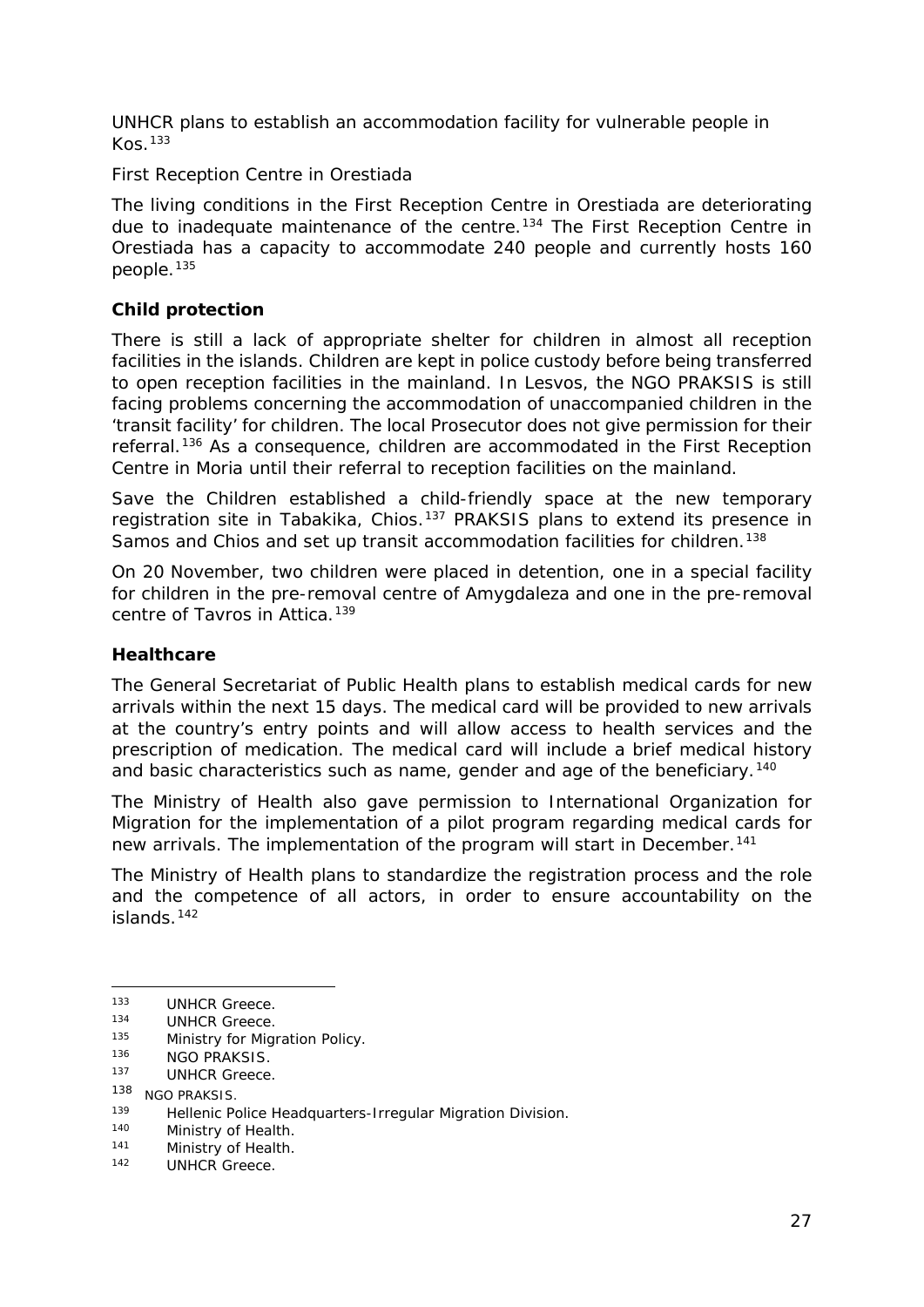UNHCR plans to establish an accommodation facility for vulnerable people in Kos.[133]

*First Reception Centre in Orestiada*

The living conditions in the First Reception Centre in Orestiada are deteriorating due to inadequate maintenance of the centre.[134] The First Reception Centre in Orestiada has a capacity to accommodate 240 people and currently hosts 160 people.[135]

**Child protection**

There is still a lack of appropriate shelter for children in almost all reception facilities in the islands. Children are kept in police custody before being transferred to open reception facilities in the mainland. In Lesvos, the NGO PRAKSIS is still facing problems concerning the accommodation of unaccompanied children in the 'transit facility' for children. The local Prosecutor does not give permission for their referral.[136] As a consequence, children are accommodated in the First Reception Centre in Moria until their referral to reception facilities on the mainland.

Save the Children established a child-friendly space at the new temporary registration site in Tabakika, Chios.[137] PRAKSIS plans to extend its presence in Samos and Chios and set up transit accommodation facilities for children.[138]

On 20 November, two children were placed in detention, one in a special facility for children in the pre-removal centre of Amygdaleza and one in the pre-removal centre of Tavros in Attica.[139]

**Healthcare**

The General Secretariat of Public Health plans to establish medical cards for new arrivals within the next 15 days. The medical card will be provided to new arrivals at the country's entry points and will allow access to health services and the prescription of medication. The medical card will include a brief medical history and basic characteristics such as name, gender and age of the beneficiary.[140]

The Ministry of Health also gave permission to International Organization for Migration for the implementation of a pilot program regarding medical cards for new arrivals. The implementation of the program will start in December.[141]

The Ministry of Health plans to standardize the registration process and the role and the competence of all actors, in order to ensure accountability on the islands.[142]

---

[133] UNHCR Greece.
[134] UNHCR Greece.
[135] Ministry for Migration Policy.
[136] NGO PRAKSIS.
[137] UNHCR Greece.
[138] NGO PRAKSIS.
[139] Hellenic Police Headquarters-Irregular Migration Division.
[140] Ministry of Health.
[141] Ministry of Health.
[142] UNHCR Greece.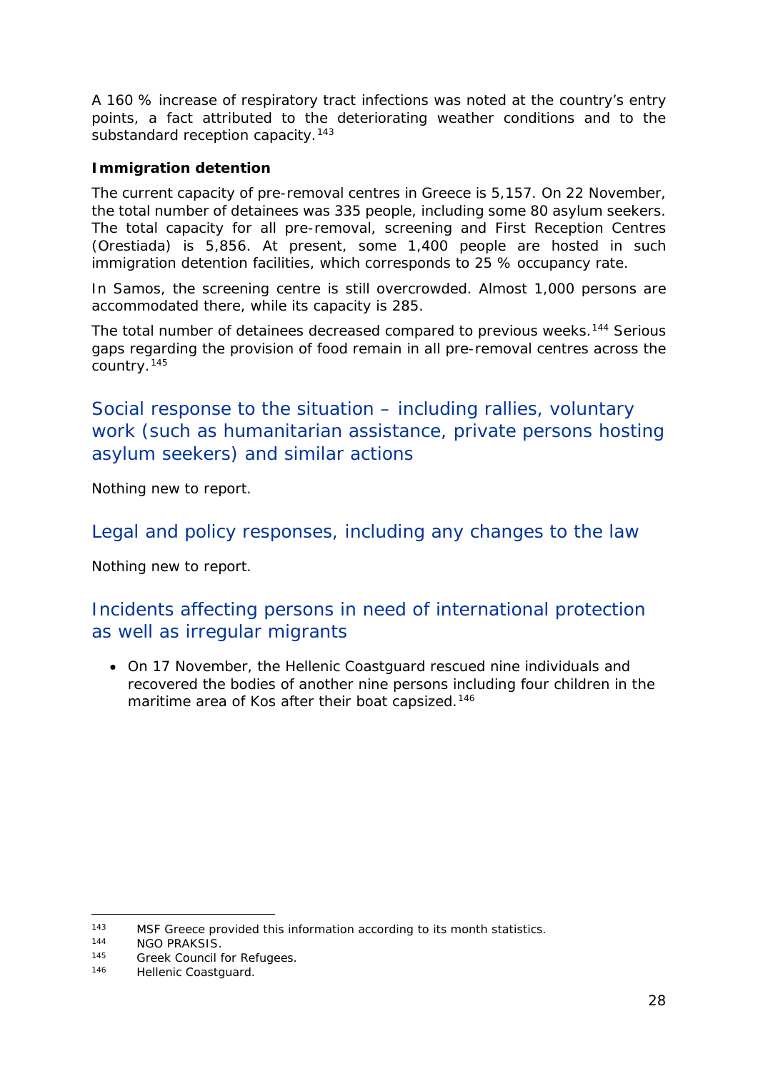A 160 % increase of respiratory tract infections was noted at the country's entry points, a fact attributed to the deteriorating weather conditions and to the substandard reception capacity.[143]

**Immigration detention**

The current capacity of pre-removal centres in Greece is 5,157. On 22 November, the total number of detainees was 335 people, including some 80 asylum seekers. The total capacity for all pre-removal, screening and First Reception Centres (Orestiada) is 5,856. At present, some 1,400 people are hosted in such immigration detention facilities, which corresponds to 25 % occupancy rate.

In Samos, the screening centre is still overcrowded. Almost 1,000 persons are accommodated there, while its capacity is 285.

The total number of detainees decreased compared to previous weeks.[144] Serious gaps regarding the provision of food remain in all pre-removal centres across the country.[145]

## Social response to the situation – including rallies, voluntary work (such as humanitarian assistance, private persons hosting asylum seekers) and similar actions

Nothing new to report.

## Legal and policy responses, including any changes to the law

Nothing new to report.

## Incidents affecting persons in need of international protection as well as irregular migrants

- On 17 November, the Hellenic Coastguard rescued nine individuals and recovered the bodies of another nine persons including four children in the maritime area of Kos after their boat capsized.[146]

---

[143] MSF Greece provided this information according to its month statistics.
[144] NGO PRAKSIS.
[145] Greek Council for Refugees.
[146] Hellenic Coastguard.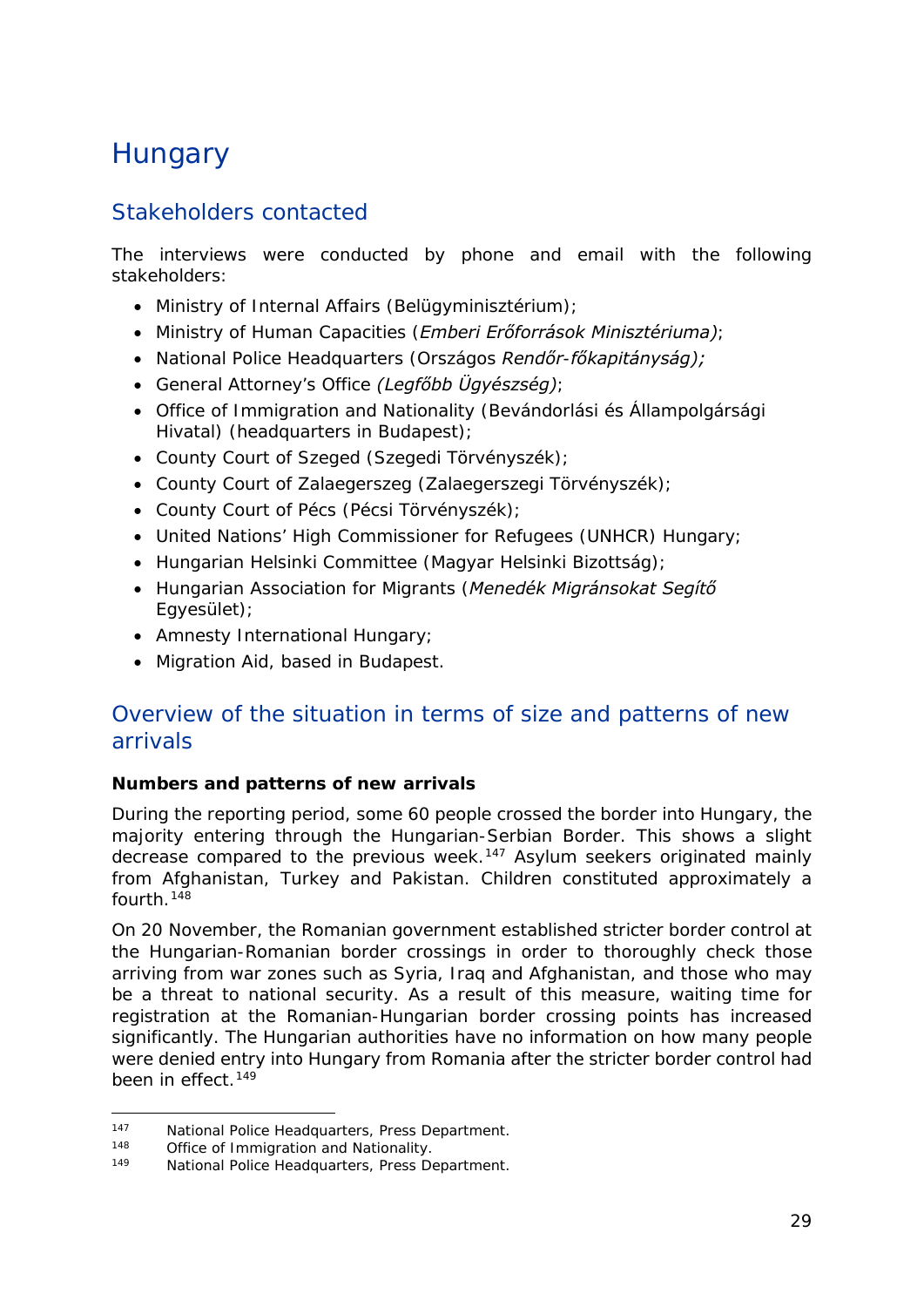# Hungary

## Stakeholders contacted

The interviews were conducted by phone and email with the following stakeholders:

- Ministry of Internal Affairs (Belügyminisztérium);
- Ministry of Human Capacities (*Emberi Erőforrások Minisztériuma)*;
- National Police Headquarters (Országos *Rendőr-főkapitányság);*
- General Attorney's Office *(Legfőbb Ügyészség)*;
- Office of Immigration and Nationality (Bevándorlási és Állampolgársági Hivatal) (headquarters in Budapest);
- County Court of Szeged (Szegedi Törvényszék);
- County Court of Zalaegerszeg (Zalaegerszegi Törvényszék);
- County Court of Pécs (Pécsi Törvényszék);
- United Nations' High Commissioner for Refugees (UNHCR) Hungary;
- Hungarian Helsinki Committee (Magyar Helsinki Bizottság);
- Hungarian Association for Migrants (*Menedék Migránsokat Segítő* Egyesület);
- Amnesty International Hungary;
- Migration Aid, based in Budapest.

## Overview of the situation in terms of size and patterns of new arrivals

**Numbers and patterns of new arrivals**

During the reporting period, some 60 people crossed the border into Hungary, the majority entering through the Hungarian-Serbian Border. This shows a slight decrease compared to the previous week.[147] Asylum seekers originated mainly from Afghanistan, Turkey and Pakistan. Children constituted approximately a fourth.[148]

On 20 November, the Romanian government established stricter border control at the Hungarian-Romanian border crossings in order to thoroughly check those arriving from war zones such as Syria, Iraq and Afghanistan, and those who may be a threat to national security. As a result of this measure, waiting time for registration at the Romanian-Hungarian border crossing points has increased significantly. The Hungarian authorities have no information on how many people were denied entry into Hungary from Romania after the stricter border control had been in effect.[149]

---

[147] National Police Headquarters, Press Department.

[148] Office of Immigration and Nationality.

[149] National Police Headquarters, Press Department.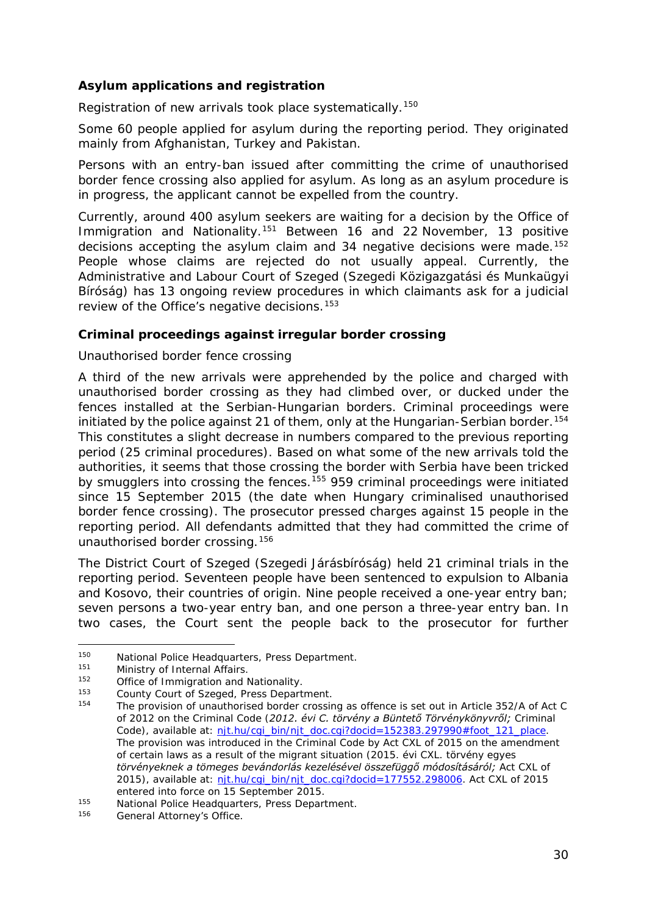**Asylum applications and registration**

Registration of new arrivals took place systematically.[150]

Some 60 people applied for asylum during the reporting period. They originated mainly from Afghanistan, Turkey and Pakistan.

Persons with an entry-ban issued after committing the crime of unauthorised border fence crossing also applied for asylum. As long as an asylum procedure is in progress, the applicant cannot be expelled from the country.

Currently, around 400 asylum seekers are waiting for a decision by the Office of Immigration and Nationality.[151] Between 16 and 22 November, 13 positive decisions accepting the asylum claim and 34 negative decisions were made.[152] People whose claims are rejected do not usually appeal. Currently, the Administrative and Labour Court of Szeged (Szegedi Közigazgatási és Munkaügyi Bíróság) has 13 ongoing review procedures in which claimants ask for a judicial review of the Office's negative decisions.[153]

**Criminal proceedings against irregular border crossing**

Unauthorised border fence crossing

A third of the new arrivals were apprehended by the police and charged with unauthorised border crossing as they had climbed over, or ducked under the fences installed at the Serbian-Hungarian borders. Criminal proceedings were initiated by the police against 21 of them, only at the Hungarian-Serbian border.[154] This constitutes a slight decrease in numbers compared to the previous reporting period (25 criminal procedures). Based on what some of the new arrivals told the authorities, it seems that those crossing the border with Serbia have been tricked by smugglers into crossing the fences.[155] 959 criminal proceedings were initiated since 15 September 2015 (the date when Hungary criminalised unauthorised border fence crossing). The prosecutor pressed charges against 15 people in the reporting period. All defendants admitted that they had committed the crime of unauthorised border crossing.[156]

The District Court of Szeged (Szegedi Járásbíróság) held 21 criminal trials in the reporting period. Seventeen people have been sentenced to expulsion to Albania and Kosovo, their countries of origin. Nine people received a one-year entry ban; seven persons a two-year entry ban, and one person a three-year entry ban. In two cases, the Court sent the people back to the prosecutor for further

---

[150] National Police Headquarters, Press Department.

[151] Ministry of Internal Affairs.

[152] Office of Immigration and Nationality.

[153] County Court of Szeged, Press Department.

[154] The provision of unauthorised border crossing as offence is set out in Article 352/A of Act C of 2012 on the Criminal Code (*2012. évi C. törvény a Büntető Törvénykönyvről;* Criminal Code), available at: njt.hu/cgi_bin/njt_doc.cgi?docid=152383.297990#foot_121_place. The provision was introduced in the Criminal Code by Act CXL of 2015 on the amendment of certain laws as a result of the migrant situation (2015. évi CXL. törvény egyes *törvényeknek a tömeges bevándorlás kezelésével összefüggő módosításáról;* Act CXL of 2015), available at: njt.hu/cgi_bin/njt_doc.cgi?docid=177552.298006. Act CXL of 2015 entered into force on 15 September 2015.

[155] National Police Headquarters, Press Department.

[156] General Attorney's Office.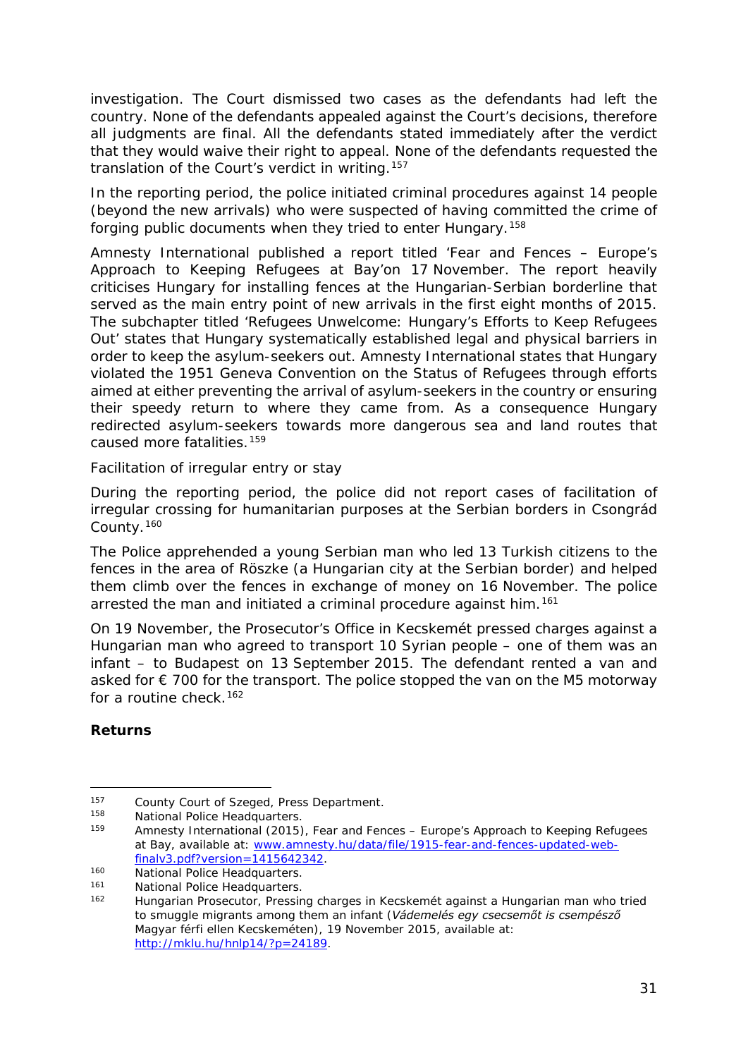investigation. The Court dismissed two cases as the defendants had left the country. None of the defendants appealed against the Court's decisions, therefore all judgments are final. All the defendants stated immediately after the verdict that they would waive their right to appeal. None of the defendants requested the translation of the Court's verdict in writing.[157]

In the reporting period, the police initiated criminal procedures against 14 people (beyond the new arrivals) who were suspected of having committed the crime of forging public documents when they tried to enter Hungary.[158]

Amnesty International published a report titled 'Fear and Fences – Europe's Approach to Keeping Refugees at Bay'on 17 November. The report heavily criticises Hungary for installing fences at the Hungarian-Serbian borderline that served as the main entry point of new arrivals in the first eight months of 2015. The subchapter titled 'Refugees Unwelcome: Hungary's Efforts to Keep Refugees Out' states that Hungary systematically established legal and physical barriers in order to keep the asylum-seekers out. Amnesty International states that Hungary violated the 1951 Geneva Convention on the Status of Refugees through efforts aimed at either preventing the arrival of asylum-seekers in the country or ensuring their speedy return to where they came from. As a consequence Hungary redirected asylum-seekers towards more dangerous sea and land routes that caused more fatalities.[159]

*Facilitation of irregular entry or stay*

During the reporting period, the police did not report cases of facilitation of irregular crossing for humanitarian purposes at the Serbian borders in Csongrád County.[160]

The Police apprehended a young Serbian man who led 13 Turkish citizens to the fences in the area of Röszke (a Hungarian city at the Serbian border) and helped them climb over the fences in exchange of money on 16 November. The police arrested the man and initiated a criminal procedure against him.[161]

On 19 November, the Prosecutor's Office in Kecskemét pressed charges against a Hungarian man who agreed to transport 10 Syrian people – one of them was an infant – to Budapest on 13 September 2015. The defendant rented a van and asked for € 700 for the transport. The police stopped the van on the M5 motorway for a routine check.[162]

**Returns**

---

[157] County Court of Szeged, Press Department.

[158] National Police Headquarters.

[159] Amnesty International (2015), Fear and Fences – Europe's Approach to Keeping Refugees at Bay, available at: www.amnesty.hu/data/file/1915-fear-and-fences-updated-web-finalv3.pdf?version=1415642342.

[160] National Police Headquarters.

[161] National Police Headquarters.

[162] Hungarian Prosecutor, Pressing charges in Kecskemét against a Hungarian man who tried to smuggle migrants among them an infant (*Vádemelés egy csecsemőt is csempésző* Magyar férfi ellen Kecskeméten), 19 November 2015, available at: http://mklu.hu/hnlp14/?p=24189.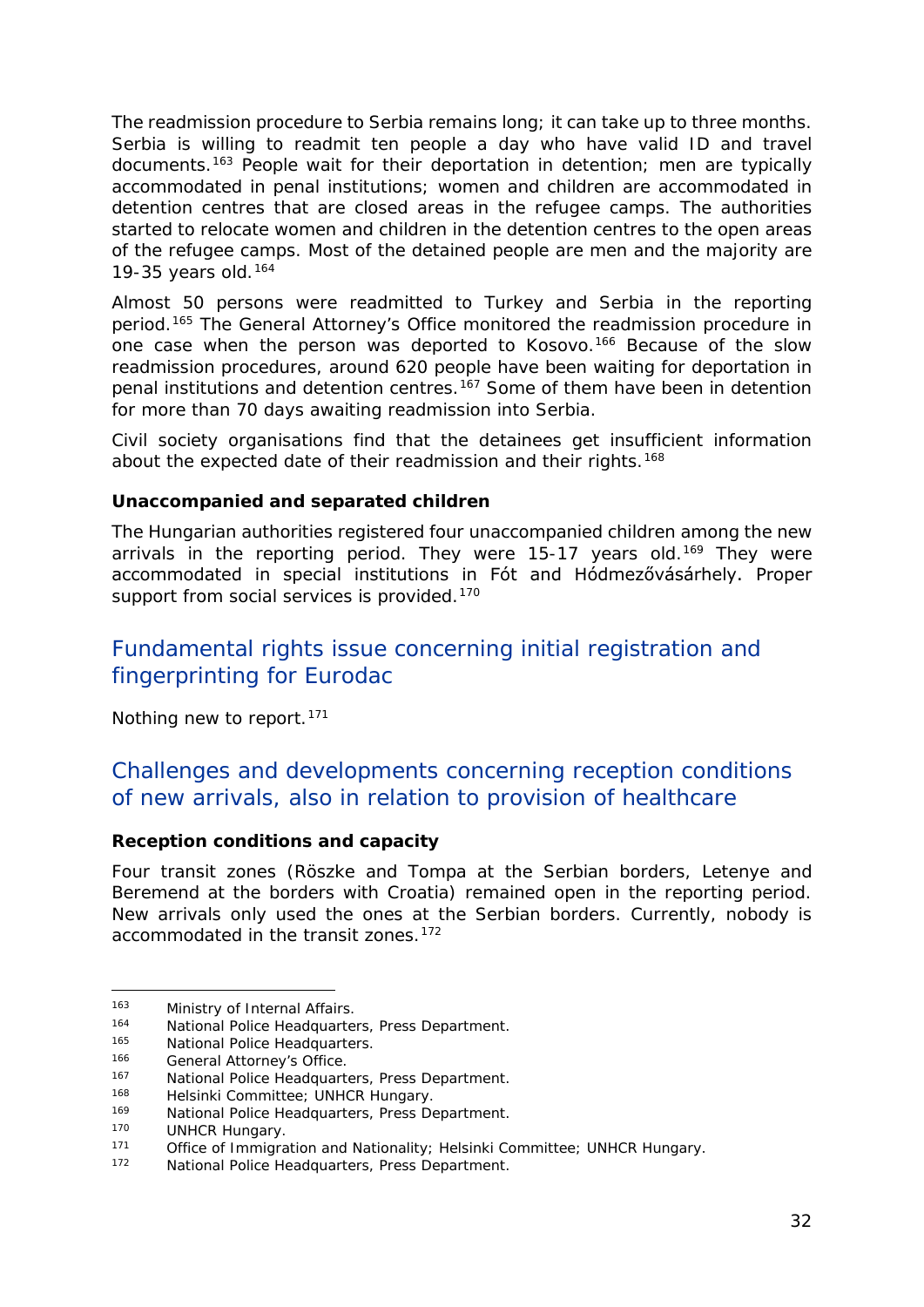The readmission procedure to Serbia remains long; it can take up to three months. Serbia is willing to readmit ten people a day who have valid ID and travel documents.[163] People wait for their deportation in detention; men are typically accommodated in penal institutions; women and children are accommodated in detention centres that are closed areas in the refugee camps. The authorities started to relocate women and children in the detention centres to the open areas of the refugee camps. Most of the detained people are men and the majority are 19-35 years old.[164]

Almost 50 persons were readmitted to Turkey and Serbia in the reporting period.[165] The General Attorney's Office monitored the readmission procedure in one case when the person was deported to Kosovo.[166] Because of the slow readmission procedures, around 620 people have been waiting for deportation in penal institutions and detention centres.[167] Some of them have been in detention for more than 70 days awaiting readmission into Serbia.

Civil society organisations find that the detainees get insufficient information about the expected date of their readmission and their rights.[168]

**Unaccompanied and separated children**

The Hungarian authorities registered four unaccompanied children among the new arrivals in the reporting period. They were 15-17 years old.[169] They were accommodated in special institutions in Fót and Hódmezővásárhely. Proper support from social services is provided.[170]

## Fundamental rights issue concerning initial registration and fingerprinting for Eurodac

Nothing new to report.[171]

## Challenges and developments concerning reception conditions of new arrivals, also in relation to provision of healthcare

**Reception conditions and capacity**

Four transit zones (Röszke and Tompa at the Serbian borders, Letenye and Beremend at the borders with Croatia) remained open in the reporting period. New arrivals only used the ones at the Serbian borders. Currently, nobody is accommodated in the transit zones.[172]

---

163 Ministry of Internal Affairs.
164 National Police Headquarters, Press Department.
165 National Police Headquarters.
166 General Attorney's Office.
167 National Police Headquarters, Press Department.
168 Helsinki Committee; UNHCR Hungary.
169 National Police Headquarters, Press Department.
170 UNHCR Hungary.
171 Office of Immigration and Nationality; Helsinki Committee; UNHCR Hungary.
172 National Police Headquarters, Press Department.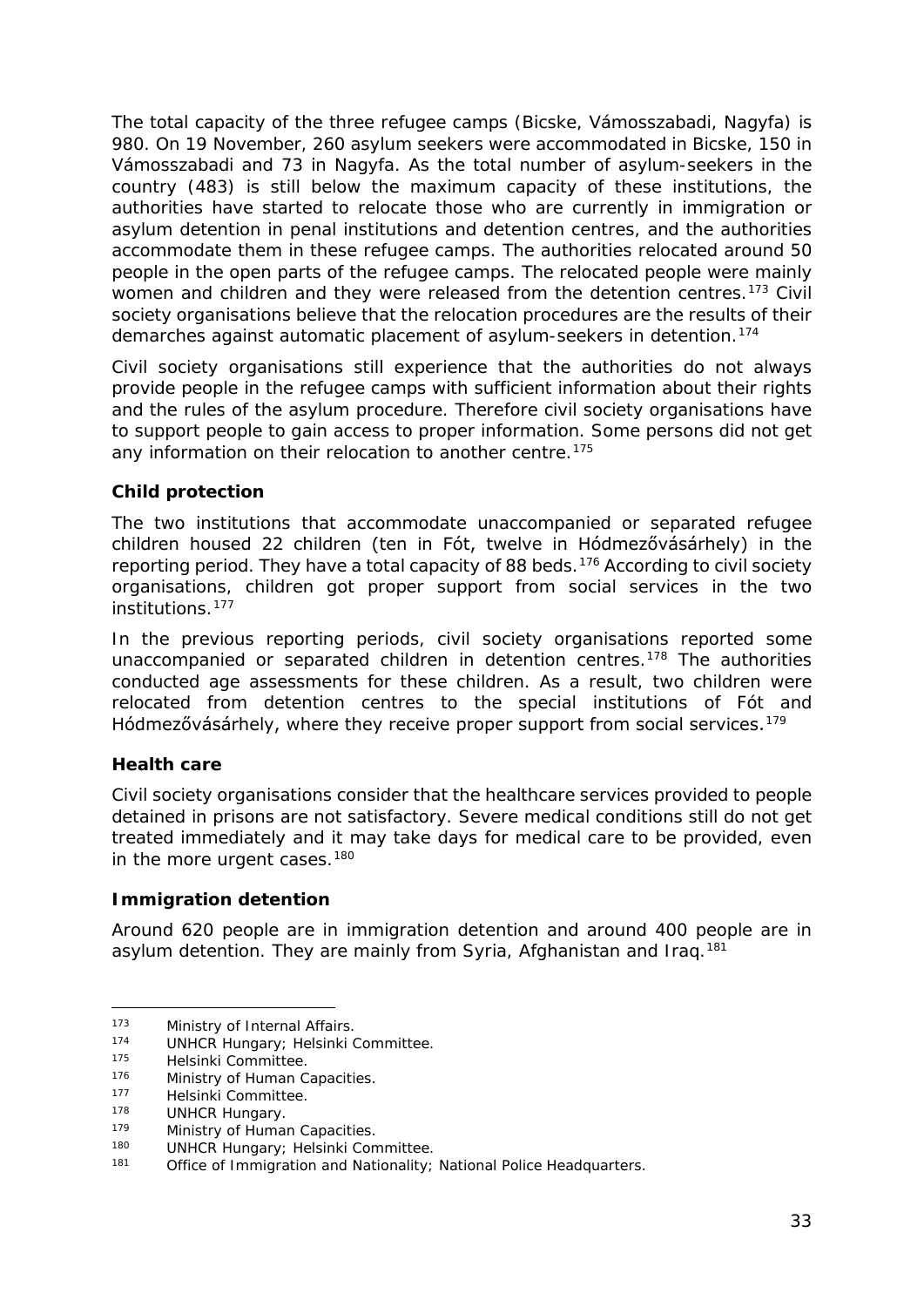The total capacity of the three refugee camps (Bicske, Vámosszabadi, Nagyfa) is 980. On 19 November, 260 asylum seekers were accommodated in Bicske, 150 in Vámosszabadi and 73 in Nagyfa. As the total number of asylum-seekers in the country (483) is still below the maximum capacity of these institutions, the authorities have started to relocate those who are currently in immigration or asylum detention in penal institutions and detention centres, and the authorities accommodate them in these refugee camps. The authorities relocated around 50 people in the open parts of the refugee camps. The relocated people were mainly women and children and they were released from the detention centres.[173] Civil society organisations believe that the relocation procedures are the results of their demarches against automatic placement of asylum-seekers in detention.[174]

Civil society organisations still experience that the authorities do not always provide people in the refugee camps with sufficient information about their rights and the rules of the asylum procedure. Therefore civil society organisations have to support people to gain access to proper information. Some persons did not get any information on their relocation to another centre.[175]

**Child protection**

The two institutions that accommodate unaccompanied or separated refugee children housed 22 children (ten in Fót, twelve in Hódmezővásárhely) in the reporting period. They have a total capacity of 88 beds.[176] According to civil society organisations, children got proper support from social services in the two institutions.[177]

In the previous reporting periods, civil society organisations reported some unaccompanied or separated children in detention centres.[178] The authorities conducted age assessments for these children. As a result, two children were relocated from detention centres to the special institutions of Fót and Hódmezővásárhely, where they receive proper support from social services.[179]

**Health care**

Civil society organisations consider that the healthcare services provided to people detained in prisons are not satisfactory. Severe medical conditions still do not get treated immediately and it may take days for medical care to be provided, even in the more urgent cases.[180]

**Immigration detention**

Around 620 people are in immigration detention and around 400 people are in asylum detention. They are mainly from Syria, Afghanistan and Iraq.[181]

---

173 Ministry of Internal Affairs.
174 UNHCR Hungary; Helsinki Committee.
175 Helsinki Committee.
176 Ministry of Human Capacities.
177 Helsinki Committee.
178 UNHCR Hungary.
179 Ministry of Human Capacities.
180 UNHCR Hungary; Helsinki Committee.
181 Office of Immigration and Nationality; National Police Headquarters.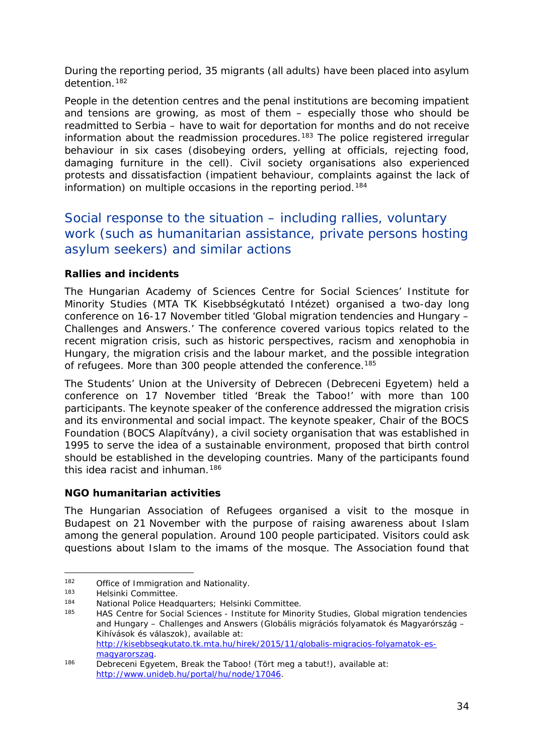During the reporting period, 35 migrants (all adults) have been placed into asylum detention.[182]

People in the detention centres and the penal institutions are becoming impatient and tensions are growing, as most of them – especially those who should be readmitted to Serbia – have to wait for deportation for months and do not receive information about the readmission procedures.[183] The police registered irregular behaviour in six cases (disobeying orders, yelling at officials, rejecting food, damaging furniture in the cell). Civil society organisations also experienced protests and dissatisfaction (impatient behaviour, complaints against the lack of information) on multiple occasions in the reporting period.[184]

## Social response to the situation – including rallies, voluntary work (such as humanitarian assistance, private persons hosting asylum seekers) and similar actions

### Rallies and incidents

The Hungarian Academy of Sciences Centre for Social Sciences' Institute for Minority Studies (*MTA TK Kisebbségkutató Intézet*) organised a two-day long conference on 16-17 November titled 'Global migration tendencies and Hungary – Challenges and Answers.' The conference covered various topics related to the recent migration crisis, such as historic perspectives, racism and xenophobia in Hungary, the migration crisis and the labour market, and the possible integration of refugees. More than 300 people attended the conference.[185]

The Students' Union at the University of Debrecen (*Debreceni Egyetem*) held a conference on 17 November titled 'Break the Taboo!' with more than 100 participants. The keynote speaker of the conference addressed the migration crisis and its environmental and social impact. The keynote speaker, Chair of the BOCS Foundation (*BOCS Alapítvány*), a civil society organisation that was established in 1995 to serve the idea of a sustainable environment, proposed that birth control should be established in the developing countries. Many of the participants found this idea racist and inhuman.[186]

### NGO humanitarian activities

The Hungarian Association of Refugees organised a visit to the mosque in Budapest on 21 November with the purpose of raising awareness about Islam among the general population. Around 100 people participated. Visitors could ask questions about Islam to the imams of the mosque. The Association found that

---

182 Office of Immigration and Nationality.

183 Helsinki Committee.

184 National Police Headquarters; Helsinki Committee.

185 HAS Centre for Social Sciences - Institute for Minority Studies, Global migration tendencies and Hungary – Challenges and Answers (*Globális migrációs folyamatok és Magyarország – Kihívások és válaszok*), available at: http://kisebbsegkutato.tk.mta.hu/hirek/2015/11/globalis-migracios-folyamatok-es-magyarorszag.

186 Debreceni Egyetem, Break the Taboo! (*Tört meg a tabut!*), available at: http://www.unideb.hu/portal/hu/node/17046.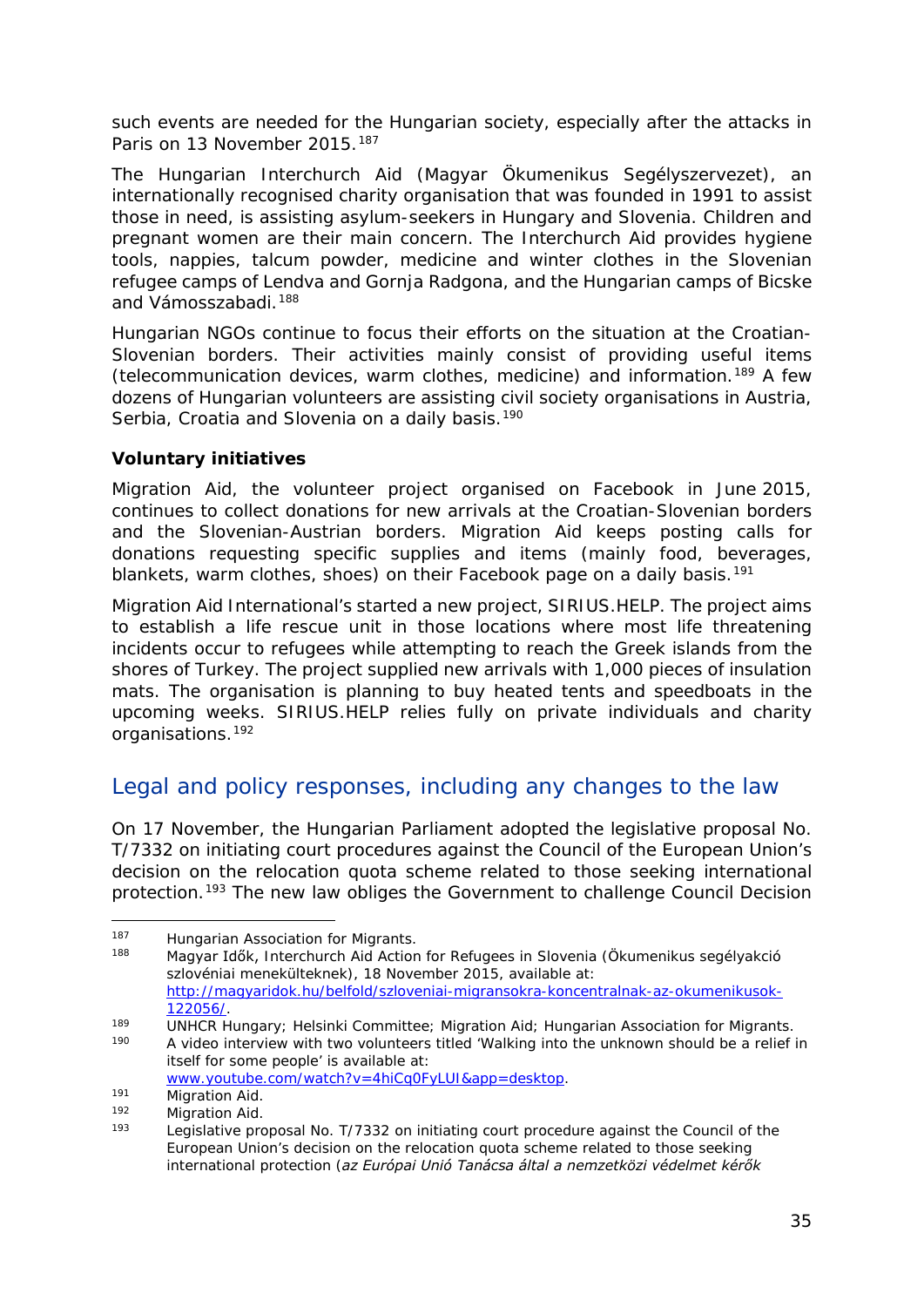such events are needed for the Hungarian society, especially after the attacks in Paris on 13 November 2015.[187]

The Hungarian Interchurch Aid (Magyar Ökumenikus Segélyszervezet), an internationally recognised charity organisation that was founded in 1991 to assist those in need, is assisting asylum-seekers in Hungary and Slovenia. Children and pregnant women are their main concern. The Interchurch Aid provides hygiene tools, nappies, talcum powder, medicine and winter clothes in the Slovenian refugee camps of Lendva and Gornja Radgona, and the Hungarian camps of Bicske and Vámosszabadi.[188]

Hungarian NGOs continue to focus their efforts on the situation at the Croatian-Slovenian borders. Their activities mainly consist of providing useful items (telecommunication devices, warm clothes, medicine) and information.[189] A few dozens of Hungarian volunteers are assisting civil society organisations in Austria, Serbia, Croatia and Slovenia on a daily basis.[190]

**Voluntary initiatives**

Migration Aid, the volunteer project organised on Facebook in June 2015, continues to collect donations for new arrivals at the Croatian-Slovenian borders and the Slovenian-Austrian borders. Migration Aid keeps posting calls for donations requesting specific supplies and items (mainly food, beverages, blankets, warm clothes, shoes) on their Facebook page on a daily basis.[191]

Migration Aid International's started a new project, SIRIUS.HELP. The project aims to establish a life rescue unit in those locations where most life threatening incidents occur to refugees while attempting to reach the Greek islands from the shores of Turkey. The project supplied new arrivals with 1,000 pieces of insulation mats. The organisation is planning to buy heated tents and speedboats in the upcoming weeks. SIRIUS.HELP relies fully on private individuals and charity organisations.[192]

## Legal and policy responses, including any changes to the law

On 17 November, the Hungarian Parliament adopted the legislative proposal No. T/7332 on initiating court procedures against the Council of the European Union's decision on the relocation quota scheme related to those seeking international protection.[193] The new law obliges the Government to challenge Council Decision

---

[187] Hungarian Association for Migrants.

[188] Magyar Idők, Interchurch Aid Action for Refugees in Slovenia (Ökumenikus segélyakció szlovéniai menekülteknek), 18 November 2015, available at: http://magyaridok.hu/belfold/szloveniai-migransokra-koncentralnak-az-okumenikusok-122056/.

[189] UNHCR Hungary; Helsinki Committee; Migration Aid; Hungarian Association for Migrants.

[190] A video interview with two volunteers titled 'Walking into the unknown should be a relief in itself for some people' is available at: www.youtube.com/watch?v=4hiCq0FyLUI&app=desktop.

[191] Migration Aid.

[192] Migration Aid.

[193] Legislative proposal No. T/7332 on initiating court procedure against the Council of the European Union's decision on the relocation quota scheme related to those seeking international protection (*az Európai Unió Tanácsa által a nemzetközi védelmet kérők*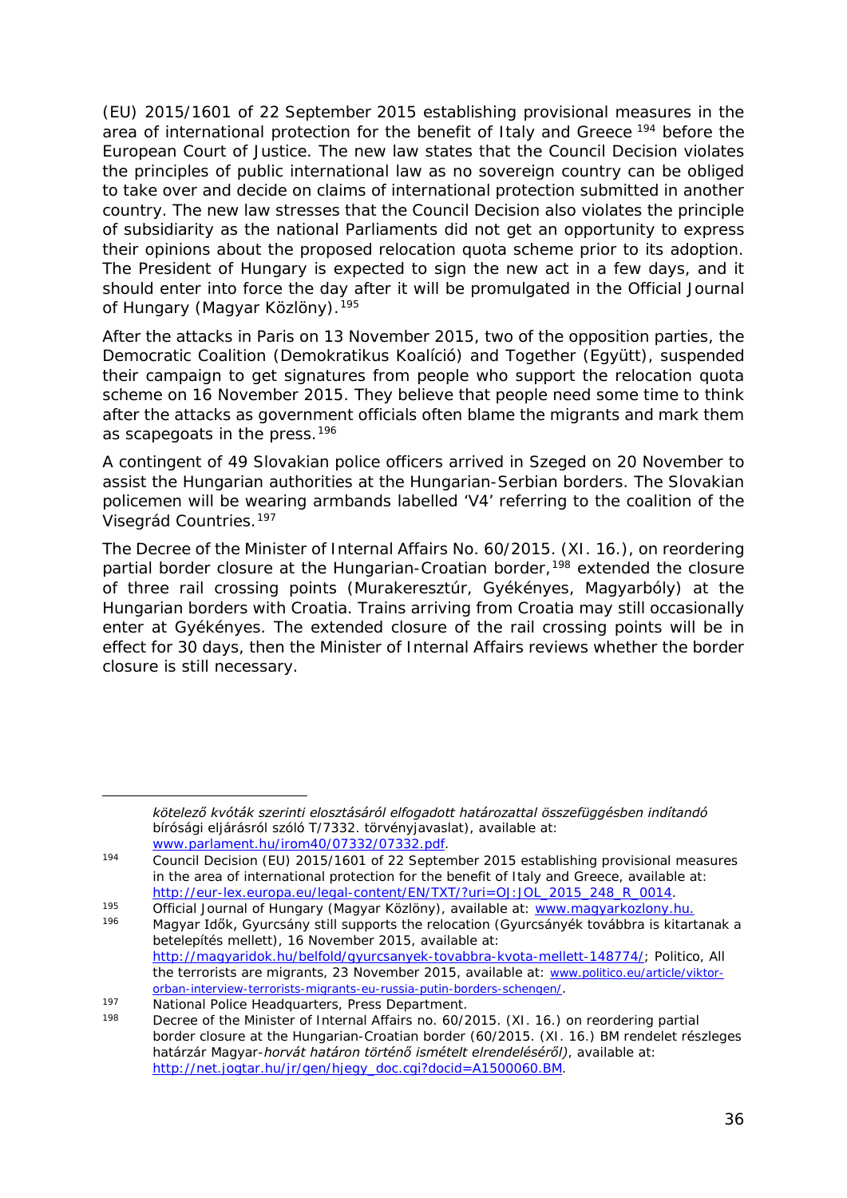(EU) 2015/1601 of 22 September 2015 establishing provisional measures in the area of international protection for the benefit of Italy and Greece [194] before the European Court of Justice. The new law states that the Council Decision violates the principles of public international law as no sovereign country can be obliged to take over and decide on claims of international protection submitted in another country. The new law stresses that the Council Decision also violates the principle of subsidiarity as the national Parliaments did not get an opportunity to express their opinions about the proposed relocation quota scheme prior to its adoption. The President of Hungary is expected to sign the new act in a few days, and it should enter into force the day after it will be promulgated in the Official Journal of Hungary (*Magyar Közlöny*).[195]

After the attacks in Paris on 13 November 2015, two of the opposition parties, the Democratic Coalition (*Demokratikus Koalíció*) and Together (*Együtt*), suspended their campaign to get signatures from people who support the relocation quota scheme on 16 November 2015. They believe that people need some time to think after the attacks as government officials often blame the migrants and mark them as scapegoats in the press.[196]

A contingent of 49 Slovakian police officers arrived in Szeged on 20 November to assist the Hungarian authorities at the Hungarian-Serbian borders. The Slovakian policemen will be wearing armbands labelled 'V4' referring to the coalition of the Visegrád Countries.[197]

The Decree of the Minister of Internal Affairs No. 60/2015. (XI. 16.), on reordering partial border closure at the Hungarian-Croatian border,[198] extended the closure of three rail crossing points (Murakeresztúr, Gyékényes, Magyarbóly) at the Hungarian borders with Croatia. Trains arriving from Croatia may still occasionally enter at Gyékényes. The extended closure of the rail crossing points will be in effect for 30 days, then the Minister of Internal Affairs reviews whether the border closure is still necessary.

---

*kötelező kvóták szerinti elosztásáról elfogadott határozattal összefüggésben indítandó bírósági eljárásról szóló T/7332. törvényjavaslat)*, available at: www.parlament.hu/irom40/07332/07332.pdf.

[194] Council Decision (EU) 2015/1601 of 22 September 2015 establishing provisional measures in the area of international protection for the benefit of Italy and Greece, available at: http://eur-lex.europa.eu/legal-content/EN/TXT/?uri=OJ:JOL_2015_248_R_0014.

[195] Official Journal of Hungary (*Magyar Közlöny*), available at: www.magyarkozlony.hu.

[196] Magyar Idők, Gyurcsány still supports the relocation (*Gyurcsányék továbbra is kitartanak a betelepítés mellett*), 16 November 2015, available at: http://magyaridok.hu/belfold/gyurcsanyek-tovabbra-kvota-mellett-148774/; Politico, All the terrorists are migrants, 23 November 2015, available at: www.politico.eu/article/viktor-orban-interview-terrorists-migrants-eu-russia-putin-borders-schengen/.

[197] National Police Headquarters, Press Department.

[198] Decree of the Minister of Internal Affairs no. 60/2015. (XI. 16.) on reordering partial border closure at the Hungarian-Croatian border (*60/2015. (XI. 16.) BM rendelet részleges határzár Magyar-horvát határon történő ismételt elrendeléséről)*, available at: http://net.jogtar.hu/jr/gen/hjegy_doc.cgi?docid=A1500060.BM.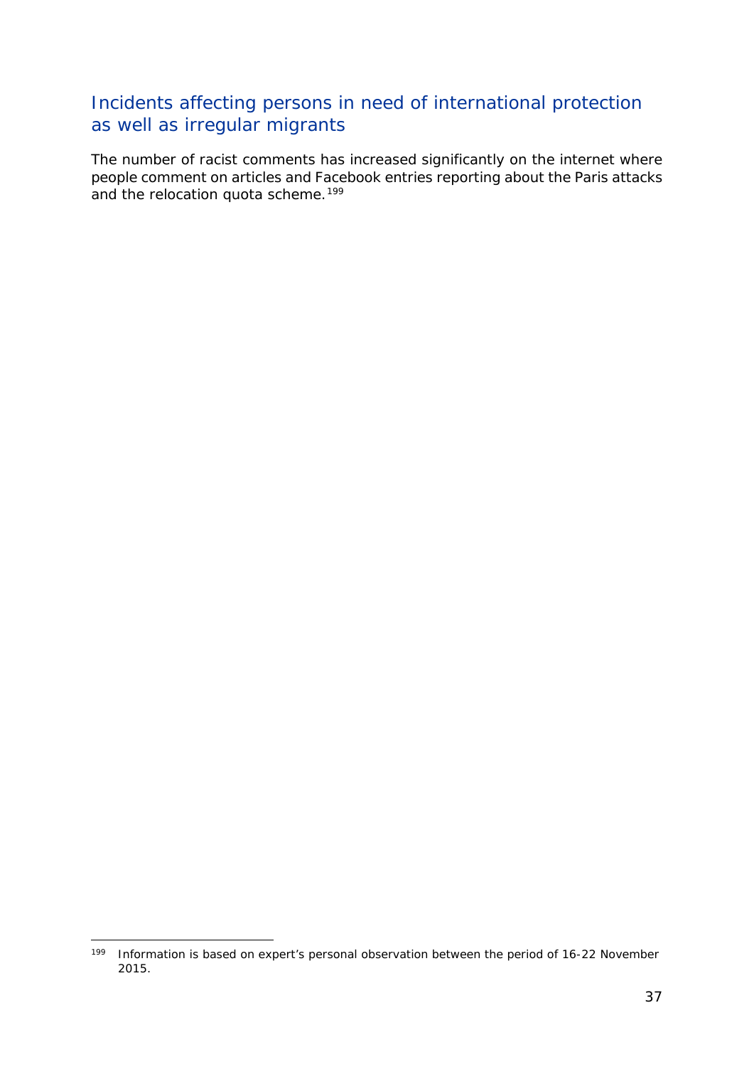## Incidents affecting persons in need of international protection as well as irregular migrants

The number of racist comments has increased significantly on the internet where people comment on articles and Facebook entries reporting about the Paris attacks and the relocation quota scheme.[199]

[199] Information is based on expert's personal observation between the period of 16-22 November 2015.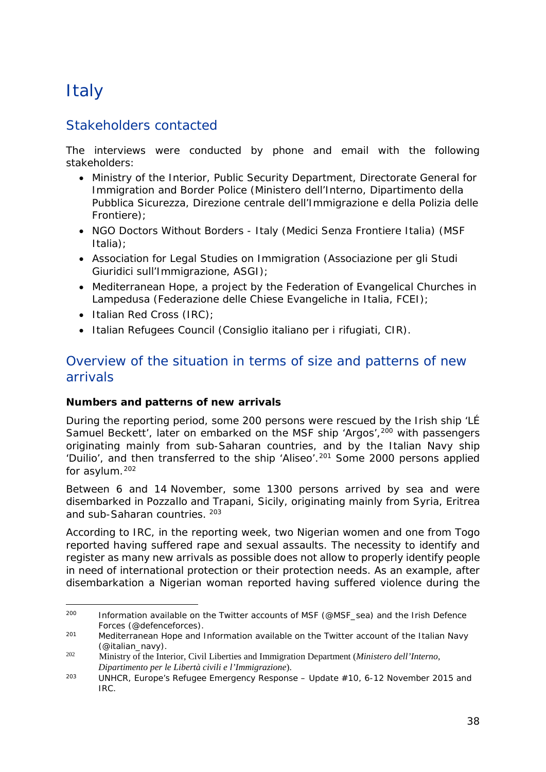# Italy

## Stakeholders contacted

The interviews were conducted by phone and email with the following stakeholders:

- Ministry of the Interior, Public Security Department, Directorate General for Immigration and Border Police (Ministero dell'Interno, Dipartimento della Pubblica Sicurezza, Direzione centrale dell'Immigrazione e della Polizia delle Frontiere);
- NGO Doctors Without Borders - Italy (Medici Senza Frontiere Italia) (MSF Italia);
- Association for Legal Studies on Immigration (Associazione per gli Studi Giuridici sull'Immigrazione, ASGI);
- Mediterranean Hope, a project by the Federation of Evangelical Churches in Lampedusa (Federazione delle Chiese Evangeliche in Italia, FCEI);
- Italian Red Cross (IRC);
- Italian Refugees Council (Consiglio italiano per i rifugiati, CIR).

## Overview of the situation in terms of size and patterns of new arrivals

**Numbers and patterns of new arrivals**

During the reporting period, some 200 persons were rescued by the Irish ship 'LÉ Samuel Beckett', later on embarked on the MSF ship 'Argos',[200] with passengers originating mainly from sub-Saharan countries, and by the Italian Navy ship 'Duilio', and then transferred to the ship 'Aliseo'.[201] Some 2000 persons applied for asylum.[202]

Between 6 and 14 November, some 1300 persons arrived by sea and were disembarked in Pozzallo and Trapani, Sicily, originating mainly from Syria, Eritrea and sub-Saharan countries. [203]

According to IRC, in the reporting week, two Nigerian women and one from Togo reported having suffered rape and sexual assaults. The necessity to identify and register as many new arrivals as possible does not allow to properly identify people in need of international protection or their protection needs. As an example, after disembarkation a Nigerian woman reported having suffered violence during the

---

[200] Information available on the Twitter accounts of MSF (@MSF_sea) and the Irish Defence Forces (@defenceforces).

[201] Mediterranean Hope and Information available on the Twitter account of the Italian Navy (@italian_navy).

[202] Ministry of the Interior, Civil Liberties and Immigration Department (*Ministero dell'Interno, Dipartimento per le Libertà civili e l'Immigrazione*).

[203] UNHCR, Europe's Refugee Emergency Response – Update #10, 6-12 November 2015 and IRC.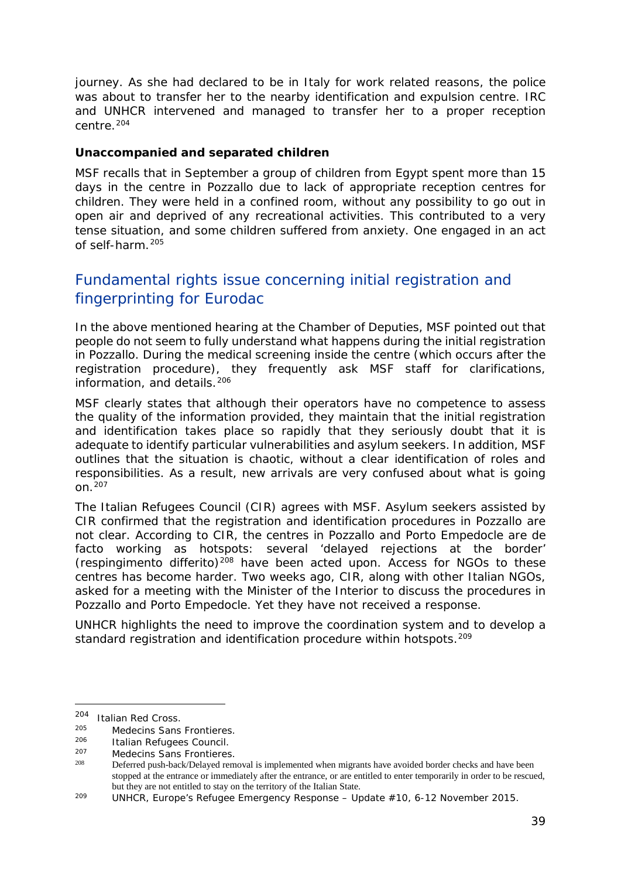journey. As she had declared to be in Italy for work related reasons, the police was about to transfer her to the nearby identification and expulsion centre. IRC and UNHCR intervened and managed to transfer her to a proper reception centre.[204]

**Unaccompanied and separated children**

MSF recalls that in September a group of children from Egypt spent more than 15 days in the centre in Pozzallo due to lack of appropriate reception centres for children. They were held in a confined room, without any possibility to go out in open air and deprived of any recreational activities. This contributed to a very tense situation, and some children suffered from anxiety. One engaged in an act of self-harm.[205]

## Fundamental rights issue concerning initial registration and fingerprinting for Eurodac

In the above mentioned hearing at the Chamber of Deputies, MSF pointed out that people do not seem to fully understand what happens during the initial registration in Pozzallo. During the medical screening inside the centre (which occurs after the registration procedure), they frequently ask MSF staff for clarifications, information, and details.[206]

MSF clearly states that although their operators have no competence to assess the quality of the information provided, they maintain that the initial registration and identification takes place so rapidly that they seriously doubt that it is adequate to identify particular vulnerabilities and asylum seekers. In addition, MSF outlines that the situation is chaotic, without a clear identification of roles and responsibilities. As a result, new arrivals are very confused about what is going on.[207]

The Italian Refugees Council (CIR) agrees with MSF. Asylum seekers assisted by CIR confirmed that the registration and identification procedures in Pozzallo are not clear. According to CIR, the centres in Pozzallo and Porto Empedocle are de facto working as hotspots: several 'delayed rejections at the border' (respingimento differito)[208] have been acted upon. Access for NGOs to these centres has become harder. Two weeks ago, CIR, along with other Italian NGOs, asked for a meeting with the Minister of the Interior to discuss the procedures in Pozzallo and Porto Empedocle. Yet they have not received a response.

UNHCR highlights the need to improve the coordination system and to develop a standard registration and identification procedure within hotspots.[209]

---

[204] Italian Red Cross.

[205] Medecins Sans Frontieres.

[206] Italian Refugees Council.

[207] Medecins Sans Frontieres.

[208] Deferred push-back/Delayed removal is implemented when migrants have avoided border checks and have been stopped at the entrance or immediately after the entrance, or are entitled to enter temporarily in order to be rescued, but they are not entitled to stay on the territory of the Italian State.

[209] UNHCR, Europe's Refugee Emergency Response – Update #10, 6-12 November 2015.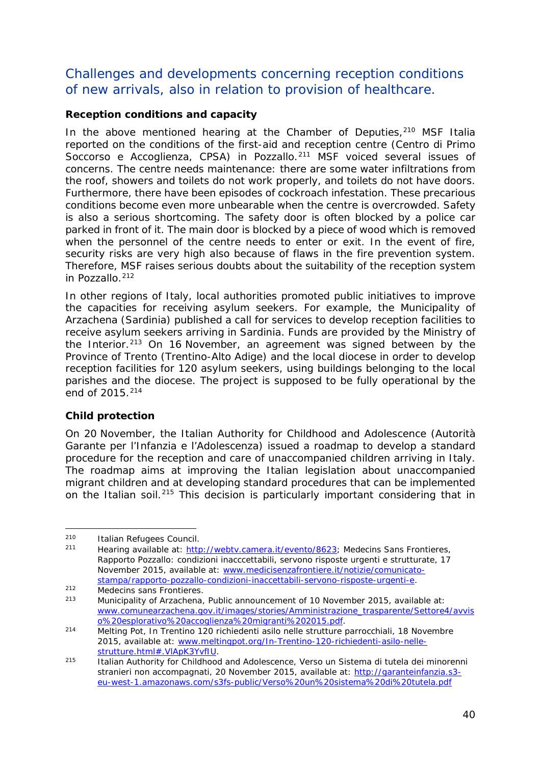## Challenges and developments concerning reception conditions of new arrivals, also in relation to provision of healthcare.

**Reception conditions and capacity**

In the above mentioned hearing at the Chamber of Deputies,[210] MSF Italia reported on the conditions of the first-aid and reception centre (Centro di Primo Soccorso e Accoglienza, CPSA) in Pozzallo.[211] MSF voiced several issues of concerns. The centre needs maintenance: there are some water infiltrations from the roof, showers and toilets do not work properly, and toilets do not have doors. Furthermore, there have been episodes of cockroach infestation. These precarious conditions become even more unbearable when the centre is overcrowded. Safety is also a serious shortcoming. The safety door is often blocked by a police car parked in front of it. The main door is blocked by a piece of wood which is removed when the personnel of the centre needs to enter or exit. In the event of fire, security risks are very high also because of flaws in the fire prevention system. Therefore, MSF raises serious doubts about the suitability of the reception system in Pozzallo.[212]

In other regions of Italy, local authorities promoted public initiatives to improve the capacities for receiving asylum seekers. For example, the Municipality of Arzachena (Sardinia) published a call for services to develop reception facilities to receive asylum seekers arriving in Sardinia. Funds are provided by the Ministry of the Interior.[213] On 16 November, an agreement was signed between by the Province of Trento (Trentino-Alto Adige) and the local diocese in order to develop reception facilities for 120 asylum seekers, using buildings belonging to the local parishes and the diocese. The project is supposed to be fully operational by the end of 2015.[214]

**Child protection**

On 20 November, the Italian Authority for Childhood and Adolescence (Autorità Garante per l'Infanzia e l'Adolescenza) issued a roadmap to develop a standard procedure for the reception and care of unaccompanied children arriving in Italy. The roadmap aims at improving the Italian legislation about unaccompanied migrant children and at developing standard procedures that can be implemented on the Italian soil.[215] This decision is particularly important considering that in

---

[210] Italian Refugees Council.

[211] Hearing available at: http://webtv.camera.it/evento/8623; Medecins Sans Frontieres, Rapporto Pozzallo: condizioni inacccettabili, servono risposte urgenti e strutturate, 17 November 2015, available at: www.medicisenzafrontiere.it/notizie/comunicato-stampa/rapporto-pozzallo-condizioni-inaccettabili-servono-risposte-urgenti-e.

[212] Medecins sans Frontieres.

[213] Municipality of Arzachena, Public announcement of 10 November 2015, available at: www.comunearzachena.gov.it/images/stories/Amministrazione_trasparente/Settore4/avviso%20esplorativo%20accoglienza%20migranti%202015.pdf.

[214] Melting Pot, In Trentino 120 richiedenti asilo nelle strutture parrocchiali, 18 Novembre 2015, available at: www.meltingpot.org/In-Trentino-120-richiedenti-asilo-nelle-strutture.html#.VlApK3YvfIU.

[215] Italian Authority for Childhood and Adolescence, Verso un Sistema di tutela dei minorenni stranieri non accompagnati, 20 November 2015, available at: http://garanteinfanzia.s3-eu-west-1.amazonaws.com/s3fs-public/Verso%20un%20sistema%20di%20tutela.pdf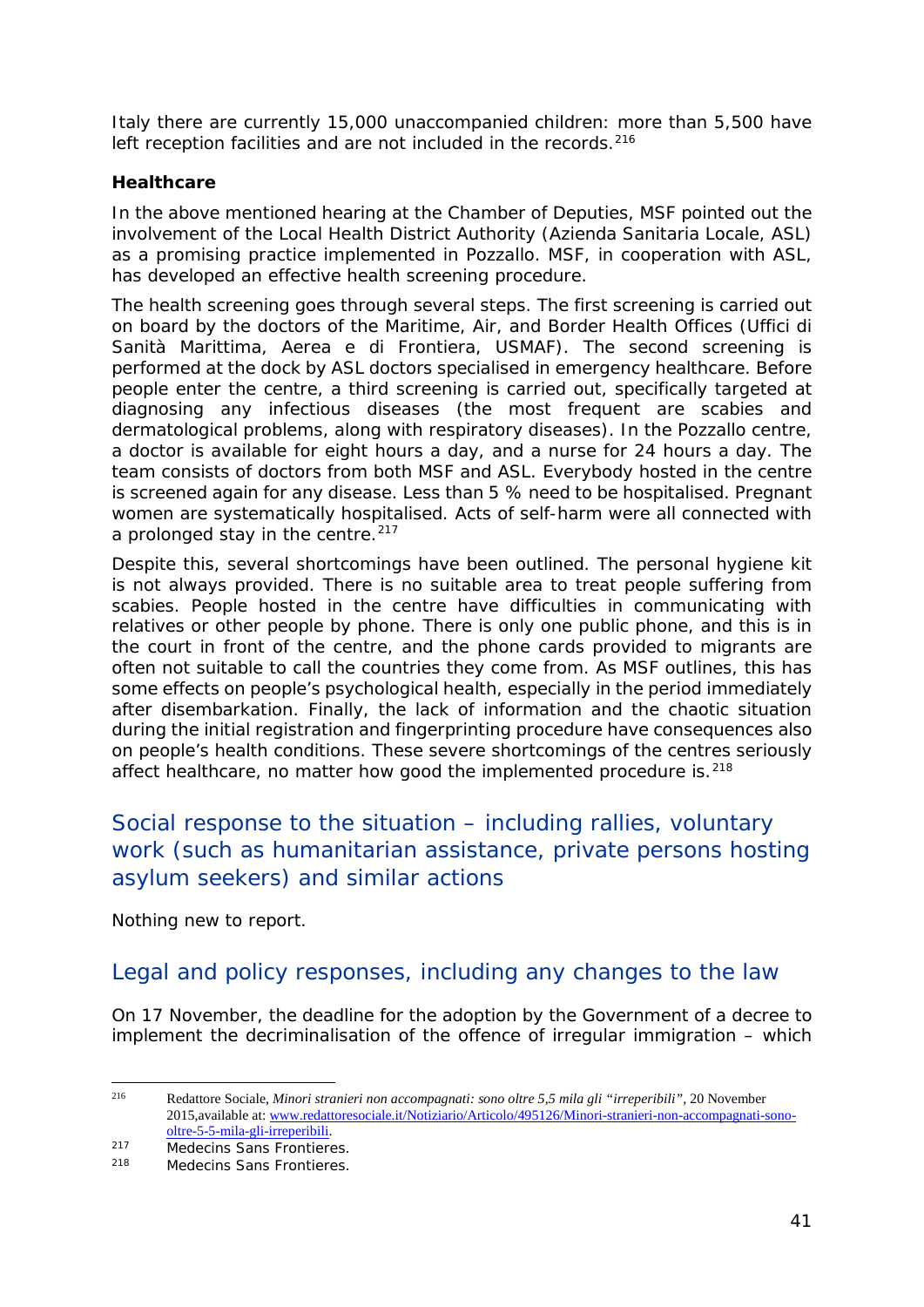Italy there are currently 15,000 unaccompanied children: more than 5,500 have left reception facilities and are not included in the records.[216]

**Healthcare**

In the above mentioned hearing at the Chamber of Deputies, MSF pointed out the involvement of the Local Health District Authority (Azienda Sanitaria Locale, ASL) as a promising practice implemented in Pozzallo. MSF, in cooperation with ASL, has developed an effective health screening procedure.

The health screening goes through several steps. The first screening is carried out on board by the doctors of the Maritime, Air, and Border Health Offices (Uffici di Sanità Marittima, Aerea e di Frontiera, USMAF). The second screening is performed at the dock by ASL doctors specialised in emergency healthcare. Before people enter the centre, a third screening is carried out, specifically targeted at diagnosing any infectious diseases (the most frequent are scabies and dermatological problems, along with respiratory diseases). In the Pozzallo centre, a doctor is available for eight hours a day, and a nurse for 24 hours a day. The team consists of doctors from both MSF and ASL. Everybody hosted in the centre is screened again for any disease. Less than 5 % need to be hospitalised. Pregnant women are systematically hospitalised. Acts of self-harm were all connected with a prolonged stay in the centre.[217]

Despite this, several shortcomings have been outlined. The personal hygiene kit is not always provided. There is no suitable area to treat people suffering from scabies. People hosted in the centre have difficulties in communicating with relatives or other people by phone. There is only one public phone, and this is in the court in front of the centre, and the phone cards provided to migrants are often not suitable to call the countries they come from. As MSF outlines, this has some effects on people's psychological health, especially in the period immediately after disembarkation. Finally, the lack of information and the chaotic situation during the initial registration and fingerprinting procedure have consequences also on people's health conditions. These severe shortcomings of the centres seriously affect healthcare, no matter how good the implemented procedure is.[218]

## Social response to the situation – including rallies, voluntary work (such as humanitarian assistance, private persons hosting asylum seekers) and similar actions

Nothing new to report.

## Legal and policy responses, including any changes to the law

On 17 November, the deadline for the adoption by the Government of a decree to implement the decriminalisation of the offence of irregular immigration – which

---

216 Redattore Sociale, *Minori stranieri non accompagnati: sono oltre 5,5 mila gli "irreperibili"*, 20 November 2015,available at: www.redattoresociale.it/Notiziario/Articolo/495126/Minori-stranieri-non-accompagnati-sono-oltre-5-5-mila-gli-irreperibili.

217 Medecins Sans Frontieres.

218 Medecins Sans Frontieres.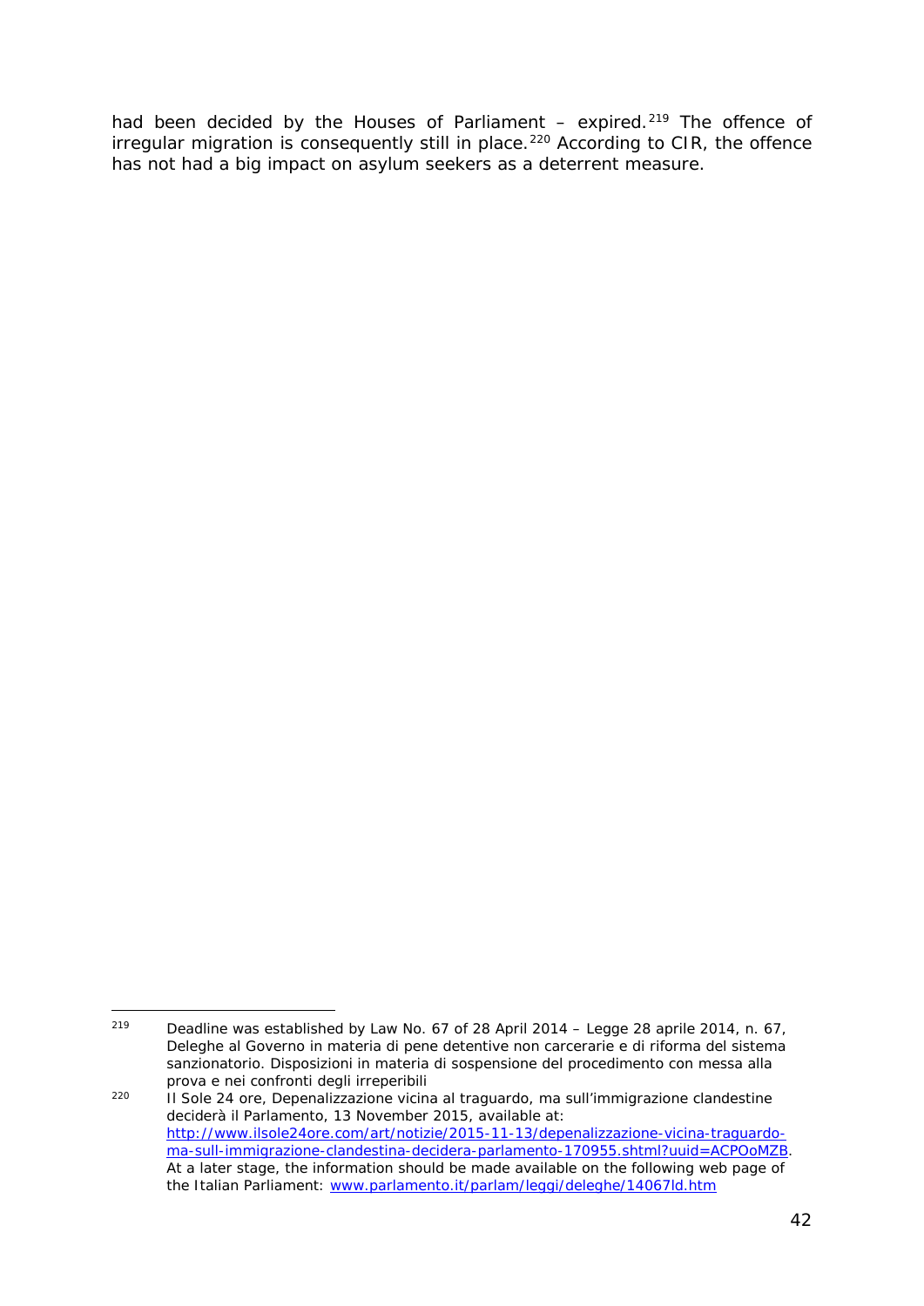had been decided by the Houses of Parliament – expired.[219] The offence of irregular migration is consequently still in place.[220] According to CIR, the offence has not had a big impact on asylum seekers as a deterrent measure.

---

[219] Deadline was established by Law No. 67 of 28 April 2014 – *Legge 28 aprile 2014, n. 67, Deleghe al Governo in materia di pene detentive non carcerarie e di riforma del sistema sanzionatorio. Disposizioni in materia di sospensione del procedimento con messa alla prova e nei confronti degli irreperibili*

[220] Il Sole 24 ore, *Depenalizzazione vicina al traguardo, ma sull'immigrazione clandestine deciderà il Parlamento*, 13 November 2015, available at: [http://www.ilsole24ore.com/art/notizie/2015-11-13/depenalizzazione-vicina-traguardo-ma-sull-immigrazione-clandestina-decidera-parlamento-170955.shtml?uuid=ACPOoMZB](http://www.ilsole24ore.com/art/notizie/2015-11-13/depenalizzazione-vicina-traguardo-ma-sull-immigrazione-clandestina-decidera-parlamento-170955.shtml?uuid=ACPOoMZB). At a later stage, the information should be made available on the following web page of the Italian Parliament: [www.parlamento.it/parlam/leggi/deleghe/14067ld.htm](www.parlamento.it/parlam/leggi/deleghe/14067ld.htm)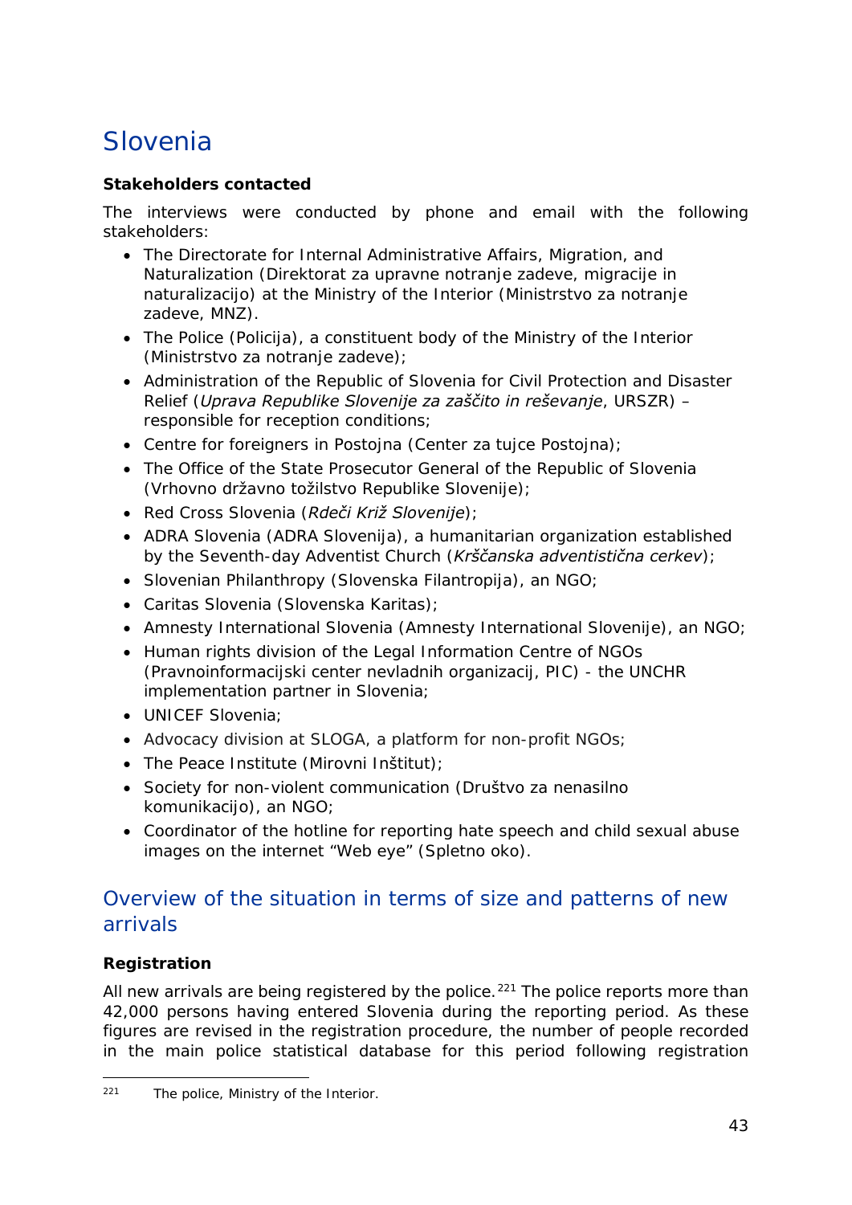# Slovenia

**Stakeholders contacted**

The interviews were conducted by phone and email with the following stakeholders:

- The Directorate for Internal Administrative Affairs, Migration, and Naturalization (Direktorat za upravne notranje zadeve, migracije in naturalizacijo) at the Ministry of the Interior (Ministrstvo za notranje zadeve, MNZ).
- The Police (Policija), a constituent body of the Ministry of the Interior (Ministrstvo za notranje zadeve);
- Administration of the Republic of Slovenia for Civil Protection and Disaster Relief (*Uprava Republike Slovenije za zaščito in reševanje*, URSZR) – responsible for reception conditions;
- Centre for foreigners in Postojna (Center za tujce Postojna);
- The Office of the State Prosecutor General of the Republic of Slovenia (Vrhovno državno tožilstvo Republike Slovenije);
- Red Cross Slovenia (*Rdeči Križ Slovenije*);
- ADRA Slovenia (ADRA Slovenija), a humanitarian organization established by the Seventh-day Adventist Church (*Krščanska adventistična cerkev*);
- Slovenian Philanthropy (Slovenska Filantropija), an NGO;
- Caritas Slovenia (Slovenska Karitas);
- Amnesty International Slovenia (Amnesty International Slovenije), an NGO;
- Human rights division of the Legal Information Centre of NGOs (Pravnoinformacijski center nevladnih organizacij, PIC) - the UNCHR implementation partner in Slovenia;
- UNICEF Slovenia;
- Advocacy division at SLOGA, a platform for non-profit NGOs;
- The Peace Institute (Mirovni Inštitut);
- Society for non-violent communication (Društvo za nenasilno komunikacijo), an NGO;
- Coordinator of the hotline for reporting hate speech and child sexual abuse images on the internet "Web eye" (Spletno oko).

## Overview of the situation in terms of size and patterns of new arrivals

**Registration**

All new arrivals are being registered by the police.[221] The police reports more than 42,000 persons having entered Slovenia during the reporting period. As these figures are revised in the registration procedure, the number of people recorded in the main police statistical database for this period following registration

[221] The police, Ministry of the Interior.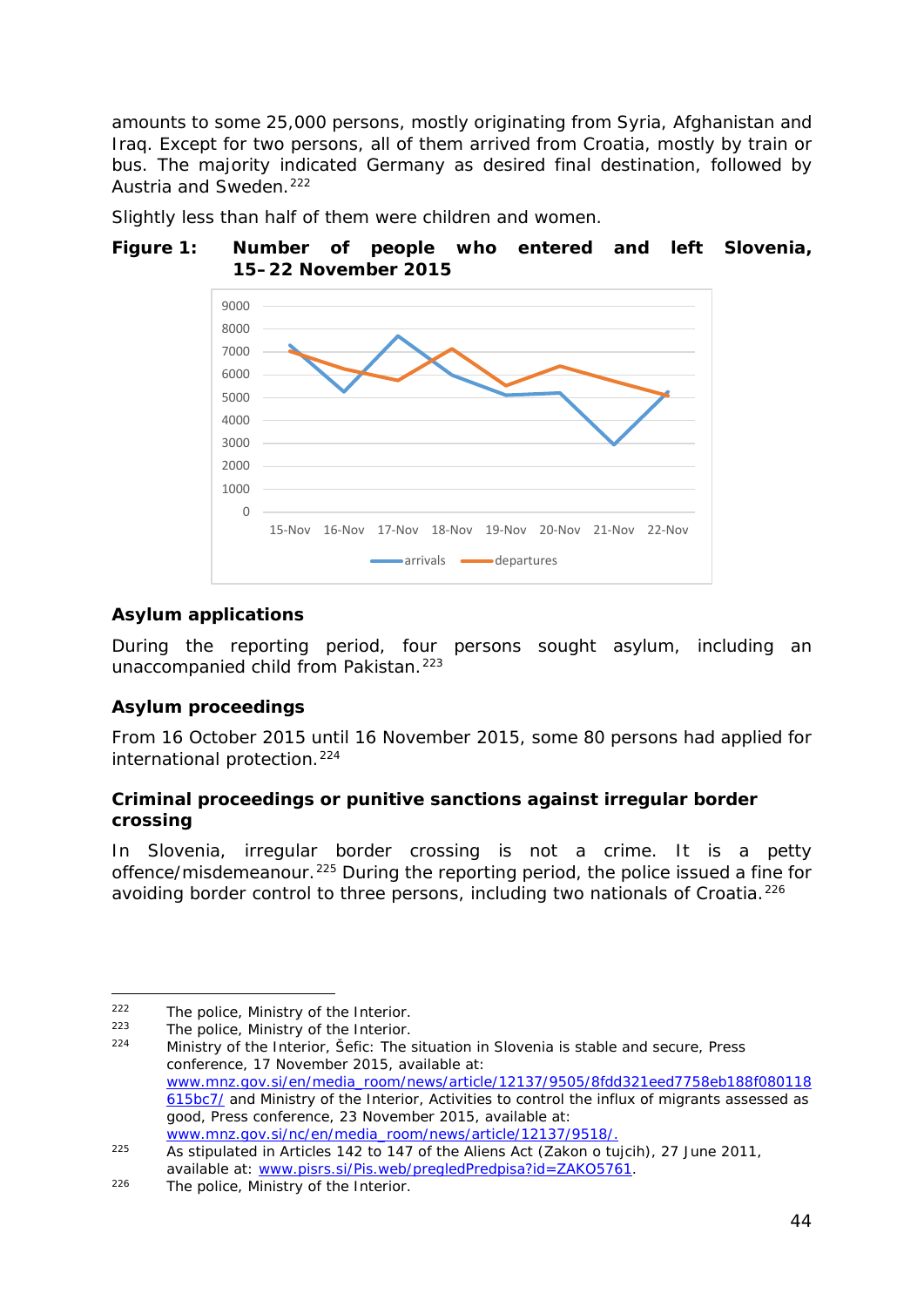amounts to some 25,000 persons, mostly originating from Syria, Afghanistan and Iraq. Except for two persons, all of them arrived from Croatia, mostly by train or bus. The majority indicated Germany as desired final destination, followed by Austria and Sweden.[222]

Slightly less than half of them were children and women.

**Figure 1: Number of people who entered and left Slovenia, 15–22 November 2015**

### Asylum applications

During the reporting period, four persons sought asylum, including an unaccompanied child from Pakistan.[223]

### Asylum proceedings

From 16 October 2015 until 16 November 2015, some 80 persons had applied for international protection.[224]

### Criminal proceedings or punitive sanctions against irregular border crossing

In Slovenia, irregular border crossing is not a crime. It is a petty offence/misdemeanour.[225] During the reporting period, the police issued a fine for avoiding border control to three persons, including two nationals of Croatia.[226]

---

[222] The police, Ministry of the Interior.

[223] The police, Ministry of the Interior.

[224] Ministry of the Interior, Šefic: The situation in Slovenia is stable and secure, Press conference, 17 November 2015, available at: www.mnz.gov.si/en/media_room/news/article/12137/9505/8fdd321eed7758eb188f080118615bc7/ and Ministry of the Interior, Activities to control the influx of migrants assessed as good, Press conference, 23 November 2015, available at: www.mnz.gov.si/nc/en/media_room/news/article/12137/9518/.

[225] As stipulated in Articles 142 to 147 of the Aliens Act (Zakon o tujcih), 27 June 2011, available at: www.pisrs.si/Pis.web/pregledPredpisa?id=ZAKO5761.

[226] The police, Ministry of the Interior.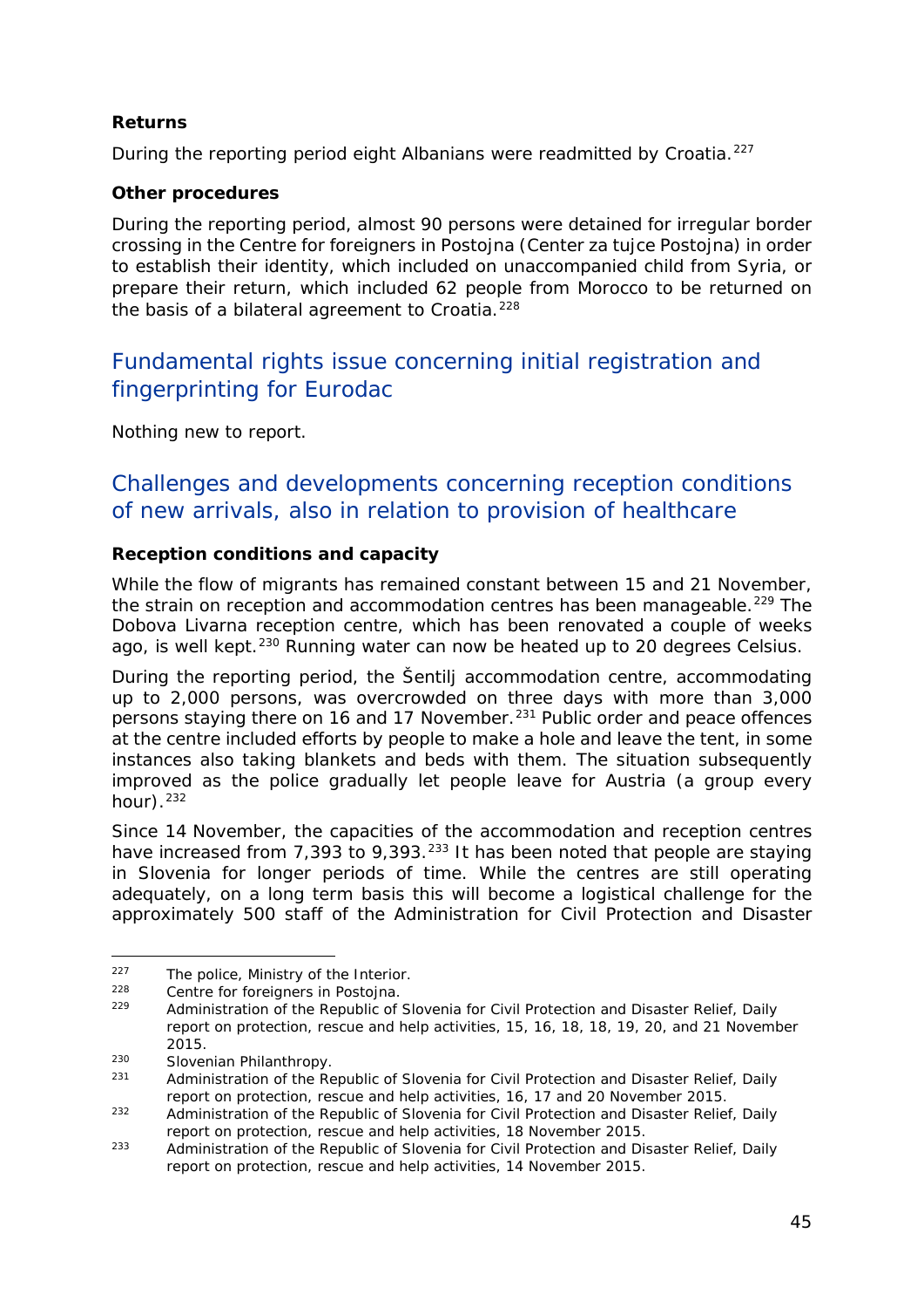**Returns**

During the reporting period eight Albanians were readmitted by Croatia.[227]

**Other procedures**

During the reporting period, almost 90 persons were detained for irregular border crossing in the Centre for foreigners in Postojna (Center za tujce Postojna) in order to establish their identity, which included on unaccompanied child from Syria, or prepare their return, which included 62 people from Morocco to be returned on the basis of a bilateral agreement to Croatia.[228]

## Fundamental rights issue concerning initial registration and fingerprinting for Eurodac

Nothing new to report.

## Challenges and developments concerning reception conditions of new arrivals, also in relation to provision of healthcare

**Reception conditions and capacity**

While the flow of migrants has remained constant between 15 and 21 November, the strain on reception and accommodation centres has been manageable.[229] The Dobova Livarna reception centre, which has been renovated a couple of weeks ago, is well kept.[230] Running water can now be heated up to 20 degrees Celsius.

During the reporting period, the Šentilj accommodation centre, accommodating up to 2,000 persons, was overcrowded on three days with more than 3,000 persons staying there on 16 and 17 November.[231] Public order and peace offences at the centre included efforts by people to make a hole and leave the tent, in some instances also taking blankets and beds with them. The situation subsequently improved as the police gradually let people leave for Austria (a group every hour).[232]

Since 14 November, the capacities of the accommodation and reception centres have increased from 7,393 to 9,393.[233] It has been noted that people are staying in Slovenia for longer periods of time. While the centres are still operating adequately, on a long term basis this will become a logistical challenge for the approximately 500 staff of the Administration for Civil Protection and Disaster

---

[227] The police, Ministry of the Interior.

[228] Centre for foreigners in Postojna.

[229] Administration of the Republic of Slovenia for Civil Protection and Disaster Relief, Daily report on protection, rescue and help activities, 15, 16, 18, 18, 19, 20, and 21 November 2015.

[230] Slovenian Philanthropy.

[231] Administration of the Republic of Slovenia for Civil Protection and Disaster Relief, Daily report on protection, rescue and help activities, 16, 17 and 20 November 2015.

[232] Administration of the Republic of Slovenia for Civil Protection and Disaster Relief, Daily report on protection, rescue and help activities, 18 November 2015.

[233] Administration of the Republic of Slovenia for Civil Protection and Disaster Relief, Daily report on protection, rescue and help activities, 14 November 2015.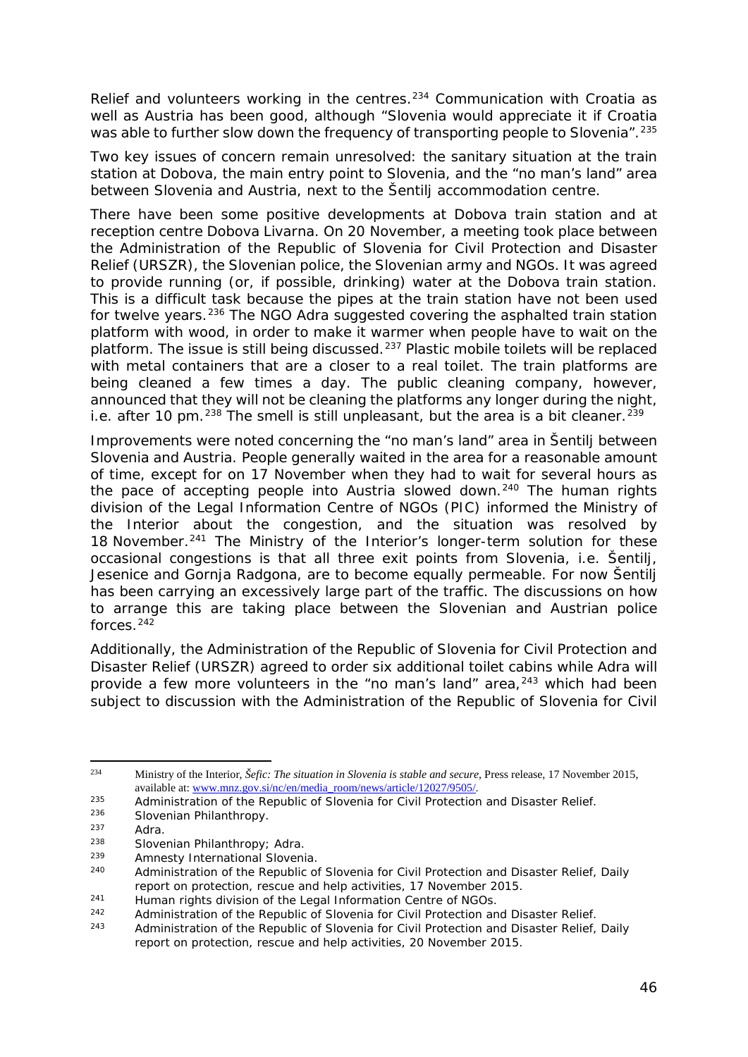Relief and volunteers working in the centres.[234] Communication with Croatia as well as Austria has been good, although "Slovenia would appreciate it if Croatia was able to further slow down the frequency of transporting people to Slovenia".[235]

Two key issues of concern remain unresolved: the sanitary situation at the train station at Dobova, the main entry point to Slovenia, and the "no man's land" area between Slovenia and Austria, next to the Šentilj accommodation centre.

There have been some positive developments at Dobova train station and at reception centre Dobova Livarna. On 20 November, a meeting took place between the Administration of the Republic of Slovenia for Civil Protection and Disaster Relief (URSZR), the Slovenian police, the Slovenian army and NGOs. It was agreed to provide running (or, if possible, drinking) water at the Dobova train station. This is a difficult task because the pipes at the train station have not been used for twelve years.[236] The NGO Adra suggested covering the asphalted train station platform with wood, in order to make it warmer when people have to wait on the platform. The issue is still being discussed.[237] Plastic mobile toilets will be replaced with metal containers that are a closer to a real toilet. The train platforms are being cleaned a few times a day. The public cleaning company, however, announced that they will not be cleaning the platforms any longer during the night, i.e. after 10 pm.[238] The smell is still unpleasant, but the area is a bit cleaner.[239]

Improvements were noted concerning the "no man's land" area in Šentilj between Slovenia and Austria. People generally waited in the area for a reasonable amount of time, except for on 17 November when they had to wait for several hours as the pace of accepting people into Austria slowed down.[240] The human rights division of the Legal Information Centre of NGOs (PIC) informed the Ministry of the Interior about the congestion, and the situation was resolved by 18 November.[241] The Ministry of the Interior's longer-term solution for these occasional congestions is that all three exit points from Slovenia, i.e. Šentilj, Jesenice and Gornja Radgona, are to become equally permeable. For now Šentilj has been carrying an excessively large part of the traffic. The discussions on how to arrange this are taking place between the Slovenian and Austrian police forces.[242]

Additionally, the Administration of the Republic of Slovenia for Civil Protection and Disaster Relief (URSZR) agreed to order six additional toilet cabins while Adra will provide a few more volunteers in the "no man's land" area,[243] which had been subject to discussion with the Administration of the Republic of Slovenia for Civil

---

[234] Ministry of the Interior, *Šefic: The situation in Slovenia is stable and secure*, Press release, 17 November 2015, available at: www.mnz.gov.si/nc/en/media_room/news/article/12027/9505/.

[235] Administration of the Republic of Slovenia for Civil Protection and Disaster Relief.

[236] Slovenian Philanthropy.

[237] Adra.

[238] Slovenian Philanthropy; Adra.

[239] Amnesty International Slovenia.

[240] Administration of the Republic of Slovenia for Civil Protection and Disaster Relief, Daily report on protection, rescue and help activities, 17 November 2015.

[241] Human rights division of the Legal Information Centre of NGOs.

[242] Administration of the Republic of Slovenia for Civil Protection and Disaster Relief.

[243] Administration of the Republic of Slovenia for Civil Protection and Disaster Relief, Daily report on protection, rescue and help activities, 20 November 2015.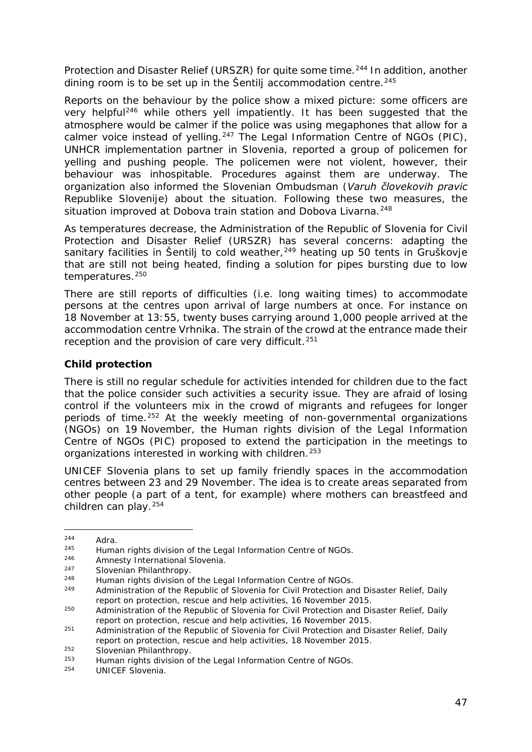Protection and Disaster Relief (URSZR) for quite some time.[244] In addition, another dining room is to be set up in the Šentilj accommodation centre.[245]

Reports on the behaviour by the police show a mixed picture: some officers are very helpful[246] while others yell impatiently. It has been suggested that the atmosphere would be calmer if the police was using megaphones that allow for a calmer voice instead of yelling.[247] The Legal Information Centre of NGOs (PIC), UNHCR implementation partner in Slovenia, reported a group of policemen for yelling and pushing people. The policemen were not violent, however, their behaviour was inhospitable. Procedures against them are underway. The organization also informed the Slovenian Ombudsman (*Varuh človekovih pravic* Republike Slovenije) about the situation. Following these two measures, the situation improved at Dobova train station and Dobova Livarna.[248]

As temperatures decrease, the Administration of the Republic of Slovenia for Civil Protection and Disaster Relief (URSZR) has several concerns: adapting the sanitary facilities in Šentilj to cold weather,[249] heating up 50 tents in Gruškovje that are still not being heated, finding a solution for pipes bursting due to low temperatures.[250]

There are still reports of difficulties (i.e. long waiting times) to accommodate persons at the centres upon arrival of large numbers at once. For instance on 18 November at 13:55, twenty buses carrying around 1,000 people arrived at the accommodation centre Vrhnika. The strain of the crowd at the entrance made their reception and the provision of care very difficult.[251]

### Child protection

There is still no regular schedule for activities intended for children due to the fact that the police consider such activities a security issue. They are afraid of losing control if the volunteers mix in the crowd of migrants and refugees for longer periods of time.[252] At the weekly meeting of non-governmental organizations (NGOs) on 19 November, the Human rights division of the Legal Information Centre of NGOs (PIC) proposed to extend the participation in the meetings to organizations interested in working with children.[253]

UNICEF Slovenia plans to set up family friendly spaces in the accommodation centres between 23 and 29 November. The idea is to create areas separated from other people (a part of a tent, for example) where mothers can breastfeed and children can play.[254]

---

[244] Adra.

[245] Human rights division of the Legal Information Centre of NGOs.

[246] Amnesty International Slovenia.

[247] Slovenian Philanthropy.

[248] Human rights division of the Legal Information Centre of NGOs.

[249] Administration of the Republic of Slovenia for Civil Protection and Disaster Relief, Daily report on protection, rescue and help activities, 16 November 2015.

[250] Administration of the Republic of Slovenia for Civil Protection and Disaster Relief, Daily report on protection, rescue and help activities, 16 November 2015.

[251] Administration of the Republic of Slovenia for Civil Protection and Disaster Relief, Daily report on protection, rescue and help activities, 18 November 2015.

[252] Slovenian Philanthropy.

[253] Human rights division of the Legal Information Centre of NGOs.

[254] UNICEF Slovenia.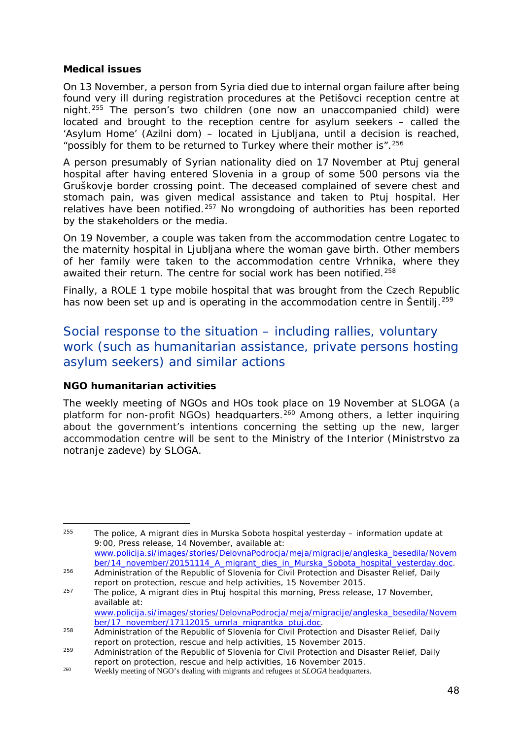**Medical issues**

On 13 November, a person from Syria died due to internal organ failure after being found very ill during registration procedures at the Petišovci reception centre at night.[255] The person's two children (one now an unaccompanied child) were located and brought to the reception centre for asylum seekers – called the 'Asylum Home' (Azilni dom) – located in Ljubljana, until a decision is reached, "possibly for them to be returned to Turkey where their mother is".[256]

A person presumably of Syrian nationality died on 17 November at Ptuj general hospital after having entered Slovenia in a group of some 500 persons via the Gruškovje border crossing point. The deceased complained of severe chest and stomach pain, was given medical assistance and taken to Ptuj hospital. Her relatives have been notified.[257] No wrongdoing of authorities has been reported by the stakeholders or the media.

On 19 November, a couple was taken from the accommodation centre Logatec to the maternity hospital in Ljubljana where the woman gave birth. Other members of her family were taken to the accommodation centre Vrhnika, where they awaited their return. The centre for social work has been notified.[258]

Finally, a ROLE 1 type mobile hospital that was brought from the Czech Republic has now been set up and is operating in the accommodation centre in Šentilj.[259]

## Social response to the situation – including rallies, voluntary work (such as humanitarian assistance, private persons hosting asylum seekers) and similar actions

**NGO humanitarian activities**

The weekly meeting of NGOs and HOs took place on 19 November at SLOGA (a platform for non-profit NGOs) headquarters.[260] Among others, a letter inquiring about the government's intentions concerning the setting up the new, larger accommodation centre will be sent to the Ministry of the Interior (Ministrstvo za notranje zadeve) by SLOGA.

---

[255] The police, A migrant dies in Murska Sobota hospital yesterday – information update at 9:00, Press release, 14 November, available at: www.policija.si/images/stories/DelovnaPodrocja/meja/migracije/angleska_besedila/November/14_november/20151114_A_migrant_dies_in_Murska_Sobota_hospital_yesterday.doc.

[256] Administration of the Republic of Slovenia for Civil Protection and Disaster Relief, Daily report on protection, rescue and help activities, 15 November 2015.

[257] The police, A migrant dies in Ptuj hospital this morning, Press release, 17 November, available at: www.policija.si/images/stories/DelovnaPodrocja/meja/migracije/angleska_besedila/November/17_november/17112015_umrla_migrantka_ptuj.doc.

[258] Administration of the Republic of Slovenia for Civil Protection and Disaster Relief, Daily report on protection, rescue and help activities, 15 November 2015.

[259] Administration of the Republic of Slovenia for Civil Protection and Disaster Relief, Daily report on protection, rescue and help activities, 16 November 2015.

[260] Weekly meeting of NGO's dealing with migrants and refugees at *SLOGA* headquarters.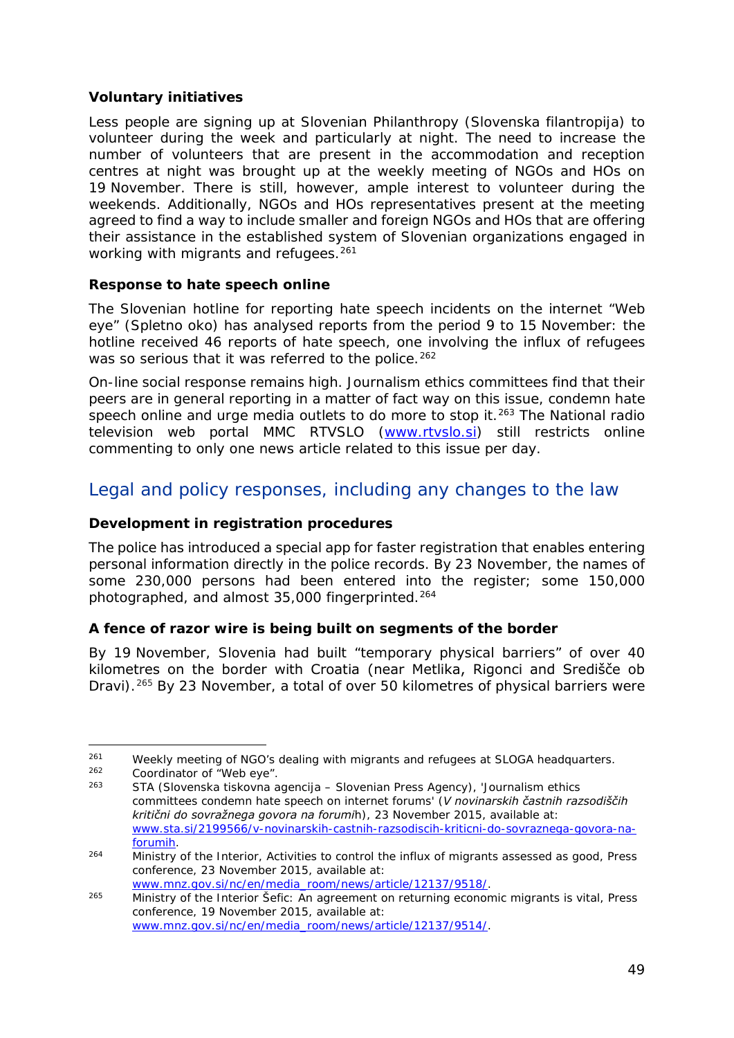**Voluntary initiatives**

Less people are signing up at Slovenian Philanthropy (Slovenska filantropija) to volunteer during the week and particularly at night. The need to increase the number of volunteers that are present in the accommodation and reception centres at night was brought up at the weekly meeting of NGOs and HOs on 19 November. There is still, however, ample interest to volunteer during the weekends. Additionally, NGOs and HOs representatives present at the meeting agreed to find a way to include smaller and foreign NGOs and HOs that are offering their assistance in the established system of Slovenian organizations engaged in working with migrants and refugees.[261]

**Response to hate speech online**

The Slovenian hotline for reporting hate speech incidents on the internet "Web eye" (Spletno oko) has analysed reports from the period 9 to 15 November: the hotline received 46 reports of hate speech, one involving the influx of refugees was so serious that it was referred to the police.[262]

On-line social response remains high. Journalism ethics committees find that their peers are in general reporting in a matter of fact way on this issue, condemn hate speech online and urge media outlets to do more to stop it.[263] The National radio television web portal MMC RTVSLO ([www.rtvslo.si](www.rtvslo.si)) still restricts online commenting to only one news article related to this issue per day.

## Legal and policy responses, including any changes to the law

**Development in registration procedures**

The police has introduced a special app for faster registration that enables entering personal information directly in the police records. By 23 November, the names of some 230,000 persons had been entered into the register; some 150,000 photographed, and almost 35,000 fingerprinted.[264]

**A fence of razor wire is being built on segments of the border**

By 19 November, Slovenia had built "temporary physical barriers" of over 40 kilometres on the border with Croatia (near Metlika, Rigonci and Središče ob Dravi).[265] By 23 November, a total of over 50 kilometres of physical barriers were

---

[261] Weekly meeting of NGO's dealing with migrants and refugees at SLOGA headquarters.

[262] Coordinator of "Web eye".

[263] STA (Slovenska tiskovna agencija – Slovenian Press Agency), 'Journalism ethics committees condemn hate speech on internet forums' (*V novinarskih častnih razsodiščih kritični do sovražnega govora na forumih*), 23 November 2015, available at: [www.sta.si/2199566/v-novinarskih-castnih-razsodiscih-kriticni-do-sovraznega-govora-na-forumih](www.sta.si/2199566/v-novinarskih-castnih-razsodiscih-kriticni-do-sovraznega-govora-na-forumih).

[264] Ministry of the Interior, Activities to control the influx of migrants assessed as good, Press conference, 23 November 2015, available at: [www.mnz.gov.si/nc/en/media_room/news/article/12137/9518/](www.mnz.gov.si/nc/en/media_room/news/article/12137/9518/).

[265] Ministry of the Interior Šefic: An agreement on returning economic migrants is vital, Press conference, 19 November 2015, available at: [www.mnz.gov.si/nc/en/media_room/news/article/12137/9514/](www.mnz.gov.si/nc/en/media_room/news/article/12137/9514/).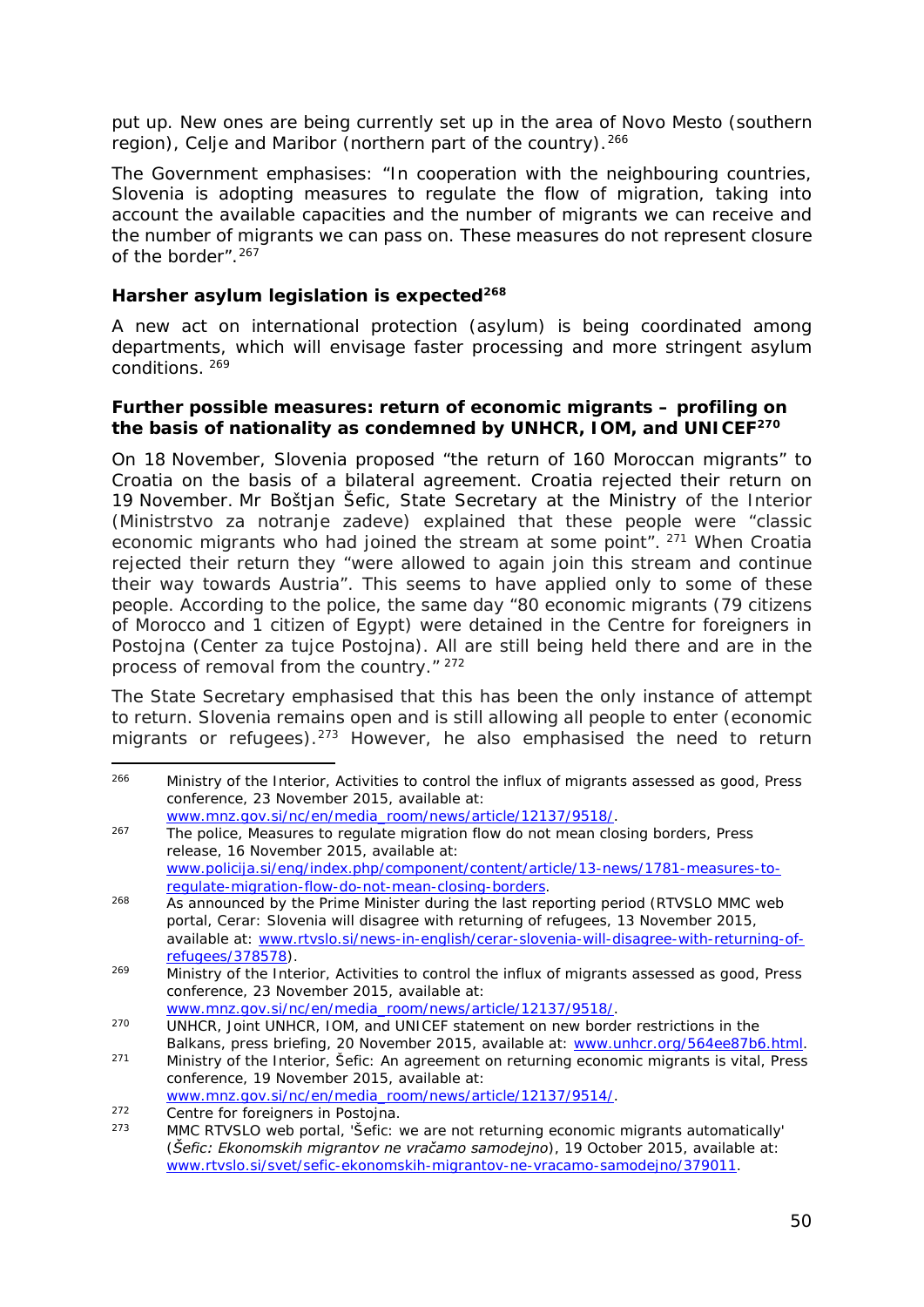put up. New ones are being currently set up in the area of Novo Mesto (southern region), Celje and Maribor (northern part of the country).[266]

The Government emphasises: "In cooperation with the neighbouring countries, Slovenia is adopting measures to regulate the flow of migration, taking into account the available capacities and the number of migrants we can receive and the number of migrants we can pass on. These measures do not represent closure of the border".[267]

### Harsher asylum legislation is expected[268]

A new act on international protection (asylum) is being coordinated among departments, which will envisage faster processing and more stringent asylum conditions.[269]

### Further possible measures: return of economic migrants – profiling on the basis of nationality as condemned by UNHCR, IOM, and UNICEF[270]

On 18 November, Slovenia proposed "the return of 160 Moroccan migrants" to Croatia on the basis of a bilateral agreement. Croatia rejected their return on 19 November. Mr Boštjan Šefic, State Secretary at the Ministry of the Interior (*Ministrstvo za notranje zadeve*) explained that these people were "classic economic migrants who had joined the stream at some point".[271] When Croatia rejected their return they "were allowed to again join this stream and continue their way towards Austria". This seems to have applied only to some of these people. According to the police, the same day "80 economic migrants (79 citizens of Morocco and 1 citizen of Egypt) were detained in the Centre for foreigners in Postojna (*Center za tujce Postojna*). All are still being held there and are in the process of removal from the country."[272]

The State Secretary emphasised that this has been the only instance of attempt to return. Slovenia remains open and is still allowing all people to enter (economic migrants or refugees).[273] However, he also emphasised the need to return

---

[266] Ministry of the Interior, Activities to control the influx of migrants assessed as good, Press conference, 23 November 2015, available at: www.mnz.gov.si/nc/en/media_room/news/article/12137/9518/.

[267] The police, Measures to regulate migration flow do not mean closing borders, Press release, 16 November 2015, available at: www.policija.si/eng/index.php/component/content/article/13-news/1781-measures-to-regulate-migration-flow-do-not-mean-closing-borders.

[268] As announced by the Prime Minister during the last reporting period (RTVSLO MMC web portal, Cerar: Slovenia will disagree with returning of refugees, 13 November 2015, available at: www.rtvslo.si/news-in-english/cerar-slovenia-will-disagree-with-returning-of-refugees/378578).

[269] Ministry of the Interior, Activities to control the influx of migrants assessed as good, Press conference, 23 November 2015, available at: www.mnz.gov.si/nc/en/media_room/news/article/12137/9518/.

[270] UNHCR, Joint UNHCR, IOM, and UNICEF statement on new border restrictions in the Balkans, press briefing, 20 November 2015, available at: www.unhcr.org/564ee87b6.html.

[271] Ministry of the Interior, Šefic: An agreement on returning economic migrants is vital, Press conference, 19 November 2015, available at: www.mnz.gov.si/nc/en/media_room/news/article/12137/9514/.

[272] Centre for foreigners in Postojna.

[273] MMC RTVSLO web portal, 'Šefic: we are not returning economic migrants automatically' (*Šefic: Ekonomskih migrantov ne vračamo samodejno*), 19 October 2015, available at: www.rtvslo.si/svet/sefic-ekonomskih-migrantov-ne-vracamo-samodejno/379011.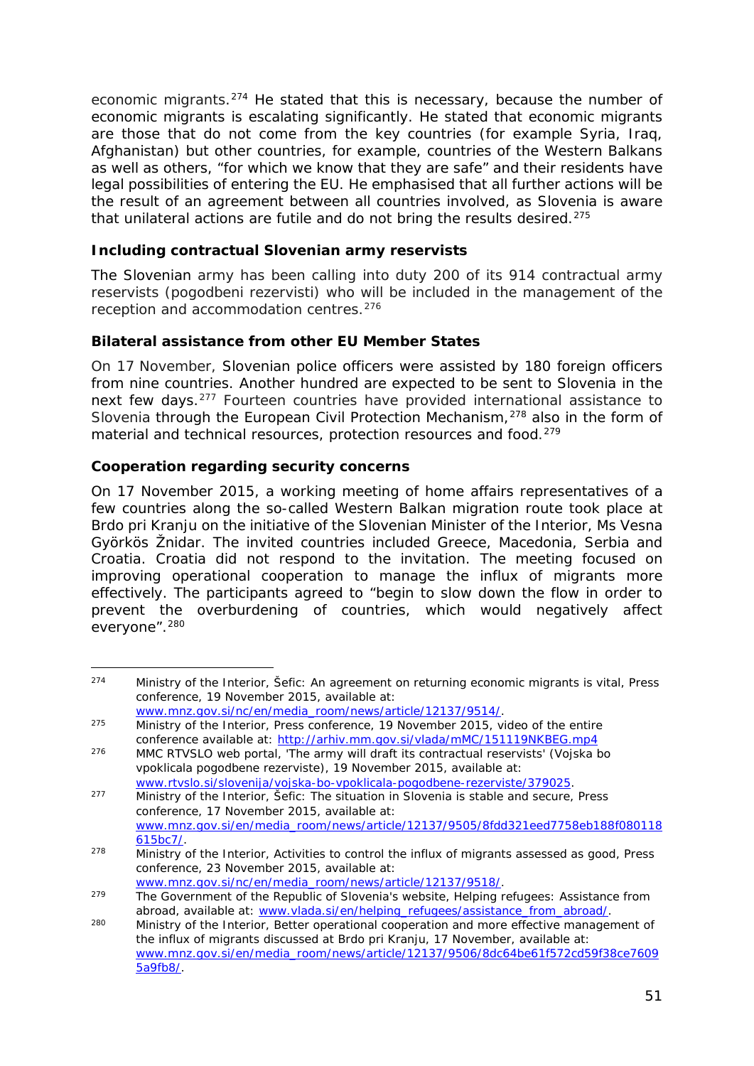economic migrants.[274] He stated that this is necessary, because the number of economic migrants is escalating significantly. He stated that economic migrants are those that do not come from the key countries (for example Syria, Iraq, Afghanistan) but other countries, for example, countries of the Western Balkans as well as others, "for which we know that they are safe" and their residents have legal possibilities of entering the EU. He emphasised that all further actions will be the result of an agreement between all countries involved, as Slovenia is aware that unilateral actions are futile and do not bring the results desired.[275]

**Including contractual Slovenian army reservists**

The Slovenian army has been calling into duty 200 of its 914 contractual army reservists (pogodbeni rezervisti) who will be included in the management of the reception and accommodation centres.[276]

**Bilateral assistance from other EU Member States**

On 17 November, Slovenian police officers were assisted by 180 foreign officers from nine countries. Another hundred are expected to be sent to Slovenia in the next few days.[277] Fourteen countries have provided international assistance to Slovenia through the European Civil Protection Mechanism,[278] also in the form of material and technical resources, protection resources and food.[279]

**Cooperation regarding security concerns**

On 17 November 2015, a working meeting of home affairs representatives of a few countries along the so-called Western Balkan migration route took place at Brdo pri Kranju on the initiative of the Slovenian Minister of the Interior, Ms Vesna Györkös Žnidar. The invited countries included Greece, Macedonia, Serbia and Croatia. Croatia did not respond to the invitation. The meeting focused on improving operational cooperation to manage the influx of migrants more effectively. The participants agreed to "begin to slow down the flow in order to prevent the overburdening of countries, which would negatively affect everyone".[280]

---

274 Ministry of the Interior, Šefic: An agreement on returning economic migrants is vital, Press conference, 19 November 2015, available at: www.mnz.gov.si/nc/en/media_room/news/article/12137/9514/.

275 Ministry of the Interior, Press conference, 19 November 2015, video of the entire conference available at: http://arhiv.mm.gov.si/vlada/mMC/151119NKBEG.mp4

276 MMC RTVSLO web portal, 'The army will draft its contractual reservists' (Vojska bo vpoklicala pogodbene rezerviste), 19 November 2015, available at: www.rtvslo.si/slovenija/vojska-bo-vpoklicala-pogodbene-rezerviste/379025.

277 Ministry of the Interior, Šefic: The situation in Slovenia is stable and secure, Press conference, 17 November 2015, available at: www.mnz.gov.si/en/media_room/news/article/12137/9505/8fdd321eed7758eb188f080118615bc7/.

278 Ministry of the Interior, Activities to control the influx of migrants assessed as good, Press conference, 23 November 2015, available at: www.mnz.gov.si/nc/en/media_room/news/article/12137/9518/.

279 The Government of the Republic of Slovenia's website, Helping refugees: Assistance from abroad, available at: www.vlada.si/en/helping_refugees/assistance_from_abroad/.

280 Ministry of the Interior, Better operational cooperation and more effective management of the influx of migrants discussed at Brdo pri Kranju, 17 November, available at: www.mnz.gov.si/en/media_room/news/article/12137/9506/8dc64be61f572cd59f38ce76095a9fb8/.